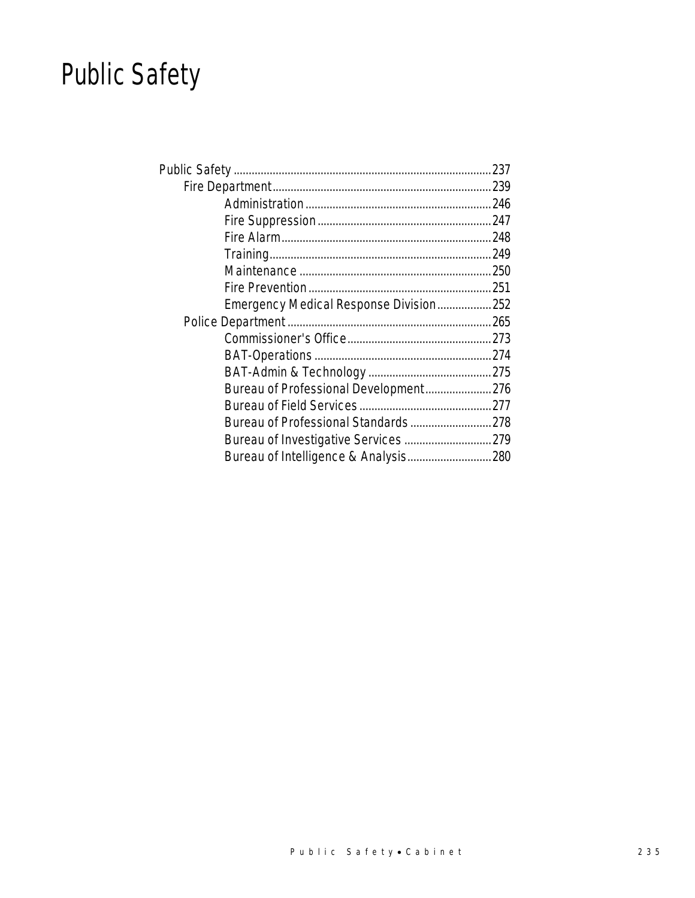# Public Safety

- Public Safety ........ 237
  - Fire Department ........ 239
    - Administration ........ 246
    - Fire Suppression ........ 247
    - Fire Alarm ........ 248
    - Training ........ 249
    - Maintenance ........ 250
    - Fire Prevention ........ 251
    - Emergency Medical Response Division ........ 252
  - Police Department ........ 265
    - Commissioner's Office ........ 273
    - BAT-Operations ........ 274
    - BAT-Admin & Technology ........ 275
    - Bureau of Professional Development ........ 276
    - Bureau of Field Services ........ 277
    - Bureau of Professional Standards ........ 278
    - Bureau of Investigative Services ........ 279
    - Bureau of Intelligence & Analysis ........ 280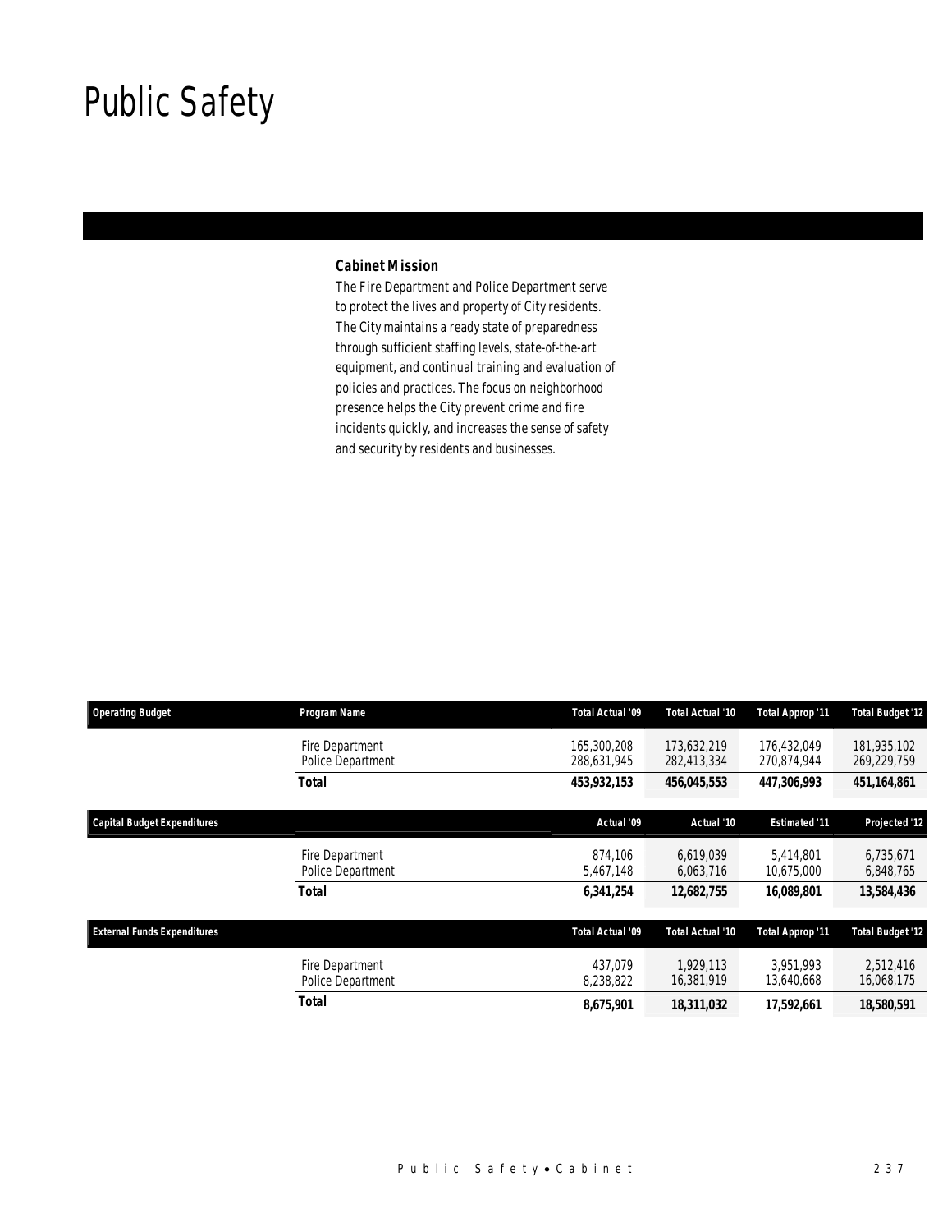# Public Safety

### Cabinet Mission

The Fire Department and Police Department serve to protect the lives and property of City residents. The City maintains a ready state of preparedness through sufficient staffing levels, state-of-the-art equipment, and continual training and evaluation of policies and practices. The focus on neighborhood presence helps the City prevent crime and fire incidents quickly, and increases the sense of safety and security by residents and businesses.

| Operating Budget | Program Name | Total Actual '09 | Total Actual '10 | Total Approp '11 | Total Budget '12 |
|---|---|---|---|---|---|
| | Fire Department | 165,300,208 | 173,632,219 | 176,432,049 | 181,935,102 |
| | Police Department | 288,631,945 | 282,413,334 | 270,874,944 | 269,229,759 |
| | **Total** | **453,932,153** | **456,045,553** | **447,306,993** | **451,164,861** |

| Capital Budget Expenditures | | Actual '09 | Actual '10 | Estimated '11 | Projected '12 |
|---|---|---|---|---|---|
| | Fire Department | 874,106 | 6,619,039 | 5,414,801 | 6,735,671 |
| | Police Department | 5,467,148 | 6,063,716 | 10,675,000 | 6,848,765 |
| | **Total** | **6,341,254** | **12,682,755** | **16,089,801** | **13,584,436** |

| External Funds Expenditures | | Total Actual '09 | Total Actual '10 | Total Approp '11 | Total Budget '12 |
|---|---|---|---|---|---|
| | Fire Department | 437,079 | 1,929,113 | 3,951,993 | 2,512,416 |
| | Police Department | 8,238,822 | 16,381,919 | 13,640,668 | 16,068,175 |
| | **Total** | **8,675,901** | **18,311,032** | **17,592,661** | **18,580,591** |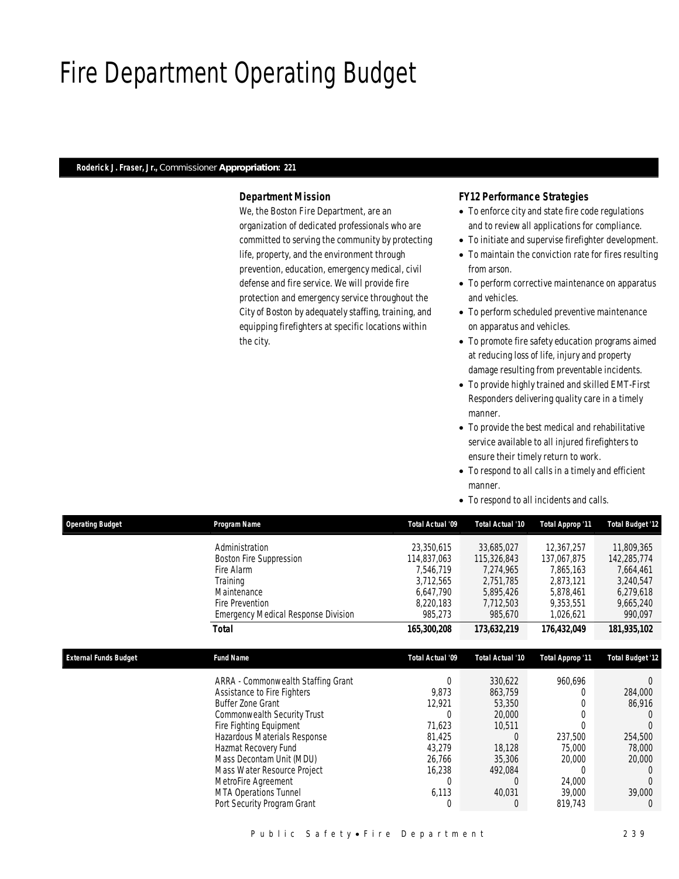# Fire Department Operating Budget

**Roderick J. Fraser, Jr.,** Commissioner **Appropriation: 221**

### Department Mission

We, the Boston Fire Department, are an organization of dedicated professionals who are committed to serving the community by protecting life, property, and the environment through prevention, education, emergency medical, civil defense and fire service. We will provide fire protection and emergency service throughout the City of Boston by adequately staffing, training, and equipping firefighters at specific locations within the city.

### FY12 Performance Strategies

- To enforce city and state fire code regulations and to review all applications for compliance.
- To initiate and supervise firefighter development.
- To maintain the conviction rate for fires resulting from arson.
- To perform corrective maintenance on apparatus and vehicles.
- To perform scheduled preventive maintenance on apparatus and vehicles.
- To promote fire safety education programs aimed at reducing loss of life, injury and property damage resulting from preventable incidents.
- To provide highly trained and skilled EMT-First Responders delivering quality care in a timely manner.
- To provide the best medical and rehabilitative service available to all injured firefighters to ensure their timely return to work.
- To respond to all calls in a timely and efficient manner.
- To respond to all incidents and calls.

| Operating Budget | Program Name | Total Actual '09 | Total Actual '10 | Total Approp '11 | Total Budget '12 |
|---|---|---|---|---|---|
| | Administration | 23,350,615 | 33,685,027 | 12,367,257 | 11,809,365 |
| | Boston Fire Suppression | 114,837,063 | 115,326,843 | 137,067,875 | 142,285,774 |
| | Fire Alarm | 7,546,719 | 7,274,965 | 7,865,163 | 7,664,461 |
| | Training | 3,712,565 | 2,751,785 | 2,873,121 | 3,240,547 |
| | Maintenance | 6,647,790 | 5,895,426 | 5,878,461 | 6,279,618 |
| | Fire Prevention | 8,220,183 | 7,712,503 | 9,353,551 | 9,665,240 |
| | Emergency Medical Response Division | 985,273 | 985,670 | 1,026,621 | 990,097 |
| | **Total** | **165,300,208** | **173,632,219** | **176,432,049** | **181,935,102** |

| External Funds Budget | Fund Name | Total Actual '09 | Total Actual '10 | Total Approp '11 | Total Budget '12 |
|---|---|---|---|---|---|
| | ARRA - Commonwealth Staffing Grant | 0 | 330,622 | 960,696 | 0 |
| | Assistance to Fire Fighters | 9,873 | 863,759 | 0 | 284,000 |
| | Buffer Zone Grant | 12,921 | 53,350 | 0 | 86,916 |
| | Commonwealth Security Trust | 0 | 20,000 | 0 | 0 |
| | Fire Fighting Equipment | 71,623 | 10,511 | 0 | 0 |
| | Hazardous Materials Response | 81,425 | 0 | 237,500 | 254,500 |
| | Hazmat Recovery Fund | 43,279 | 18,128 | 75,000 | 78,000 |
| | Mass Decontam Unit (MDU) | 26,766 | 35,306 | 20,000 | 20,000 |
| | Mass Water Resource Project | 16,238 | 492,084 | 0 | 0 |
| | MetroFire Agreement | 0 | 0 | 24,000 | 0 |
| | MTA Operations Tunnel | 6,113 | 40,031 | 39,000 | 39,000 |
| | Port Security Program Grant | 0 | 0 | 819,743 | 0 |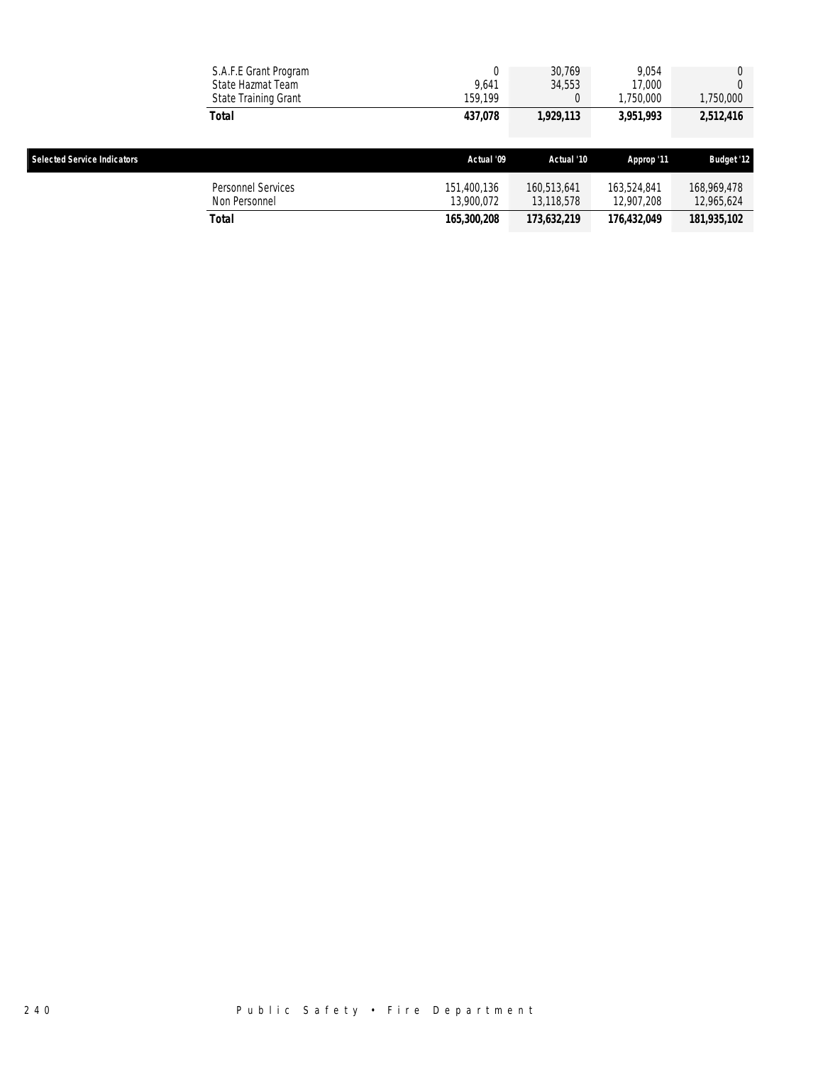| | | | | |
|---|---|---|---|---|
| S.A.F.E Grant Program | 0 | 30,769 | 9,054 | 0 |
| State Hazmat Team | 9,641 | 34,553 | 17,000 | 0 |
| State Training Grant | 159,199 | 0 | 1,750,000 | 1,750,000 |
| **Total** | **437,078** | **1,929,113** | **3,951,993** | **2,512,416** |

| Selected Service Indicators | Actual '09 | Actual '10 | Approp '11 | Budget '12 |
|---|---|---|---|---|
| Personnel Services | 151,400,136 | 160,513,641 | 163,524,841 | 168,969,478 |
| Non Personnel | 13,900,072 | 13,118,578 | 12,907,208 | 12,965,624 |
| **Total** | **165,300,208** | **173,632,219** | **176,432,049** | **181,935,102** |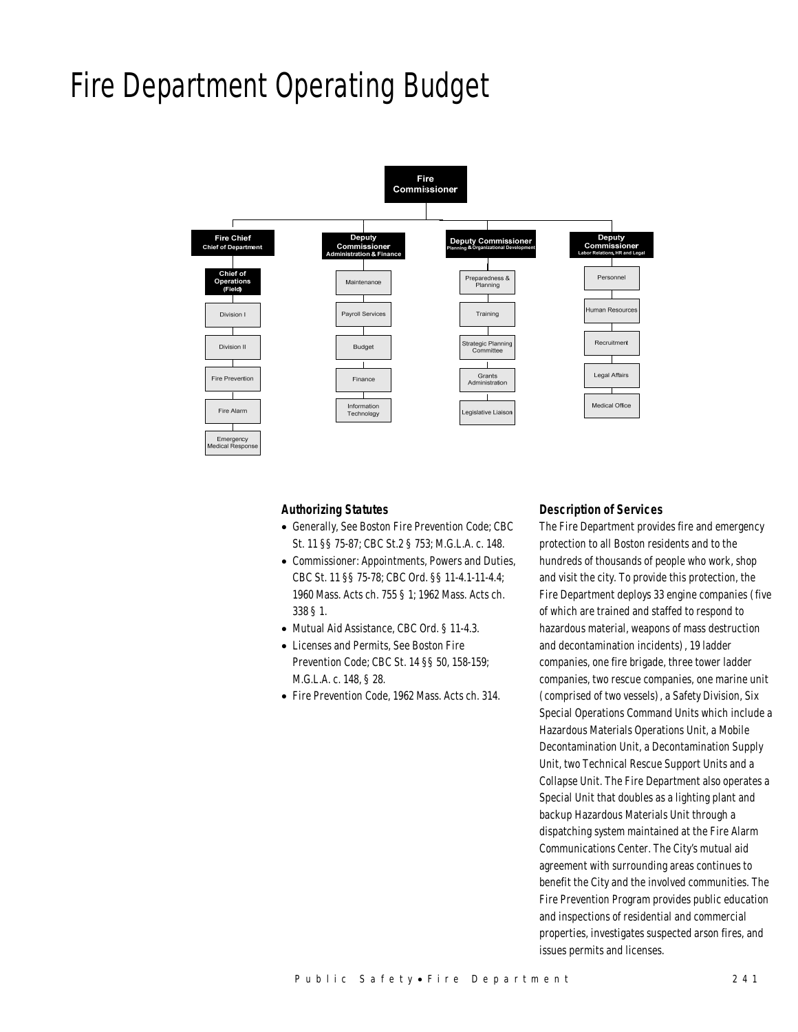# Fire Department Operating Budget

- **Fire Commissioner**
  - **Fire Chief** – Chief of Department
    - Chief of Operations (Field)
    - Division I
    - Division II
    - Fire Prevention
    - Fire Alarm
    - Emergency Medical Response
  - **Deputy Commissioner** – Administration & Finance
    - Maintenance
    - Payroll Services
    - Budget
    - Finance
    - Information Technology
  - **Deputy Commissioner** – Planning & Organizational Development
    - Preparedness & Planning
    - Training
    - Strategic Planning Committee
    - Grants Administration
    - Legislative Liaison
  - **Deputy Commissioner** – Labor Relations, HR and Legal
    - Personnel
    - Human Resources
    - Recruitment
    - Legal Affairs
    - Medical Office

### Authorizing Statutes

- Generally, See Boston Fire Prevention Code; CBC St. 11 §§ 75-87; CBC St.2 § 753; M.G.L.A. c. 148.
- Commissioner: Appointments, Powers and Duties, CBC St. 11 §§ 75-78; CBC Ord. §§ 11-4.1-11-4.4; 1960 Mass. Acts ch. 755 § 1; 1962 Mass. Acts ch. 338 § 1.
- Mutual Aid Assistance, CBC Ord. § 11-4.3.
- Licenses and Permits, See Boston Fire Prevention Code; CBC St. 14 §§ 50, 158-159; M.G.L.A. c. 148, § 28.
- Fire Prevention Code, 1962 Mass. Acts ch. 314.

### Description of Services

The Fire Department provides fire and emergency protection to all Boston residents and to the hundreds of thousands of people who work, shop and visit the city. To provide this protection, the Fire Department deploys 33 engine companies (five of which are trained and staffed to respond to hazardous material, weapons of mass destruction and decontamination incidents), 19 ladder companies, one fire brigade, three tower ladder companies, two rescue companies, one marine unit (comprised of two vessels), a Safety Division, Six Special Operations Command Units which include a Hazardous Materials Operations Unit, a Mobile Decontamination Unit, a Decontamination Supply Unit, two Technical Rescue Support Units and a Collapse Unit. The Fire Department also operates a Special Unit that doubles as a lighting plant and backup Hazardous Materials Unit through a dispatching system maintained at the Fire Alarm Communications Center. The City's mutual aid agreement with surrounding areas continues to benefit the City and the involved communities. The Fire Prevention Program provides public education and inspections of residential and commercial properties, investigates suspected arson fires, and issues permits and licenses.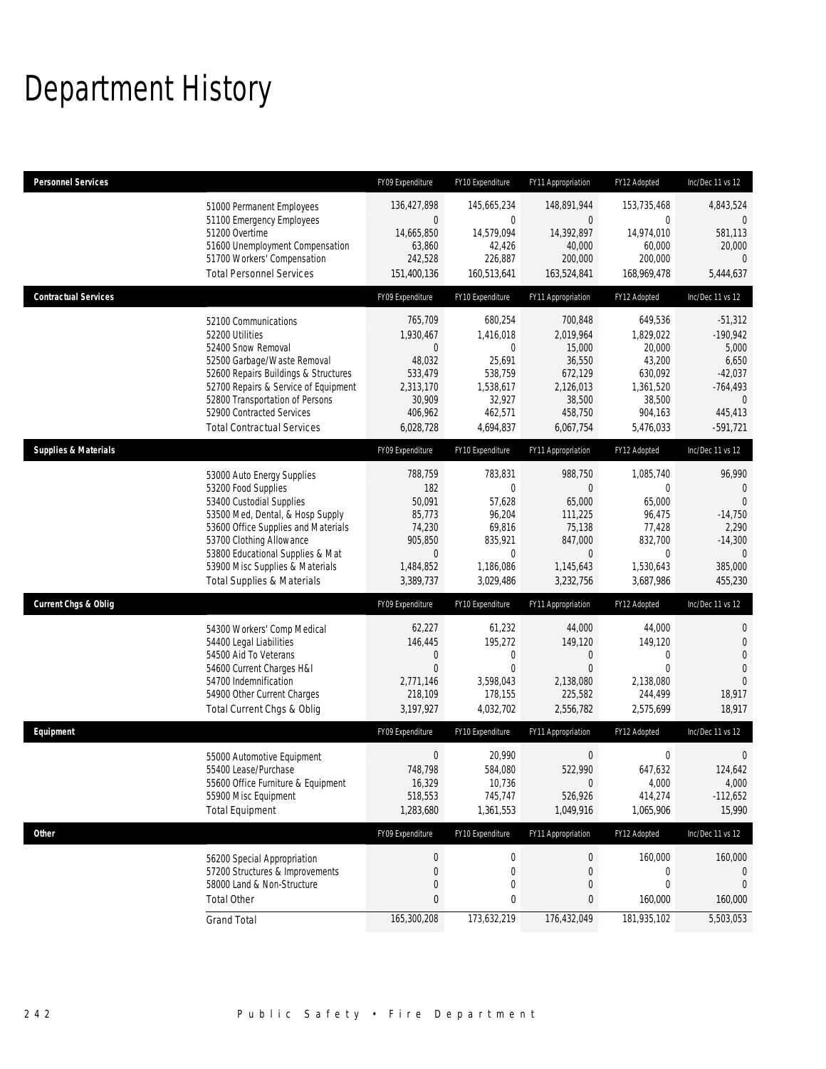# Department History

| Personnel Services | FY09 Expenditure | FY10 Expenditure | FY11 Appropriation | FY12 Adopted | Inc/Dec 11 vs 12 |
|---|---|---|---|---|---|
| 51000 Permanent Employees | 136,427,898 | 145,665,234 | 148,891,944 | 153,735,468 | 4,843,524 |
| 51100 Emergency Employees | 0 | 0 | 0 | 0 | 0 |
| 51200 Overtime | 14,665,850 | 14,579,094 | 14,392,897 | 14,974,010 | 581,113 |
| 51600 Unemployment Compensation | 63,860 | 42,426 | 40,000 | 60,000 | 20,000 |
| 51700 Workers' Compensation | 242,528 | 226,887 | 200,000 | 200,000 | 0 |
| Total Personnel Services | 151,400,136 | 160,513,641 | 163,524,841 | 168,969,478 | 5,444,637 |

| Contractual Services | FY09 Expenditure | FY10 Expenditure | FY11 Appropriation | FY12 Adopted | Inc/Dec 11 vs 12 |
|---|---|---|---|---|---|
| 52100 Communications | 765,709 | 680,254 | 700,848 | 649,536 | -51,312 |
| 52200 Utilities | 1,930,467 | 1,416,018 | 2,019,964 | 1,829,022 | -190,942 |
| 52400 Snow Removal | 0 | 0 | 15,000 | 20,000 | 5,000 |
| 52500 Garbage/Waste Removal | 48,032 | 25,691 | 36,550 | 43,200 | 6,650 |
| 52600 Repairs Buildings & Structures | 533,479 | 538,759 | 672,129 | 630,092 | -42,037 |
| 52700 Repairs & Service of Equipment | 2,313,170 | 1,538,617 | 2,126,013 | 1,361,520 | -764,493 |
| 52800 Transportation of Persons | 30,909 | 32,927 | 38,500 | 38,500 | 0 |
| 52900 Contracted Services | 406,962 | 462,571 | 458,750 | 904,163 | 445,413 |
| Total Contractual Services | 6,028,728 | 4,694,837 | 6,067,754 | 5,476,033 | -591,721 |

| Supplies & Materials | FY09 Expenditure | FY10 Expenditure | FY11 Appropriation | FY12 Adopted | Inc/Dec 11 vs 12 |
|---|---|---|---|---|---|
| 53000 Auto Energy Supplies | 788,759 | 783,831 | 988,750 | 1,085,740 | 96,990 |
| 53200 Food Supplies | 182 | 0 | 0 | 0 | 0 |
| 53400 Custodial Supplies | 50,091 | 57,628 | 65,000 | 65,000 | 0 |
| 53500 Med, Dental, & Hosp Supply | 85,773 | 96,204 | 111,225 | 96,475 | -14,750 |
| 53600 Office Supplies and Materials | 74,230 | 69,816 | 75,138 | 77,428 | 2,290 |
| 53700 Clothing Allowance | 905,850 | 835,921 | 847,000 | 832,700 | -14,300 |
| 53800 Educational Supplies & Mat | 0 | 0 | 0 | 0 | 0 |
| 53900 Misc Supplies & Materials | 1,484,852 | 1,186,086 | 1,145,643 | 1,530,643 | 385,000 |
| Total Supplies & Materials | 3,389,737 | 3,029,486 | 3,232,756 | 3,687,986 | 455,230 |

| Current Chgs & Oblig | FY09 Expenditure | FY10 Expenditure | FY11 Appropriation | FY12 Adopted | Inc/Dec 11 vs 12 |
|---|---|---|---|---|---|
| 54300 Workers' Comp Medical | 62,227 | 61,232 | 44,000 | 44,000 | 0 |
| 54400 Legal Liabilities | 146,445 | 195,272 | 149,120 | 149,120 | 0 |
| 54500 Aid To Veterans | 0 | 0 | 0 | 0 | 0 |
| 54600 Current Charges H&I | 0 | 0 | 0 | 0 | 0 |
| 54700 Indemnification | 2,771,146 | 3,598,043 | 2,138,080 | 2,138,080 | 0 |
| 54900 Other Current Charges | 218,109 | 178,155 | 225,582 | 244,499 | 18,917 |
| Total Current Chgs & Oblig | 3,197,927 | 4,032,702 | 2,556,782 | 2,575,699 | 18,917 |

| Equipment | FY09 Expenditure | FY10 Expenditure | FY11 Appropriation | FY12 Adopted | Inc/Dec 11 vs 12 |
|---|---|---|---|---|---|
| 55000 Automotive Equipment | 0 | 20,990 | 0 | 0 | 0 |
| 55400 Lease/Purchase | 748,798 | 584,080 | 522,990 | 647,632 | 124,642 |
| 55600 Office Furniture & Equipment | 16,329 | 10,736 | 0 | 4,000 | 4,000 |
| 55900 Misc Equipment | 518,553 | 745,747 | 526,926 | 414,274 | -112,652 |
| Total Equipment | 1,283,680 | 1,361,553 | 1,049,916 | 1,065,906 | 15,990 |

| Other | FY09 Expenditure | FY10 Expenditure | FY11 Appropriation | FY12 Adopted | Inc/Dec 11 vs 12 |
|---|---|---|---|---|---|
| 56200 Special Appropriation | 0 | 0 | 0 | 160,000 | 160,000 |
| 57200 Structures & Improvements | 0 | 0 | 0 | 0 | 0 |
| 58000 Land & Non-Structure | 0 | 0 | 0 | 0 | 0 |
| Total Other | 0 | 0 | 0 | 160,000 | 160,000 |
| Grand Total | 165,300,208 | 173,632,219 | 176,432,049 | 181,935,102 | 5,503,053 |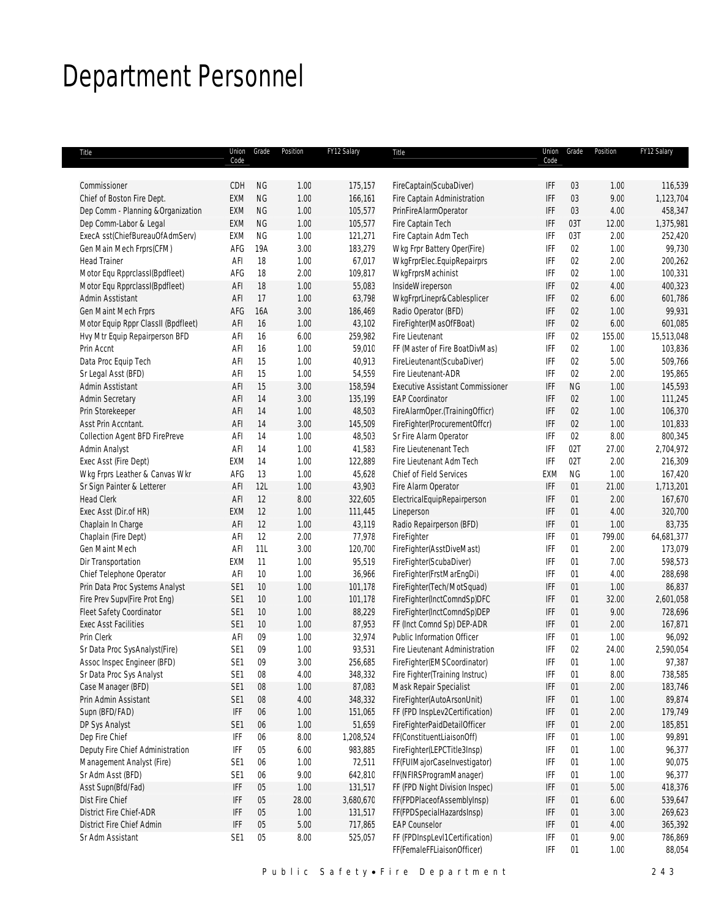# Department Personnel

| Title | Union Code | Grade | Position | FY12 Salary | Title | Union Code | Grade | Position | FY12 Salary |
|---|---|---|---|---|---|---|---|---|---|
| Commissioner | CDH | NG | 1.00 | 175,157 | FireCaptain(ScubaDiver) | IFF | 03 | 1.00 | 116,539 |
| Chief of Boston Fire Dept. | EXM | NG | 1.00 | 166,161 | Fire Captain Administration | IFF | 03 | 9.00 | 1,123,704 |
| Dep Comm - Planning &Organization | EXM | NG | 1.00 | 105,577 | PrinFireAlarmOperator | IFF | 03 | 4.00 | 458,347 |
| Dep Comm-Labor & Legal | EXM | NG | 1.00 | 105,577 | Fire Captain Tech | IFF | 03T | 12.00 | 1,375,981 |
| ExecA sst(ChiefBureauOfAdmServ) | EXM | NG | 1.00 | 121,271 | Fire Captain Adm Tech | IFF | 03T | 2.00 | 252,420 |
| Gen Main Mech Frprs(CFM) | AFG | 19A | 3.00 | 183,279 | Wkg Frpr Battery Oper(Fire) | IFF | 02 | 1.00 | 99,730 |
| Head Trainer | AFI | 18 | 1.00 | 67,017 | WkgFrprElec.EquipRepairprs | IFF | 02 | 2.00 | 200,262 |
| Motor Equ RpprclassI(Bpdfleet) | AFG | 18 | 2.00 | 109,817 | WkgFrprsMachinist | IFF | 02 | 1.00 | 100,331 |
| Motor Equ RpprclassI(Bpdfleet) | AFI | 18 | 1.00 | 55,083 | InsideWireperson | IFF | 02 | 4.00 | 400,323 |
| Admin Asstistant | AFI | 17 | 1.00 | 63,798 | WkgFrprLinepr&Cablesplicer | IFF | 02 | 6.00 | 601,786 |
| Gen Maint Mech Frprs | AFG | 16A | 3.00 | 186,469 | Radio Operator (BFD) | IFF | 02 | 1.00 | 99,931 |
| Motor Equip Rppr ClassII (Bpdfleet) | AFI | 16 | 1.00 | 43,102 | FireFighter(MasOfFBoat) | IFF | 02 | 6.00 | 601,085 |
| Hvy Mtr Equip Repairperson BFD | AFI | 16 | 6.00 | 259,982 | Fire Lieutenant | IFF | 02 | 155.00 | 15,513,048 |
| Prin Accnt | AFI | 16 | 1.00 | 59,010 | FF (Master of Fire BoatDivMas) | IFF | 02 | 1.00 | 103,836 |
| Data Proc Equip Tech | AFI | 15 | 1.00 | 40,913 | FireLieutenant(ScubaDiver) | IFF | 02 | 5.00 | 509,766 |
| Sr Legal Asst (BFD) | AFI | 15 | 1.00 | 54,559 | Fire Lieutenant-ADR | IFF | 02 | 2.00 | 195,865 |
| Admin Asstistant | AFI | 15 | 3.00 | 158,594 | Executive Assistant Commissioner | IFF | NG | 1.00 | 145,593 |
| Admin Secretary | AFI | 14 | 3.00 | 135,199 | EAP Coordinator | IFF | 02 | 1.00 | 111,245 |
| Prin Storekeeper | AFI | 14 | 1.00 | 48,503 | FireAlarmOper.(TrainingOfficr) | IFF | 02 | 1.00 | 106,370 |
| Asst Prin Accntant. | AFI | 14 | 3.00 | 145,509 | FireFighter(ProcurementOffcr) | IFF | 02 | 1.00 | 101,833 |
| Collection Agent BFD FirePreve | AFI | 14 | 1.00 | 48,503 | Sr Fire Alarm Operator | IFF | 02 | 8.00 | 800,345 |
| Admin Analyst | AFI | 14 | 1.00 | 41,583 | Fire Lieutenenant Tech | IFF | 02T | 27.00 | 2,704,972 |
| Exec Asst (Fire Dept) | EXM | 14 | 1.00 | 122,889 | Fire Lieutenant Adm Tech | IFF | 02T | 2.00 | 216,309 |
| Wkg Frprs Leather & Canvas Wkr | AFG | 13 | 1.00 | 45,628 | Chief of Field Services | EXM | NG | 1.00 | 167,420 |
| Sr Sign Painter & Letterer | AFI | 12L | 1.00 | 43,903 | Fire Alarm Operator | IFF | 01 | 21.00 | 1,713,201 |
| Head Clerk | AFI | 12 | 8.00 | 322,605 | ElectricalEquipRepairperson | IFF | 01 | 2.00 | 167,670 |
| Exec Asst (Dir.of HR) | EXM | 12 | 1.00 | 111,445 | Lineperson | IFF | 01 | 4.00 | 320,700 |
| Chaplain In Charge | AFI | 12 | 1.00 | 43,119 | Radio Repairperson (BFD) | IFF | 01 | 1.00 | 83,735 |
| Chaplain (Fire Dept) | AFI | 12 | 2.00 | 77,978 | FireFighter | IFF | 01 | 799.00 | 64,681,377 |
| Gen Maint Mech | AFI | 11L | 3.00 | 120,700 | FireFighter(AsstDiveMast) | IFF | 01 | 2.00 | 173,079 |
| Dir Transportation | EXM | 11 | 1.00 | 95,519 | FireFighter(ScubaDiver) | IFF | 01 | 7.00 | 598,573 |
| Chief Telephone Operator | AFI | 10 | 1.00 | 36,966 | FireFighter(FrstMarEngDi) | IFF | 01 | 4.00 | 288,698 |
| Prin Data Proc Systems Analyst | SE1 | 10 | 1.00 | 101,178 | FireFighter(Tech/MotSquad) | IFF | 01 | 1.00 | 86,837 |
| Fire Prev Supv(Fire Prot Eng) | SE1 | 10 | 1.00 | 101,178 | FireFighter(InctComndSp)DFC | IFF | 01 | 32.00 | 2,601,058 |
| Fleet Safety Coordinator | SE1 | 10 | 1.00 | 88,229 | FireFighter(InctComndSp)DEP | IFF | 01 | 9.00 | 728,696 |
| Exec Asst Facilities | SE1 | 10 | 1.00 | 87,953 | FF (Inct Comnd Sp) DEP-ADR | IFF | 01 | 2.00 | 167,871 |
| Prin Clerk | AFI | 09 | 1.00 | 32,974 | Public Information Officer | IFF | 01 | 1.00 | 96,092 |
| Sr Data Proc SysAnalyst(Fire) | SE1 | 09 | 1.00 | 93,531 | Fire Lieutenant Administration | IFF | 02 | 24.00 | 2,590,054 |
| Assoc Inspec Engineer (BFD) | SE1 | 09 | 3.00 | 256,685 | FireFighter(EMSCoordinator) | IFF | 01 | 1.00 | 97,387 |
| Sr Data Proc Sys Analyst | SE1 | 08 | 4.00 | 348,332 | FireFighter(Training Instruc) | IFF | 01 | 8.00 | 738,585 |
| Case Manager (BFD) | SE1 | 08 | 1.00 | 87,083 | Mask Repair Specialist | IFF | 01 | 2.00 | 183,746 |
| Prin Admin Assistant | SE1 | 08 | 4.00 | 348,332 | FireFighter(AutoArsonUnit) | IFF | 01 | 1.00 | 89,874 |
| Supn (BFD/FAD) | IFF | 06 | 1.00 | 151,065 | FF (FPD InspLev2Certification) | IFF | 01 | 2.00 | 179,749 |
| DP Sys Analyst | SE1 | 06 | 1.00 | 51,659 | FireFighterPaidDetailOfficer | IFF | 01 | 2.00 | 185,851 |
| Dep Fire Chief | IFF | 06 | 8.00 | 1,208,524 | FF(ConstituentLiaisonOff) | IFF | 01 | 1.00 | 99,891 |
| Deputy Fire Chief Administration | IFF | 05 | 6.00 | 983,885 | FireFighter(LEPCTitle3Insp) | IFF | 01 | 1.00 | 96,377 |
| Management Analyst (Fire) | SE1 | 06 | 1.00 | 72,511 | FF(FUIMajorCaseInvestigator) | IFF | 01 | 1.00 | 90,075 |
| Sr Adm Asst (BFD) | SE1 | 06 | 9.00 | 642,810 | FF(NFIRSProgramManager) | IFF | 01 | 1.00 | 96,377 |
| Asst Supn(Bfd/Fad) | IFF | 05 | 1.00 | 131,517 | FF (FPD Night Division Inspec) | IFF | 01 | 5.00 | 418,376 |
| Dist Fire Chief | IFF | 05 | 28.00 | 3,680,670 | FF(FPDPlaceofAssemblyInsp) | IFF | 01 | 6.00 | 539,647 |
| District Fire Chief-ADR | IFF | 05 | 1.00 | 131,517 | FF(FPDSpecialHazardsInsp) | IFF | 01 | 3.00 | 269,623 |
| District Fire Chief Admin | IFF | 05 | 5.00 | 717,865 | EAP Counselor | IFF | 01 | 4.00 | 365,392 |
| Sr Adm Assistant | SE1 | 05 | 8.00 | 525,057 | FF (FPDInspLevl1Certification) | IFF | 01 | 9.00 | 786,869 |
| | | | | | FF(FemaleFFLiaisonOfficer) | IFF | 01 | 1.00 | 88,054 |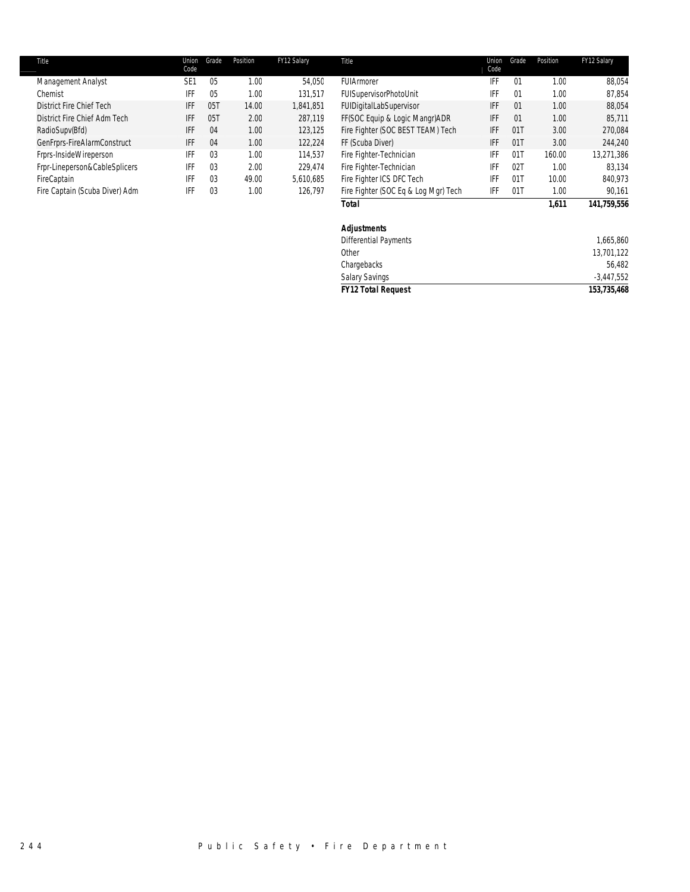| Title | Union Code | Grade | Position | FY12 Salary |
|---|---|---|---|---|
| Management Analyst | SE1 | 05 | 1.00 | 54,050 |
| Chemist | IFF | 05 | 1.00 | 131,517 |
| District Fire Chief Tech | IFF | 05T | 14.00 | 1,841,851 |
| District Fire Chief Adm Tech | IFF | 05T | 2.00 | 287,119 |
| RadioSupv(Bfd) | IFF | 04 | 1.00 | 123,125 |
| GenFrprs-FireAlarmConstruct | IFF | 04 | 1.00 | 122,224 |
| Frprs-InsideWireperson | IFF | 03 | 1.00 | 114,537 |
| Frpr-Lineperson&CableSplicers | IFF | 03 | 2.00 | 229,474 |
| FireCaptain | IFF | 03 | 49.00 | 5,610,685 |
| Fire Captain (Scuba Diver) Adm | IFF | 03 | 1.00 | 126,797 |
| FUIArmorer | IFF | 01 | 1.00 | 88,054 |
| FUISupervisorPhotoUnit | IFF | 01 | 1.00 | 87,854 |
| FUIDigitalLabSupervisor | IFF | 01 | 1.00 | 88,054 |
| FF(SOC Equip & Logic Mangr)ADR | IFF | 01 | 1.00 | 85,711 |
| Fire Fighter (SOC BEST TEAM) Tech | IFF | 01T | 3.00 | 270,084 |
| FF (Scuba Diver) | IFF | 01T | 3.00 | 244,240 |
| Fire Fighter-Technician | IFF | 01T | 160.00 | 13,271,386 |
| Fire Fighter-Technician | IFF | 02T | 1.00 | 83,134 |
| Fire Fighter ICS DFC Tech | IFF | 01T | 10.00 | 840,973 |
| Fire Fighter (SOC Eq & Log Mgr) Tech | IFF | 01T | 1.00 | 90,161 |
| ***Total*** | | | ***1,611*** | ***141,759,556*** |

| ***Adjustments*** | |
|---|---|
| Differential Payments | 1,665,860 |
| Other | 13,701,122 |
| Chargebacks | 56,482 |
| Salary Savings | -3,447,552 |
| ***FY12 Total Request*** | ***153,735,468*** |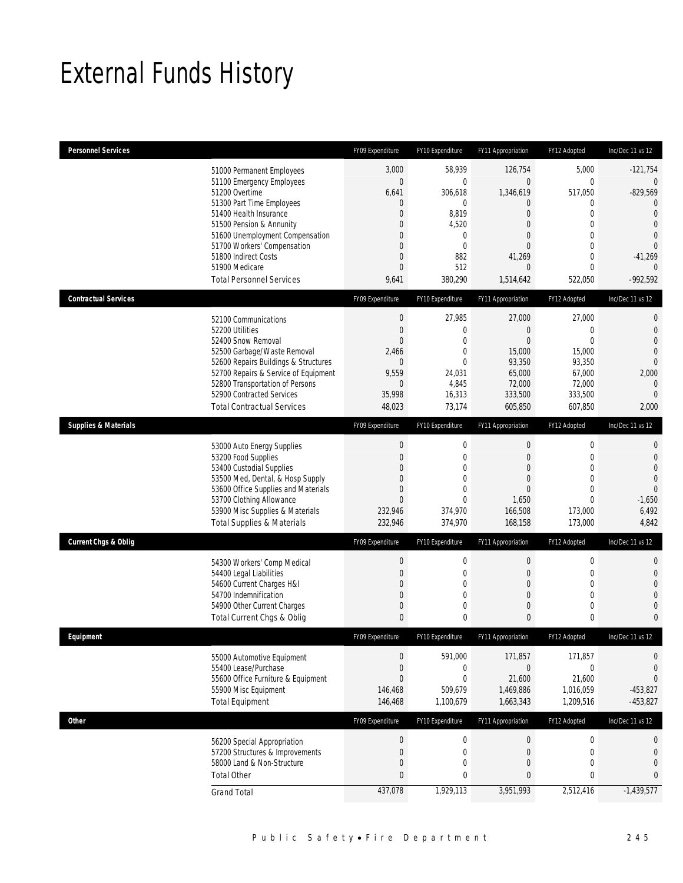# External Funds History

| Personnel Services | FY09 Expenditure | FY10 Expenditure | FY11 Appropriation | FY12 Adopted | Inc/Dec 11 vs 12 |
|---|---|---|---|---|---|
| 51000 Permanent Employees | 3,000 | 58,939 | 126,754 | 5,000 | -121,754 |
| 51100 Emergency Employees | 0 | 0 | 0 | 0 | 0 |
| 51200 Overtime | 6,641 | 306,618 | 1,346,619 | 517,050 | -829,569 |
| 51300 Part Time Employees | 0 | 0 | 0 | 0 | 0 |
| 51400 Health Insurance | 0 | 8,819 | 0 | 0 | 0 |
| 51500 Pension & Annunity | 0 | 4,520 | 0 | 0 | 0 |
| 51600 Unemployment Compensation | 0 | 0 | 0 | 0 | 0 |
| 51700 Workers' Compensation | 0 | 0 | 0 | 0 | 0 |
| 51800 Indirect Costs | 0 | 882 | 41,269 | 0 | -41,269 |
| 51900 Medicare | 0 | 512 | 0 | 0 | 0 |
| Total Personnel Services | 9,641 | 380,290 | 1,514,642 | 522,050 | -992,592 |

| Contractual Services | FY09 Expenditure | FY10 Expenditure | FY11 Appropriation | FY12 Adopted | Inc/Dec 11 vs 12 |
|---|---|---|---|---|---|
| 52100 Communications | 0 | 27,985 | 27,000 | 27,000 | 0 |
| 52200 Utilities | 0 | 0 | 0 | 0 | 0 |
| 52400 Snow Removal | 0 | 0 | 0 | 0 | 0 |
| 52500 Garbage/Waste Removal | 2,466 | 0 | 15,000 | 15,000 | 0 |
| 52600 Repairs Buildings & Structures | 0 | 0 | 93,350 | 93,350 | 0 |
| 52700 Repairs & Service of Equipment | 9,559 | 24,031 | 65,000 | 67,000 | 2,000 |
| 52800 Transportation of Persons | 0 | 4,845 | 72,000 | 72,000 | 0 |
| 52900 Contracted Services | 35,998 | 16,313 | 333,500 | 333,500 | 0 |
| Total Contractual Services | 48,023 | 73,174 | 605,850 | 607,850 | 2,000 |

| Supplies & Materials | FY09 Expenditure | FY10 Expenditure | FY11 Appropriation | FY12 Adopted | Inc/Dec 11 vs 12 |
|---|---|---|---|---|---|
| 53000 Auto Energy Supplies | 0 | 0 | 0 | 0 | 0 |
| 53200 Food Supplies | 0 | 0 | 0 | 0 | 0 |
| 53400 Custodial Supplies | 0 | 0 | 0 | 0 | 0 |
| 53500 Med, Dental, & Hosp Supply | 0 | 0 | 0 | 0 | 0 |
| 53600 Office Supplies and Materials | 0 | 0 | 0 | 0 | 0 |
| 53700 Clothing Allowance | 0 | 0 | 1,650 | 0 | -1,650 |
| 53900 Misc Supplies & Materials | 232,946 | 374,970 | 166,508 | 173,000 | 6,492 |
| Total Supplies & Materials | 232,946 | 374,970 | 168,158 | 173,000 | 4,842 |

| Current Chgs & Oblig | FY09 Expenditure | FY10 Expenditure | FY11 Appropriation | FY12 Adopted | Inc/Dec 11 vs 12 |
|---|---|---|---|---|---|
| 54300 Workers' Comp Medical | 0 | 0 | 0 | 0 | 0 |
| 54400 Legal Liabilities | 0 | 0 | 0 | 0 | 0 |
| 54600 Current Charges H&I | 0 | 0 | 0 | 0 | 0 |
| 54700 Indemnification | 0 | 0 | 0 | 0 | 0 |
| 54900 Other Current Charges | 0 | 0 | 0 | 0 | 0 |
| Total Current Chgs & Oblig | 0 | 0 | 0 | 0 | 0 |

| Equipment | FY09 Expenditure | FY10 Expenditure | FY11 Appropriation | FY12 Adopted | Inc/Dec 11 vs 12 |
|---|---|---|---|---|---|
| 55000 Automotive Equipment | 0 | 591,000 | 171,857 | 171,857 | 0 |
| 55400 Lease/Purchase | 0 | 0 | 0 | 0 | 0 |
| 55600 Office Furniture & Equipment | 0 | 0 | 21,600 | 21,600 | 0 |
| 55900 Misc Equipment | 146,468 | 509,679 | 1,469,886 | 1,016,059 | -453,827 |
| Total Equipment | 146,468 | 1,100,679 | 1,663,343 | 1,209,516 | -453,827 |

| Other | FY09 Expenditure | FY10 Expenditure | FY11 Appropriation | FY12 Adopted | Inc/Dec 11 vs 12 |
|---|---|---|---|---|---|
| 56200 Special Appropriation | 0 | 0 | 0 | 0 | 0 |
| 57200 Structures & Improvements | 0 | 0 | 0 | 0 | 0 |
| 58000 Land & Non-Structure | 0 | 0 | 0 | 0 | 0 |
| Total Other | 0 | 0 | 0 | 0 | 0 |
| Grand Total | 437,078 | 1,929,113 | 3,951,993 | 2,512,416 | -1,439,577 |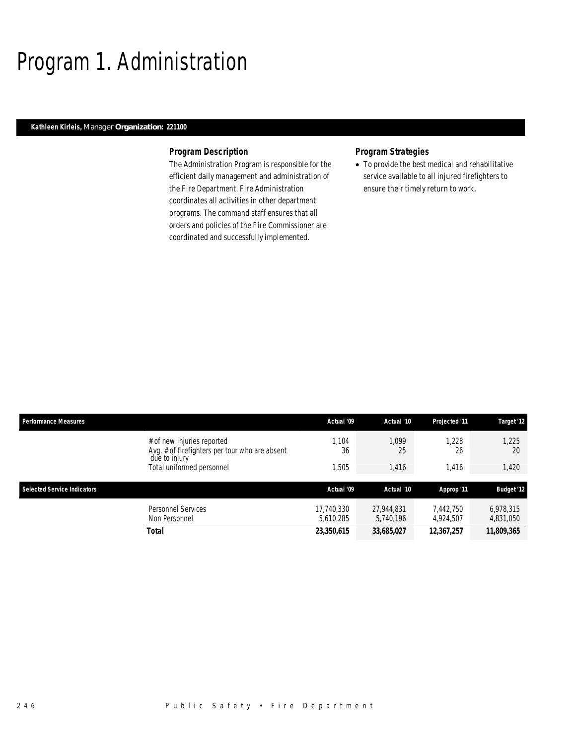# Program 1. Administration

**Kathleen Kirleis,** Manager **Organization: 221100**

### Program Description

The Administration Program is responsible for the efficient daily management and administration of the Fire Department. Fire Administration coordinates all activities in other department programs. The command staff ensures that all orders and policies of the Fire Commissioner are coordinated and successfully implemented.

### Program Strategies

- To provide the best medical and rehabilitative service available to all injured firefighters to ensure their timely return to work.

| Performance Measures | Actual '09 | Actual '10 | Projected '11 | Target '12 |
|---|---|---|---|---|
| # of new injuries reported | 1,104 | 1,099 | 1,228 | 1,225 |
| Avg. # of firefighters per tour who are absent due to injury | 36 | 25 | 26 | 20 |
| Total uniformed personnel | 1,505 | 1,416 | 1,416 | 1,420 |

| Selected Service Indicators | Actual '09 | Actual '10 | Approp '11 | Budget '12 |
|---|---|---|---|---|
| Personnel Services | 17,740,330 | 27,944,831 | 7,442,750 | 6,978,315 |
| Non Personnel | 5,610,285 | 5,740,196 | 4,924,507 | 4,831,050 |
| **Total** | **23,350,615** | **33,685,027** | **12,367,257** | **11,809,365** |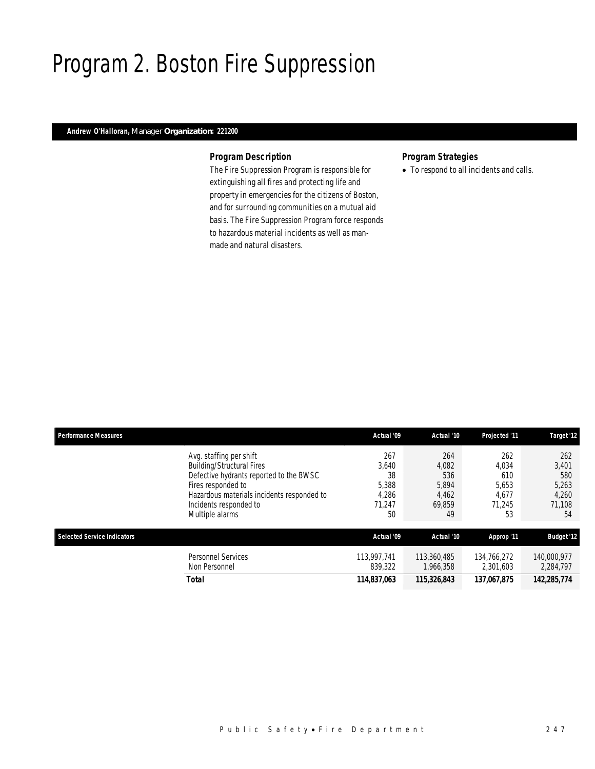# Program 2. Boston Fire Suppression

***Andrew O'Halloran,*** *Manager* ***Organization: 221200***

### *Program Description*

*The Fire Suppression Program is responsible for extinguishing all fires and protecting life and property in emergencies for the citizens of Boston, and for surrounding communities on a mutual aid basis. The Fire Suppression Program force responds to hazardous material incidents as well as man-made and natural disasters.*

### *Program Strategies*

- *To respond to all incidents and calls.*

| Performance Measures | | Actual '09 | Actual '10 | Projected '11 | Target '12 |
|---|---|---|---|---|---|
| | Avg. staffing per shift | 267 | 264 | 262 | 262 |
| | Building/Structural Fires | 3,640 | 4,082 | 4,034 | 3,401 |
| | Defective hydrants reported to the BWSC | 38 | 536 | 610 | 580 |
| | Fires responded to | 5,388 | 5,894 | 5,653 | 5,263 |
| | Hazardous materials incidents responded to | 4,286 | 4,462 | 4,677 | 4,260 |
| | Incidents responded to | 71,247 | 69,859 | 71,245 | 71,108 |
| | Multiple alarms | 50 | 49 | 53 | 54 |

| Selected Service Indicators | | Actual '09 | Actual '10 | Approp '11 | Budget '12 |
|---|---|---|---|---|---|
| | Personnel Services | 113,997,741 | 113,360,485 | 134,766,272 | 140,000,977 |
| | Non Personnel | 839,322 | 1,966,358 | 2,301,603 | 2,284,797 |
| | **Total** | **114,837,063** | **115,326,843** | **137,067,875** | **142,285,774** |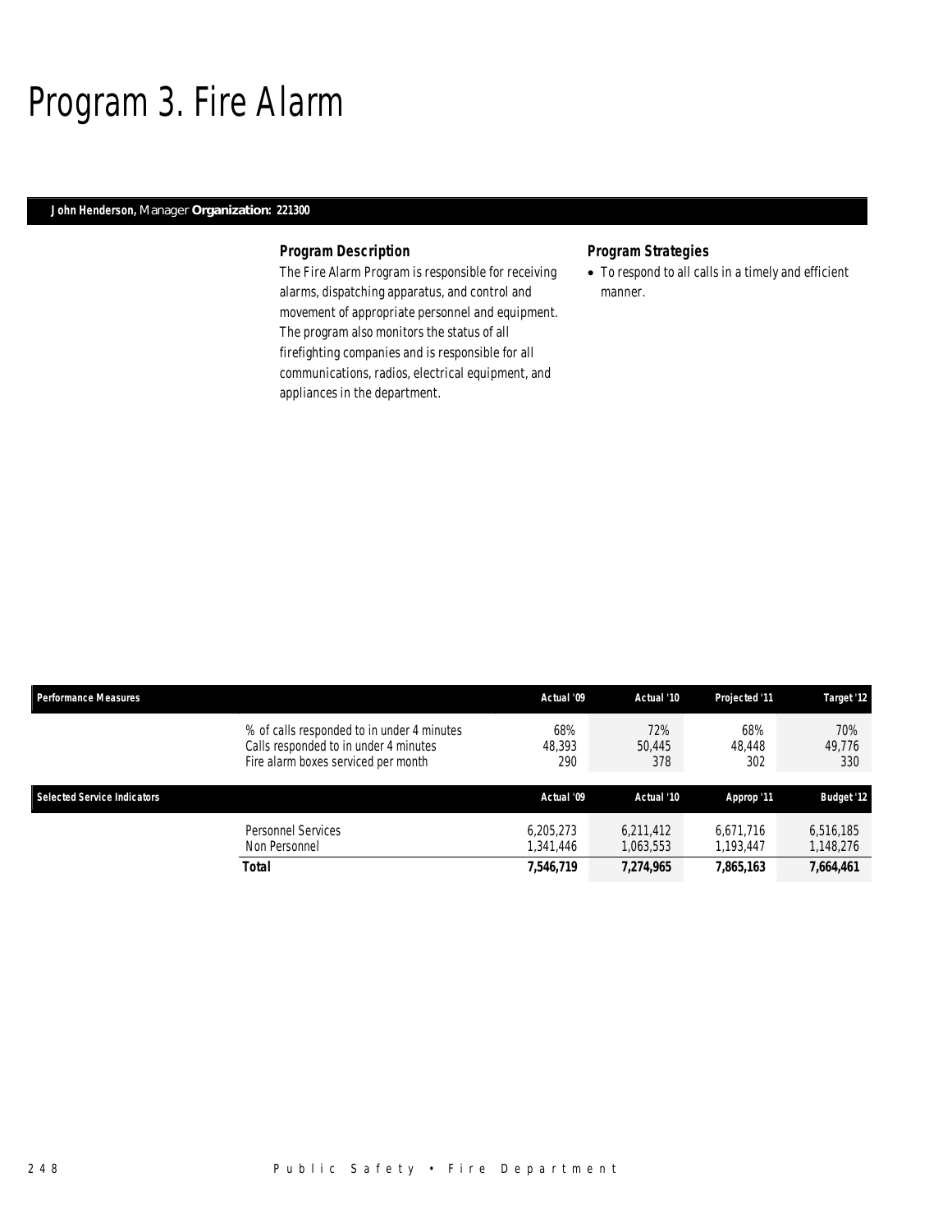# Program 3. Fire Alarm

**John Henderson,** Manager **Organization: 221300**

### Program Description

The Fire Alarm Program is responsible for receiving alarms, dispatching apparatus, and control and movement of appropriate personnel and equipment. The program also monitors the status of all firefighting companies and is responsible for all communications, radios, electrical equipment, and appliances in the department.

### Program Strategies

- To respond to all calls in a timely and efficient manner.

| Performance Measures | | Actual '09 | Actual '10 | Projected '11 | Target '12 |
|---|---|---|---|---|---|
| | % of calls responded to in under 4 minutes | 68% | 72% | 68% | 70% |
| | Calls responded to in under 4 minutes | 48,393 | 50,445 | 48,448 | 49,776 |
| | Fire alarm boxes serviced per month | 290 | 378 | 302 | 330 |

| Selected Service Indicators | | Actual '09 | Actual '10 | Approp '11 | Budget '12 |
|---|---|---|---|---|---|
| | Personnel Services | 6,205,273 | 6,211,412 | 6,671,716 | 6,516,185 |
| | Non Personnel | 1,341,446 | 1,063,553 | 1,193,447 | 1,148,276 |
| | **Total** | **7,546,719** | **7,274,965** | **7,865,163** | **7,664,461** |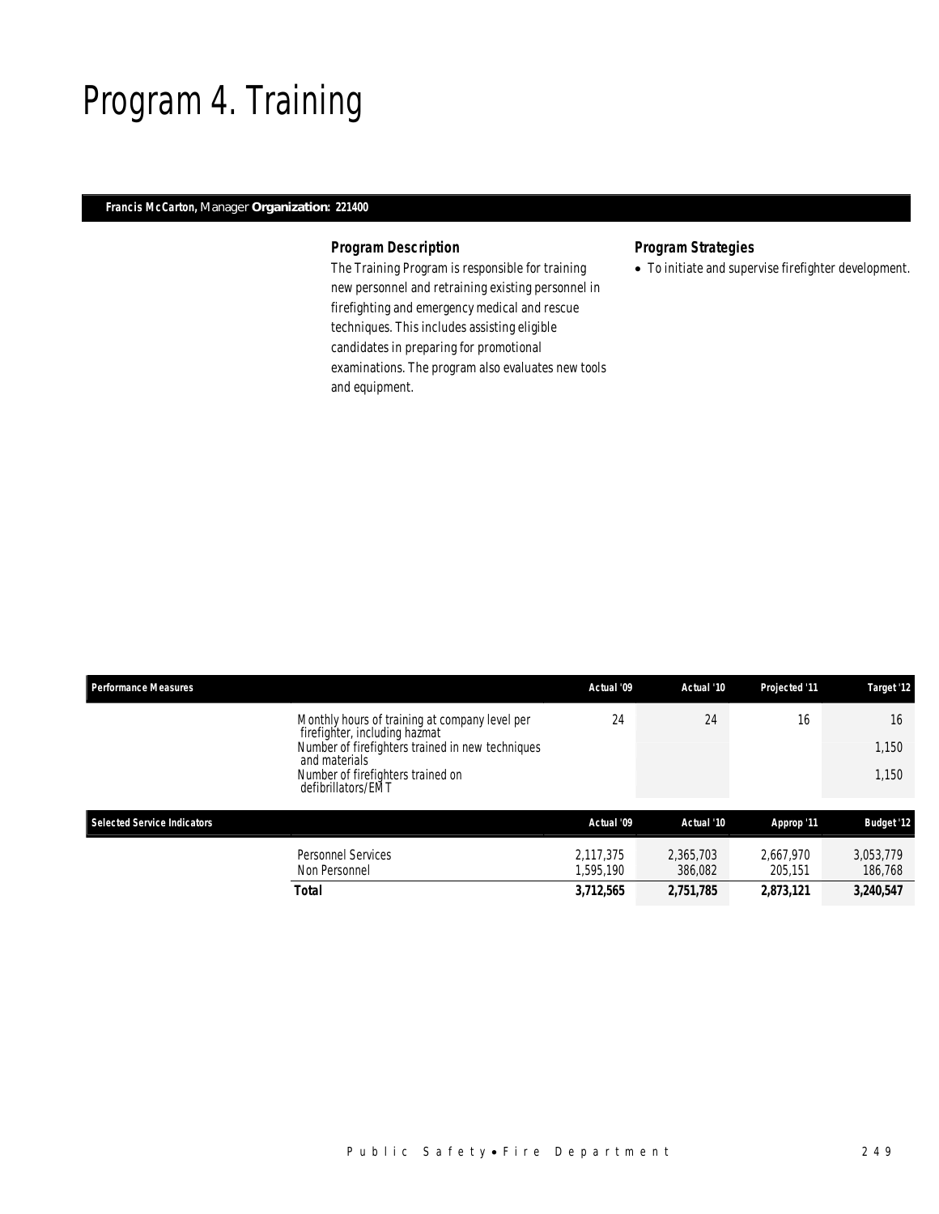# Program 4. Training

**Francis McCarton,** Manager **Organization: 221400**

### Program Description

The Training Program is responsible for training new personnel and retraining existing personnel in firefighting and emergency medical and rescue techniques. This includes assisting eligible candidates in preparing for promotional examinations. The program also evaluates new tools and equipment.

### Program Strategies

- To initiate and supervise firefighter development.

| Performance Measures | Actual '09 | Actual '10 | Projected '11 | Target '12 |
|---|---|---|---|---|
| Monthly hours of training at company level per firefighter, including hazmat | 24 | 24 | 16 | 16 |
| Number of firefighters trained in new techniques and materials | | | | 1,150 |
| Number of firefighters trained on defibrillators/EMT | | | | 1,150 |

| Selected Service Indicators | Actual '09 | Actual '10 | Approp '11 | Budget '12 |
|---|---|---|---|---|
| Personnel Services | 2,117,375 | 2,365,703 | 2,667,970 | 3,053,779 |
| Non Personnel | 1,595,190 | 386,082 | 205,151 | 186,768 |
| **Total** | **3,712,565** | **2,751,785** | **2,873,121** | **3,240,547** |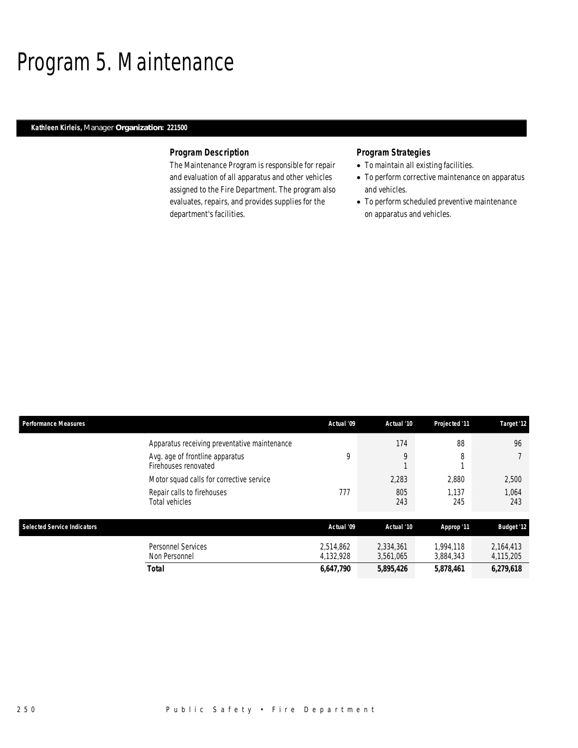# Program 5. Maintenance

**Kathleen Kirleis,** *Manager* **Organization: 221500**

### Program Description

The Maintenance Program is responsible for repair and evaluation of all apparatus and other vehicles assigned to the Fire Department. The program also evaluates, repairs, and provides supplies for the department's facilities.

### Program Strategies

- To maintain all existing facilities.
- To perform corrective maintenance on apparatus and vehicles.
- To perform scheduled preventive maintenance on apparatus and vehicles.

| Performance Measures | Actual '09 | Actual '10 | Projected '11 | Target '12 |
|---|---|---|---|---|
| Apparatus receiving preventative maintenance | | 174 | 88 | 96 |
| Avg. age of frontline apparatus | 9 | 9 | 8 | 7 |
| Firehouses renovated | | 1 | 1 | |
| Motor squad calls for corrective service | | 2,283 | 2,880 | 2,500 |
| Repair calls to firehouses | 777 | 805 | 1,137 | 1,064 |
| Total vehicles | | 243 | 245 | 243 |

| Selected Service Indicators | Actual '09 | Actual '10 | Approp '11 | Budget '12 |
|---|---|---|---|---|
| Personnel Services | 2,514,862 | 2,334,361 | 1,994,118 | 2,164,413 |
| Non Personnel | 4,132,928 | 3,561,065 | 3,884,343 | 4,115,205 |
| **Total** | **6,647,790** | **5,895,426** | **5,878,461** | **6,279,618** |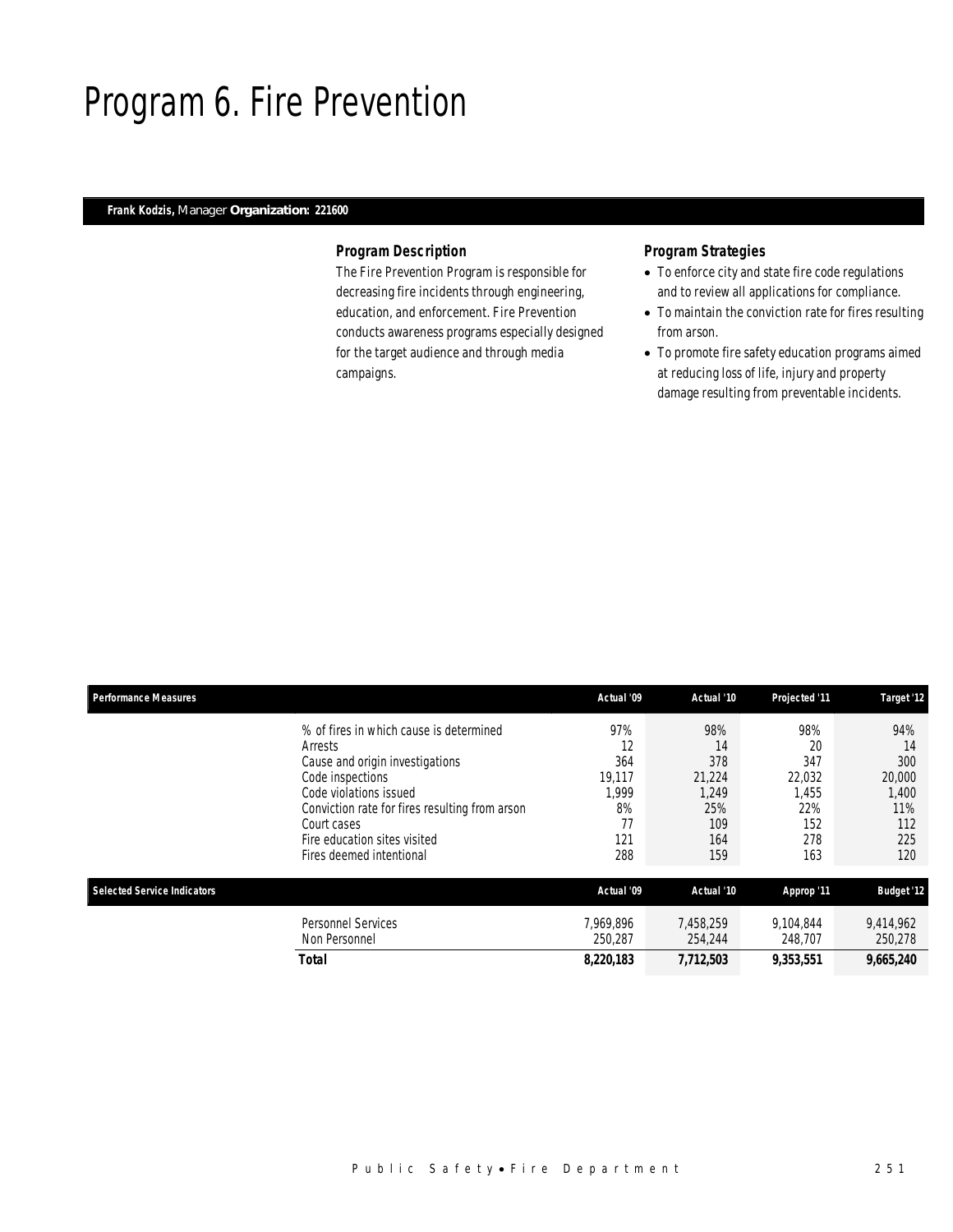# Program 6. Fire Prevention

**Frank Kodzis,** Manager **Organization: 221600**

### Program Description

The Fire Prevention Program is responsible for decreasing fire incidents through engineering, education, and enforcement. Fire Prevention conducts awareness programs especially designed for the target audience and through media campaigns.

### Program Strategies

- To enforce city and state fire code regulations and to review all applications for compliance.
- To maintain the conviction rate for fires resulting from arson.
- To promote fire safety education programs aimed at reducing loss of life, injury and property damage resulting from preventable incidents.

| Performance Measures | Actual '09 | Actual '10 | Projected '11 | Target '12 |
|---|---|---|---|---|
| % of fires in which cause is determined | 97% | 98% | 98% | 94% |
| Arrests | 12 | 14 | 20 | 14 |
| Cause and origin investigations | 364 | 378 | 347 | 300 |
| Code inspections | 19,117 | 21,224 | 22,032 | 20,000 |
| Code violations issued | 1,999 | 1,249 | 1,455 | 1,400 |
| Conviction rate for fires resulting from arson | 8% | 25% | 22% | 11% |
| Court cases | 77 | 109 | 152 | 112 |
| Fire education sites visited | 121 | 164 | 278 | 225 |
| Fires deemed intentional | 288 | 159 | 163 | 120 |

| Selected Service Indicators | Actual '09 | Actual '10 | Approp '11 | Budget '12 |
|---|---|---|---|---|
| Personnel Services | 7,969,896 | 7,458,259 | 9,104,844 | 9,414,962 |
| Non Personnel | 250,287 | 254,244 | 248,707 | 250,278 |
| **Total** | **8,220,183** | **7,712,503** | **9,353,551** | **9,665,240** |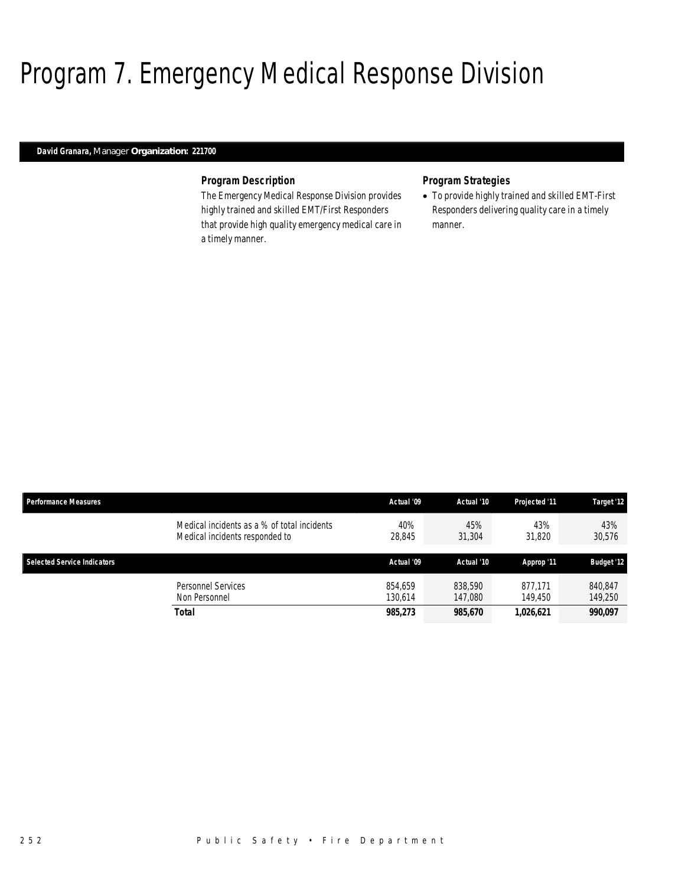# Program 7. Emergency Medical Response Division

**David Granara,** *Manager* **Organization: 221700**

### Program Description

The Emergency Medical Response Division provides highly trained and skilled EMT/First Responders that provide high quality emergency medical care in a timely manner.

### Program Strategies

- To provide highly trained and skilled EMT-First Responders delivering quality care in a timely manner.

| Performance Measures | | Actual '09 | Actual '10 | Projected '11 | Target '12 |
|---|---|---|---|---|---|
| | Medical incidents as a % of total incidents | 40% | 45% | 43% | 43% |
| | Medical incidents responded to | 28,845 | 31,304 | 31,820 | 30,576 |

| Selected Service Indicators | | Actual '09 | Actual '10 | Approp '11 | Budget '12 |
|---|---|---|---|---|---|
| | Personnel Services | 854,659 | 838,590 | 877,171 | 840,847 |
| | Non Personnel | 130,614 | 147,080 | 149,450 | 149,250 |
| | **Total** | **985,273** | **985,670** | **1,026,621** | **990,097** |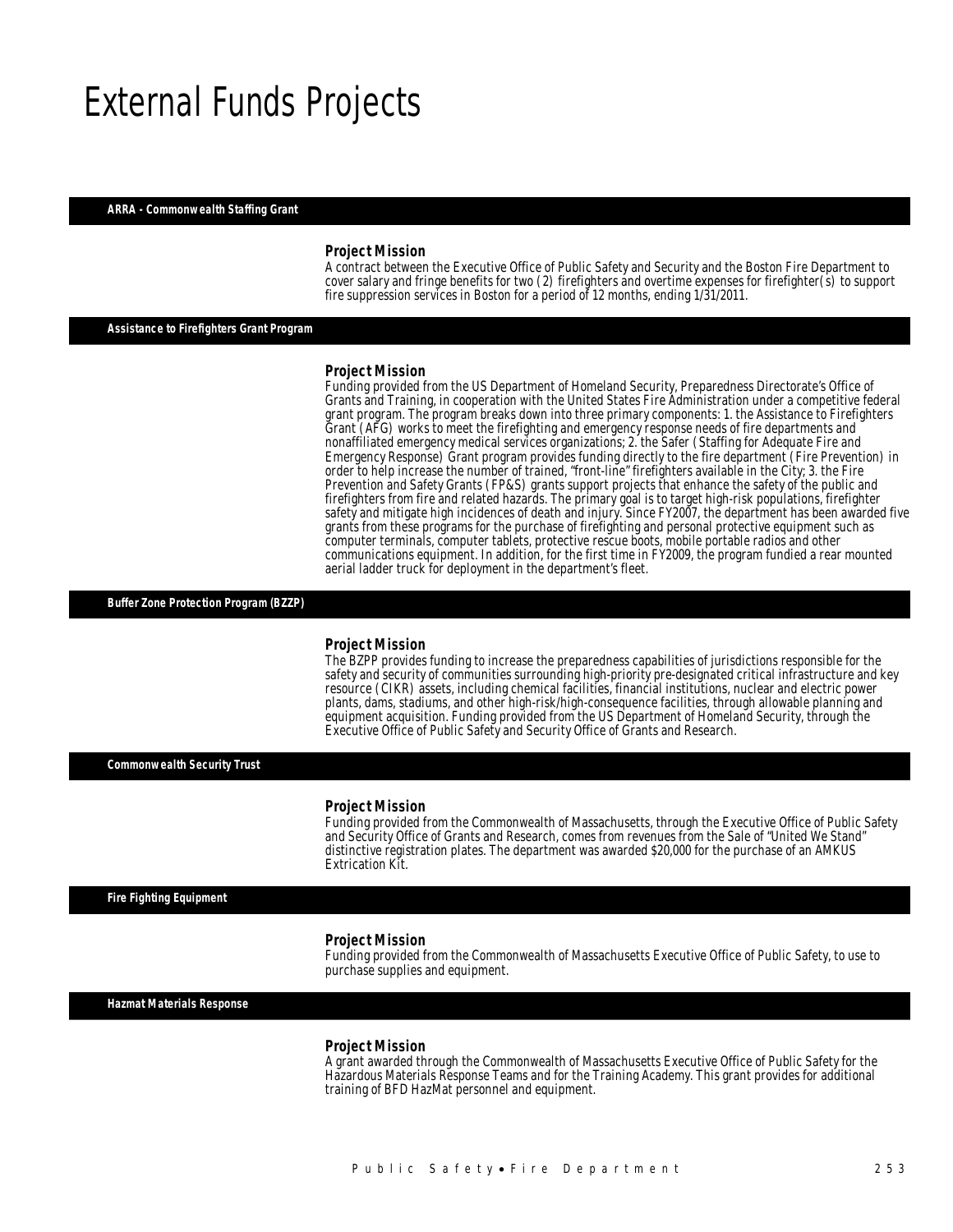# External Funds Projects

### ARRA - Commonwealth Staffing Grant

#### Project Mission

A contract between the Executive Office of Public Safety and Security and the Boston Fire Department to cover salary and fringe benefits for two (2) firefighters and overtime expenses for firefighter(s) to support fire suppression services in Boston for a period of 12 months, ending 1/31/2011.

### Assistance to Firefighters Grant Program

#### Project Mission

Funding provided from the US Department of Homeland Security, Preparedness Directorate's Office of Grants and Training, in cooperation with the United States Fire Administration under a competitive federal grant program. The program breaks down into three primary components: 1. the Assistance to Firefighters Grant (AFG) works to meet the firefighting and emergency response needs of fire departments and nonaffiliated emergency medical services organizations; 2. the Safer (Staffing for Adequate Fire and Emergency Response) Grant program provides funding directly to the fire department (Fire Prevention) in order to help increase the number of trained, "front-line" firefighters available in the City; 3. the Fire Prevention and Safety Grants (FP&S) grants support projects that enhance the safety of the public and firefighters from fire and related hazards. The primary goal is to target high-risk populations, firefighter safety and mitigate high incidences of death and injury. Since FY2007, the department has been awarded five grants from these programs for the purchase of firefighting and personal protective equipment such as computer terminals, computer tablets, protective rescue boots, mobile portable radios and other communications equipment. In addition, for the first time in FY2009, the program fundied a rear mounted aerial ladder truck for deployment in the department's fleet.

### Buffer Zone Protection Program (BZZP)

#### Project Mission

The BZPP provides funding to increase the preparedness capabilities of jurisdictions responsible for the safety and security of communities surrounding high-priority pre-designated critical infrastructure and key resource (CIKR) assets, including chemical facilities, financial institutions, nuclear and electric power plants, dams, stadiums, and other high-risk/high-consequence facilities, through allowable planning and equipment acquisition. Funding provided from the US Department of Homeland Security, through the Executive Office of Public Safety and Security Office of Grants and Research.

### Commonwealth Security Trust

#### Project Mission

Funding provided from the Commonwealth of Massachusetts, through the Executive Office of Public Safety and Security Office of Grants and Research, comes from revenues from the Sale of "United We Stand" distinctive registration plates. The department was awarded $20,000 for the purchase of an AMKUS Extrication Kit.

### Fire Fighting Equipment

#### Project Mission

Funding provided from the Commonwealth of Massachusetts Executive Office of Public Safety, to use to purchase supplies and equipment.

### Hazmat Materials Response

#### Project Mission

A grant awarded through the Commonwealth of Massachusetts Executive Office of Public Safety for the Hazardous Materials Response Teams and for the Training Academy. This grant provides for additional training of BFD HazMat personnel and equipment.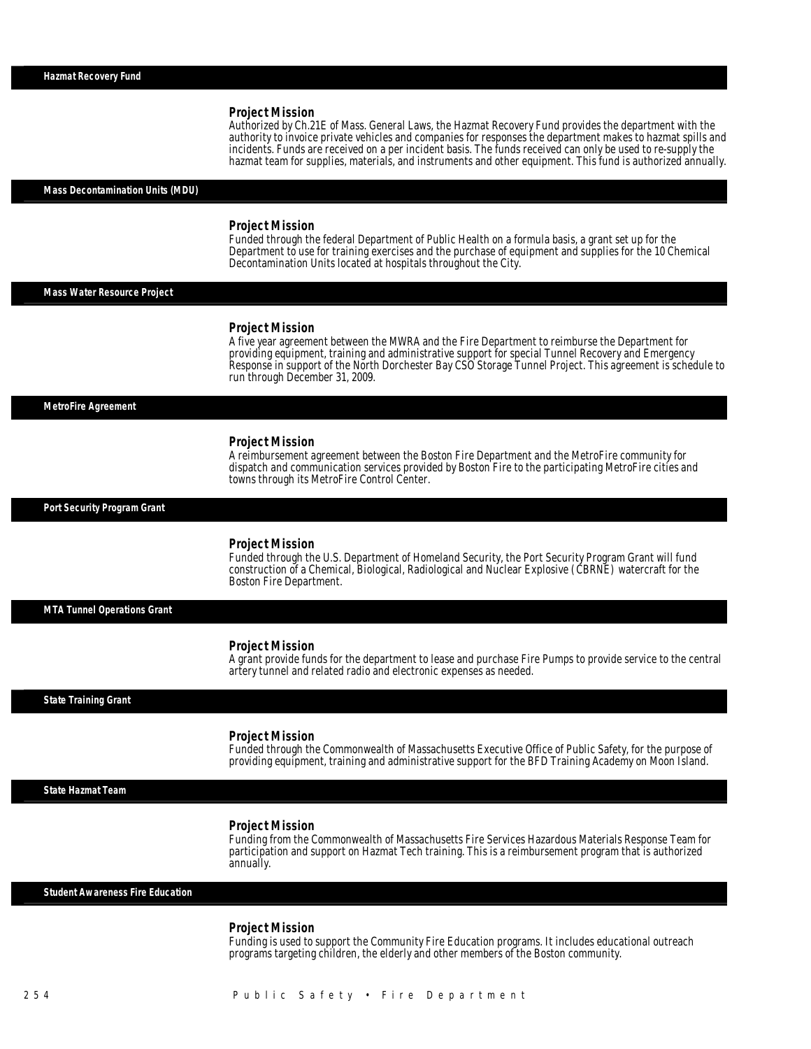## Hazmat Recovery Fund

### Project Mission

Authorized by Ch.21E of Mass. General Laws, the Hazmat Recovery Fund provides the department with the authority to invoice private vehicles and companies for responses the department makes to hazmat spills and incidents. Funds are received on a per incident basis. The funds received can only be used to re-supply the hazmat team for supplies, materials, and instruments and other equipment. This fund is authorized annually.

## Mass Decontamination Units (MDU)

### Project Mission

Funded through the federal Department of Public Health on a formula basis, a grant set up for the Department to use for training exercises and the purchase of equipment and supplies for the 10 Chemical Decontamination Units located at hospitals throughout the City.

## Mass Water Resource Project

### Project Mission

A five year agreement between the MWRA and the Fire Department to reimburse the Department for providing equipment, training and administrative support for special Tunnel Recovery and Emergency Response in support of the North Dorchester Bay CSO Storage Tunnel Project. This agreement is schedule to run through December 31, 2009.

## MetroFire Agreement

### Project Mission

A reimbursement agreement between the Boston Fire Department and the MetroFire community for dispatch and communication services provided by Boston Fire to the participating MetroFire cities and towns through its MetroFire Control Center.

## Port Security Program Grant

### Project Mission

Funded through the U.S. Department of Homeland Security, the Port Security Program Grant will fund construction of a Chemical, Biological, Radiological and Nuclear Explosive (CBRNE) watercraft for the Boston Fire Department.

## MTA Tunnel Operations Grant

### Project Mission

A grant provide funds for the department to lease and purchase Fire Pumps to provide service to the central artery tunnel and related radio and electronic expenses as needed.

## State Training Grant

### Project Mission

Funded through the Commonwealth of Massachusetts Executive Office of Public Safety, for the purpose of providing equipment, training and administrative support for the BFD Training Academy on Moon Island.

## State Hazmat Team

### Project Mission

Funding from the Commonwealth of Massachusetts Fire Services Hazardous Materials Response Team for participation and support on Hazmat Tech training. This is a reimbursement program that is authorized annually.

## Student Awareness Fire Education

### Project Mission

Funding is used to support the Community Fire Education programs. It includes educational outreach programs targeting children, the elderly and other members of the Boston community.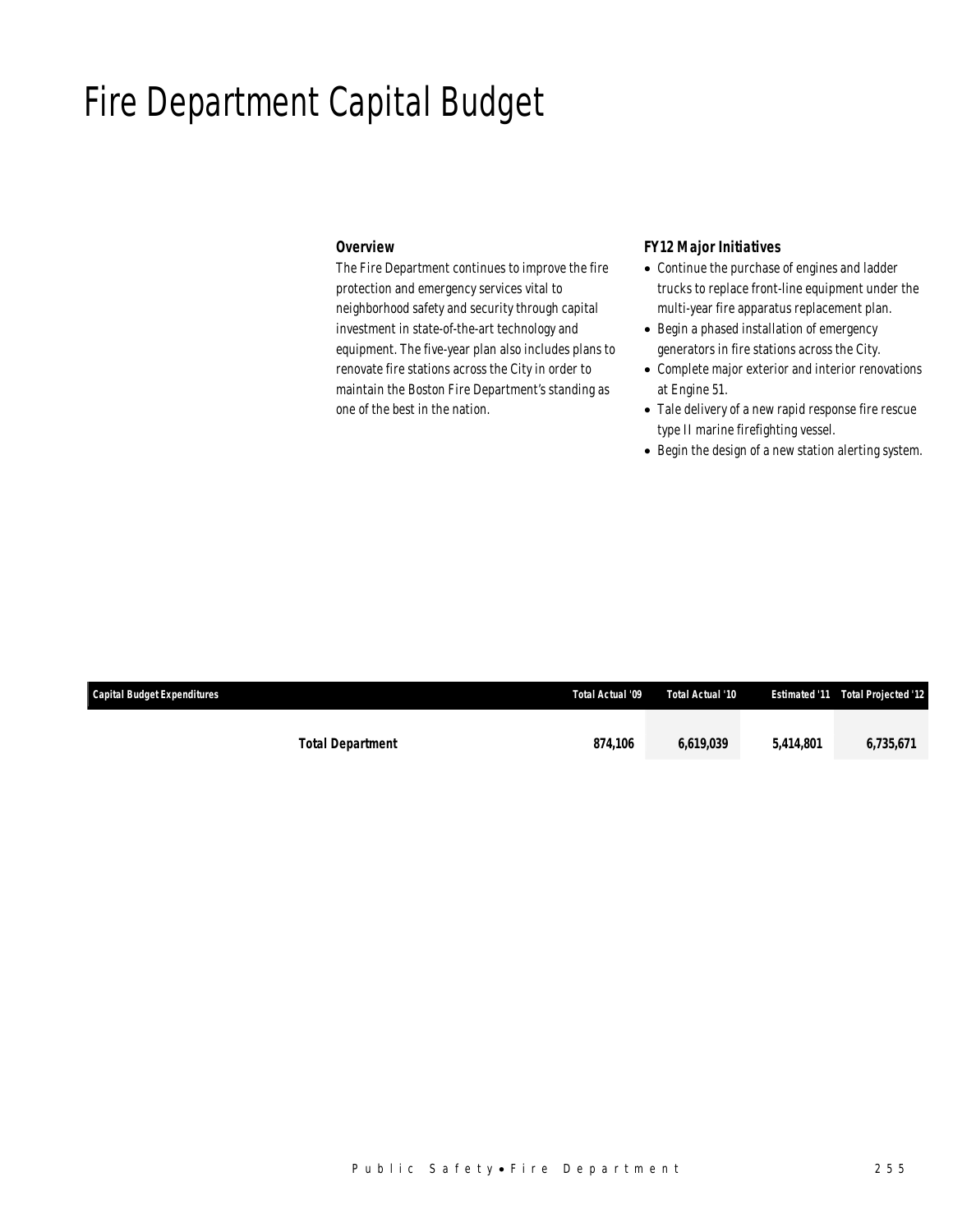# Fire Department Capital Budget

### Overview

The Fire Department continues to improve the fire protection and emergency services vital to neighborhood safety and security through capital investment in state-of-the-art technology and equipment. The five-year plan also includes plans to renovate fire stations across the City in order to maintain the Boston Fire Department's standing as one of the best in the nation.

### FY12 Major Initiatives

- Continue the purchase of engines and ladder trucks to replace front-line equipment under the multi-year fire apparatus replacement plan.
- Begin a phased installation of emergency generators in fire stations across the City.
- Complete major exterior and interior renovations at Engine 51.
- Tale delivery of a new rapid response fire rescue type II marine firefighting vessel.
- Begin the design of a new station alerting system.

| Capital Budget Expenditures | Total Actual '09 | Total Actual '10 | Estimated '11 | Total Projected '12 |
|---|---|---|---|---|
| **Total Department** | **874,106** | **6,619,039** | **5,414,801** | **6,735,671** |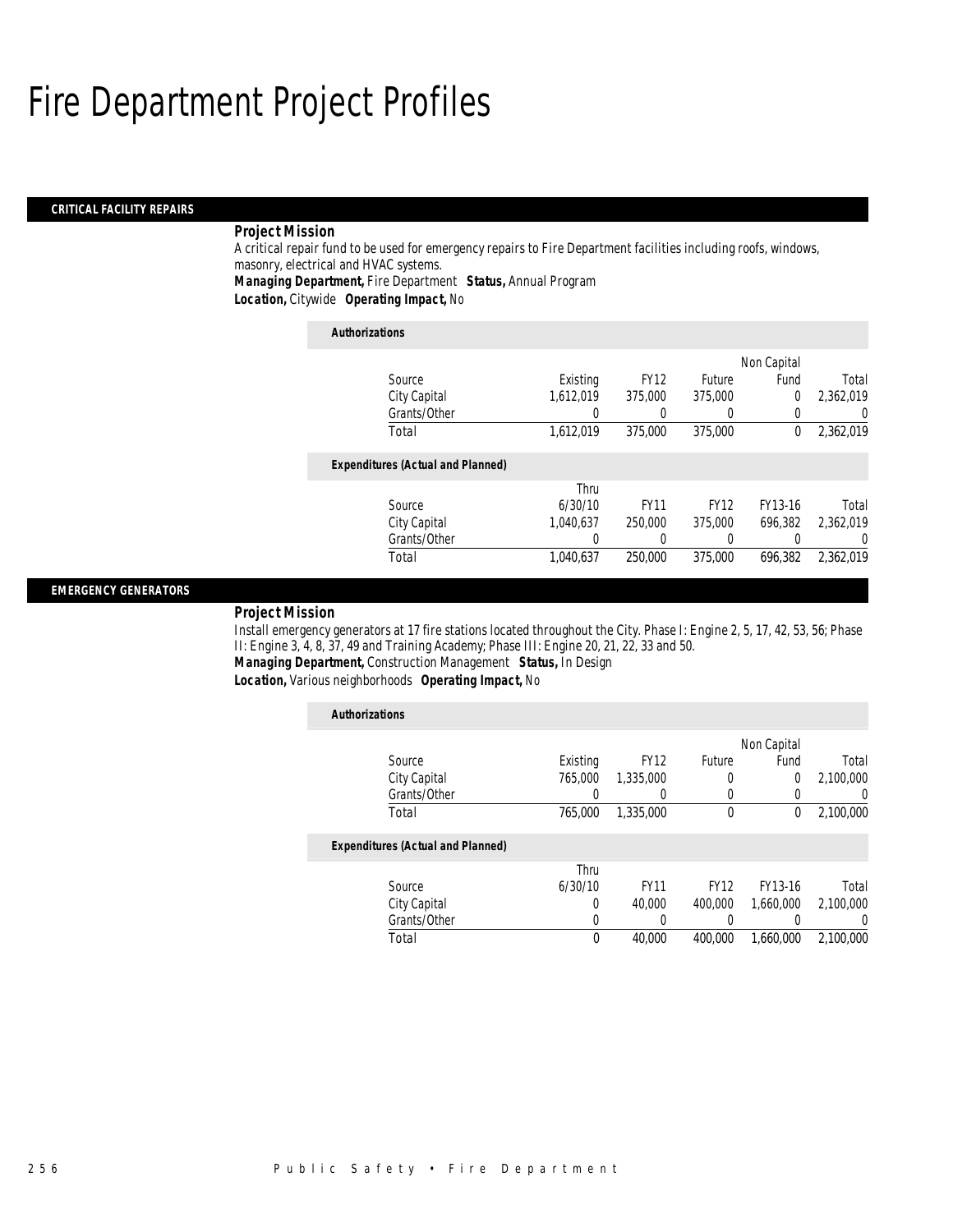# Fire Department Project Profiles

## CRITICAL FACILITY REPAIRS

***Project Mission***

A critical repair fund to be used for emergency repairs to Fire Department facilities including roofs, windows, masonry, electrical and HVAC systems.

***Managing Department,*** Fire Department ***Status,*** Annual Program
***Location,*** Citywide ***Operating Impact,*** No

***Authorizations***

| Source | Existing | FY12 | Future | Non Capital Fund | Total |
|---|---|---|---|---|---|
| City Capital | 1,612,019 | 375,000 | 375,000 | 0 | 2,362,019 |
| Grants/Other | 0 | 0 | 0 | 0 | 0 |
| Total | 1,612,019 | 375,000 | 375,000 | 0 | 2,362,019 |

***Expenditures (Actual and Planned)***

| Source | Thru 6/30/10 | FY11 | FY12 | FY13-16 | Total |
|---|---|---|---|---|---|
| City Capital | 1,040,637 | 250,000 | 375,000 | 696,382 | 2,362,019 |
| Grants/Other | 0 | 0 | 0 | 0 | 0 |
| Total | 1,040,637 | 250,000 | 375,000 | 696,382 | 2,362,019 |

## EMERGENCY GENERATORS

***Project Mission***

Install emergency generators at 17 fire stations located throughout the City. Phase I: Engine 2, 5, 17, 42, 53, 56; Phase II: Engine 3, 4, 8, 37, 49 and Training Academy; Phase III: Engine 20, 21, 22, 33 and 50.

***Managing Department,*** Construction Management ***Status,*** In Design
***Location,*** Various neighborhoods ***Operating Impact,*** No

***Authorizations***

| Source | Existing | FY12 | Future | Non Capital Fund | Total |
|---|---|---|---|---|---|
| City Capital | 765,000 | 1,335,000 | 0 | 0 | 2,100,000 |
| Grants/Other | 0 | 0 | 0 | 0 | 0 |
| Total | 765,000 | 1,335,000 | 0 | 0 | 2,100,000 |

***Expenditures (Actual and Planned)***

| Source | Thru 6/30/10 | FY11 | FY12 | FY13-16 | Total |
|---|---|---|---|---|---|
| City Capital | 0 | 40,000 | 400,000 | 1,660,000 | 2,100,000 |
| Grants/Other | 0 | 0 | 0 | 0 | 0 |
| Total | 0 | 40,000 | 400,000 | 1,660,000 | 2,100,000 |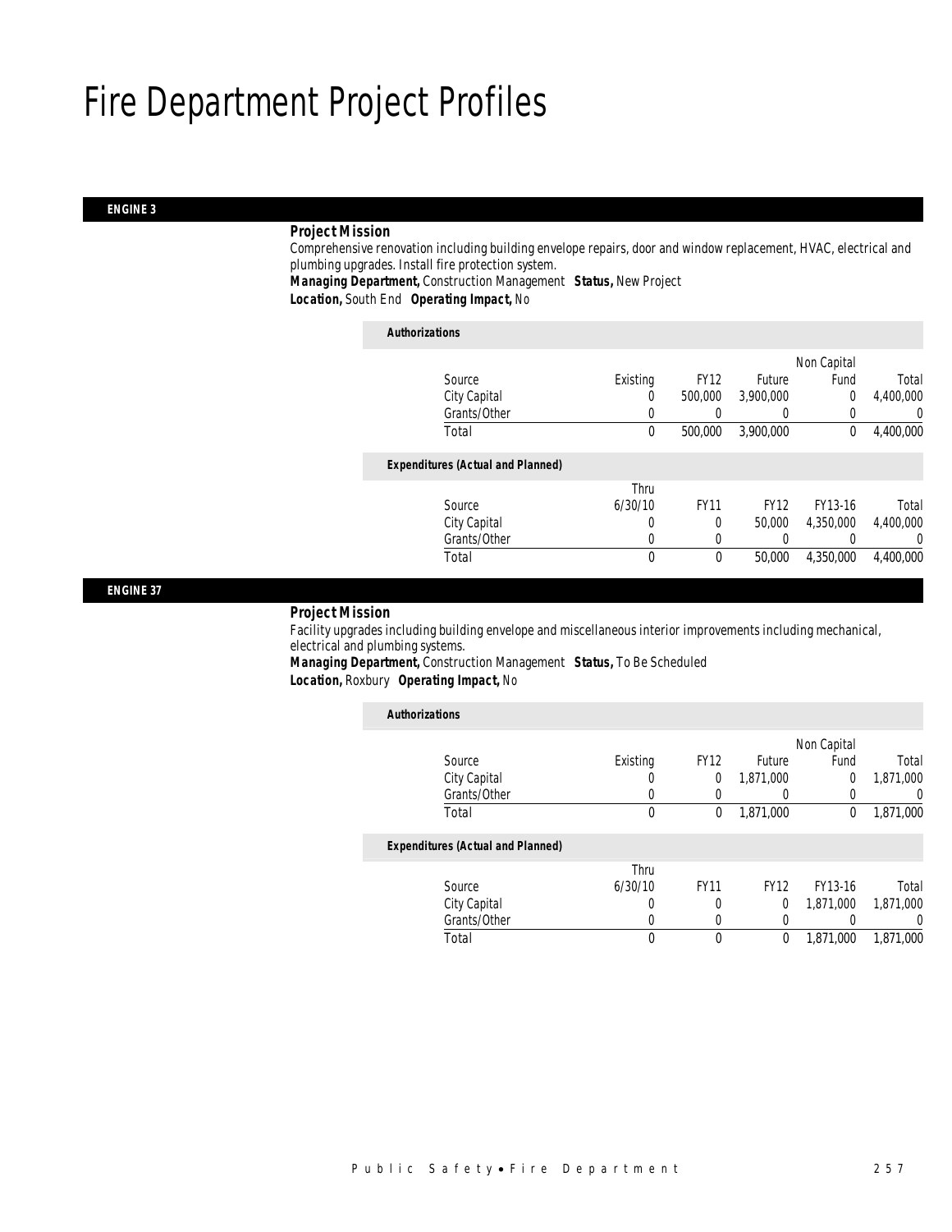# Fire Department Project Profiles

## ENGINE 3

### Project Mission

Comprehensive renovation including building envelope repairs, door and window replacement, HVAC, electrical and plumbing upgrades. Install fire protection system.

***Managing Department,*** Construction Management ***Status,*** New Project
***Location,*** South End ***Operating Impact,*** No

**Authorizations**

| Source | Existing | FY12 | Future | Non Capital Fund | Total |
|---|---|---|---|---|---|
| City Capital | 0 | 500,000 | 3,900,000 | 0 | 4,400,000 |
| Grants/Other | 0 | 0 | 0 | 0 | 0 |
| Total | 0 | 500,000 | 3,900,000 | 0 | 4,400,000 |

**Expenditures (Actual and Planned)**

| Source | Thru 6/30/10 | FY11 | FY12 | FY13-16 | Total |
|---|---|---|---|---|---|
| City Capital | 0 | 0 | 50,000 | 4,350,000 | 4,400,000 |
| Grants/Other | 0 | 0 | 0 | 0 | 0 |
| Total | 0 | 0 | 50,000 | 4,350,000 | 4,400,000 |

## ENGINE 37

### Project Mission

Facility upgrades including building envelope and miscellaneous interior improvements including mechanical, electrical and plumbing systems.

***Managing Department,*** Construction Management ***Status,*** To Be Scheduled
***Location,*** Roxbury ***Operating Impact,*** No

**Authorizations**

| Source | Existing | FY12 | Future | Non Capital Fund | Total |
|---|---|---|---|---|---|
| City Capital | 0 | 0 | 1,871,000 | 0 | 1,871,000 |
| Grants/Other | 0 | 0 | 0 | 0 | 0 |
| Total | 0 | 0 | 1,871,000 | 0 | 1,871,000 |

**Expenditures (Actual and Planned)**

| Source | Thru 6/30/10 | FY11 | FY12 | FY13-16 | Total |
|---|---|---|---|---|---|
| City Capital | 0 | 0 | 0 | 1,871,000 | 1,871,000 |
| Grants/Other | 0 | 0 | 0 | 0 | 0 |
| Total | 0 | 0 | 0 | 1,871,000 | 1,871,000 |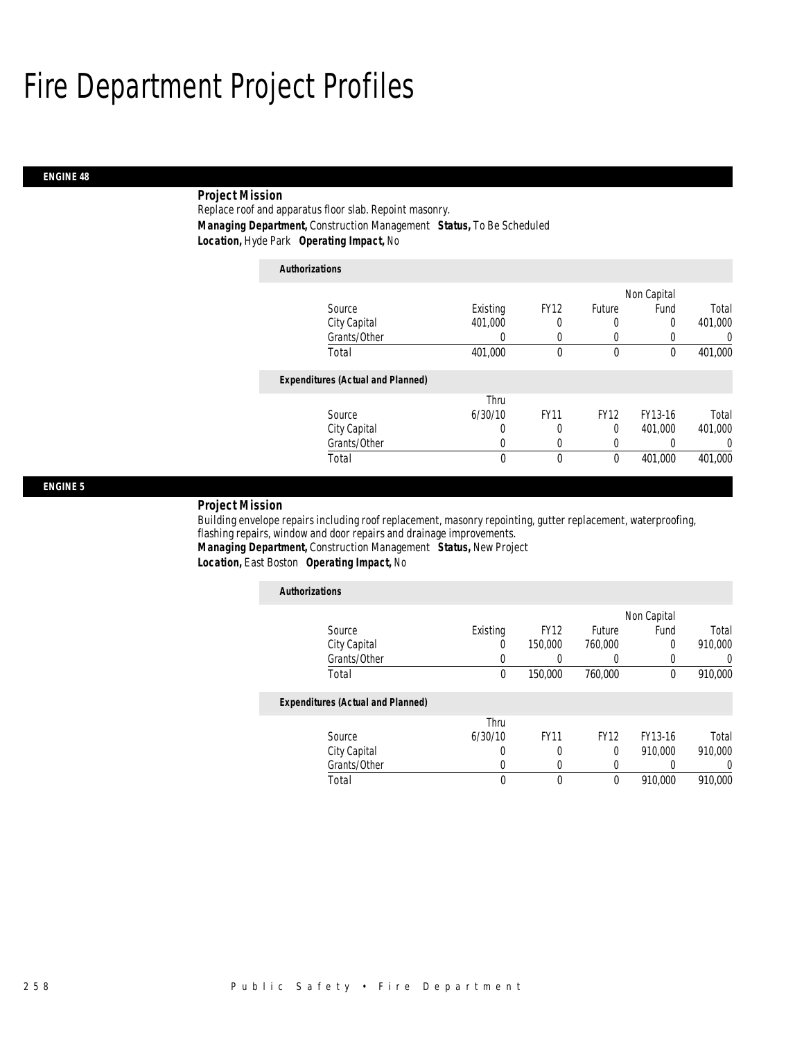# Fire Department Project Profiles

## ENGINE 48

**Project Mission**

Replace roof and apparatus floor slab. Repoint masonry.

***Managing Department,*** Construction Management ***Status,*** To Be Scheduled

***Location,*** Hyde Park ***Operating Impact,*** No

**Authorizations**

| Source | Existing | FY12 | Future | Non Capital Fund | Total |
|---|---|---|---|---|---|
| City Capital | 401,000 | 0 | 0 | 0 | 401,000 |
| Grants/Other | 0 | 0 | 0 | 0 | 0 |
| Total | 401,000 | 0 | 0 | 0 | 401,000 |

**Expenditures (Actual and Planned)**

| Source | Thru 6/30/10 | FY11 | FY12 | FY13-16 | Total |
|---|---|---|---|---|---|
| City Capital | 0 | 0 | 0 | 401,000 | 401,000 |
| Grants/Other | 0 | 0 | 0 | 0 | 0 |
| Total | 0 | 0 | 0 | 401,000 | 401,000 |

## ENGINE 5

**Project Mission**

Building envelope repairs including roof replacement, masonry repointing, gutter replacement, waterproofing, flashing repairs, window and door repairs and drainage improvements.

***Managing Department,*** Construction Management ***Status,*** New Project

***Location,*** East Boston ***Operating Impact,*** No

**Authorizations**

| Source | Existing | FY12 | Future | Non Capital Fund | Total |
|---|---|---|---|---|---|
| City Capital | 0 | 150,000 | 760,000 | 0 | 910,000 |
| Grants/Other | 0 | 0 | 0 | 0 | 0 |
| Total | 0 | 150,000 | 760,000 | 0 | 910,000 |

**Expenditures (Actual and Planned)**

| Source | Thru 6/30/10 | FY11 | FY12 | FY13-16 | Total |
|---|---|---|---|---|---|
| City Capital | 0 | 0 | 0 | 910,000 | 910,000 |
| Grants/Other | 0 | 0 | 0 | 0 | 0 |
| Total | 0 | 0 | 0 | 910,000 | 910,000 |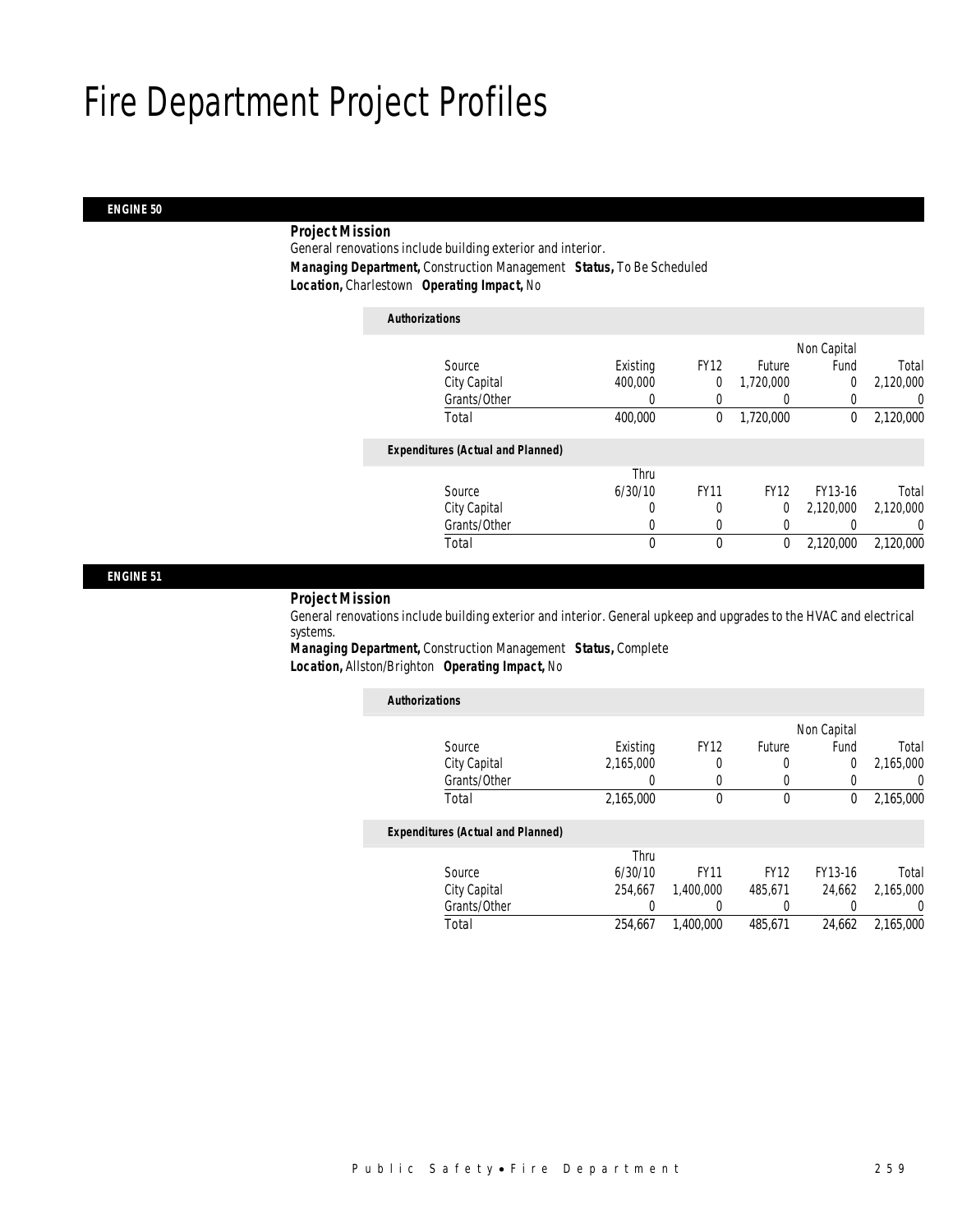# Fire Department Project Profiles

## ENGINE 50

**Project Mission**

General renovations include building exterior and interior.

***Managing Department,*** Construction Management ***Status,*** To Be Scheduled

***Location,*** Charlestown ***Operating Impact,*** No

***Authorizations***

| Source | Existing | FY12 | Future | Non Capital Fund | Total |
|---|---|---|---|---|---|
| City Capital | 400,000 | 0 | 1,720,000 | 0 | 2,120,000 |
| Grants/Other | 0 | 0 | 0 | 0 | 0 |
| Total | 400,000 | 0 | 1,720,000 | 0 | 2,120,000 |

***Expenditures (Actual and Planned)***

| Source | Thru 6/30/10 | FY11 | FY12 | FY13-16 | Total |
|---|---|---|---|---|---|
| City Capital | 0 | 0 | 0 | 2,120,000 | 2,120,000 |
| Grants/Other | 0 | 0 | 0 | 0 | 0 |
| Total | 0 | 0 | 0 | 2,120,000 | 2,120,000 |

## ENGINE 51

**Project Mission**

General renovations include building exterior and interior. General upkeep and upgrades to the HVAC and electrical systems.

***Managing Department,*** Construction Management ***Status,*** Complete

***Location,*** Allston/Brighton ***Operating Impact,*** No

***Authorizations***

| Source | Existing | FY12 | Future | Non Capital Fund | Total |
|---|---|---|---|---|---|
| City Capital | 2,165,000 | 0 | 0 | 0 | 2,165,000 |
| Grants/Other | 0 | 0 | 0 | 0 | 0 |
| Total | 2,165,000 | 0 | 0 | 0 | 2,165,000 |

***Expenditures (Actual and Planned)***

| Source | Thru 6/30/10 | FY11 | FY12 | FY13-16 | Total |
|---|---|---|---|---|---|
| City Capital | 254,667 | 1,400,000 | 485,671 | 24,662 | 2,165,000 |
| Grants/Other | 0 | 0 | 0 | 0 | 0 |
| Total | 254,667 | 1,400,000 | 485,671 | 24,662 | 2,165,000 |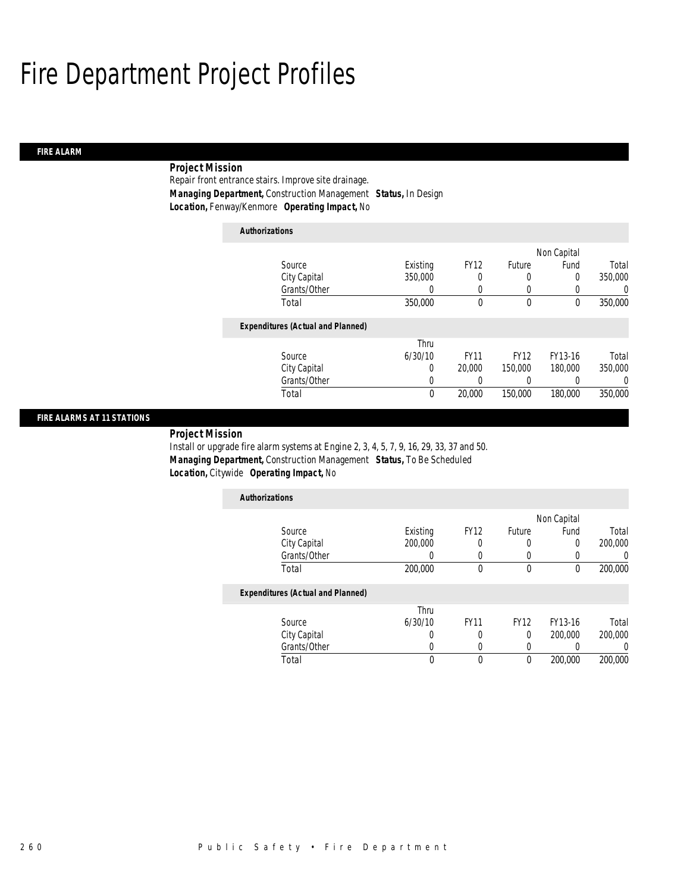# Fire Department Project Profiles

## FIRE ALARM

**Project Mission**
Repair front entrance stairs. Improve site drainage.
***Managing Department,*** Construction Management ***Status,*** In Design
***Location,*** Fenway/Kenmore ***Operating Impact,*** No

**Authorizations**

| Source | Existing | FY12 | Future | Non Capital Fund | Total |
|---|---|---|---|---|---|
| City Capital | 350,000 | 0 | 0 | 0 | 350,000 |
| Grants/Other | 0 | 0 | 0 | 0 | 0 |
| Total | 350,000 | 0 | 0 | 0 | 350,000 |

**Expenditures (Actual and Planned)**

| Source | Thru 6/30/10 | FY11 | FY12 | FY13-16 | Total |
|---|---|---|---|---|---|
| City Capital | 0 | 20,000 | 150,000 | 180,000 | 350,000 |
| Grants/Other | 0 | 0 | 0 | 0 | 0 |
| Total | 0 | 20,000 | 150,000 | 180,000 | 350,000 |

## FIRE ALARMS AT 11 STATIONS

**Project Mission**
Install or upgrade fire alarm systems at Engine 2, 3, 4, 5, 7, 9, 16, 29, 33, 37 and 50.
***Managing Department,*** Construction Management ***Status,*** To Be Scheduled
***Location,*** Citywide ***Operating Impact,*** No

**Authorizations**

| Source | Existing | FY12 | Future | Non Capital Fund | Total |
|---|---|---|---|---|---|
| City Capital | 200,000 | 0 | 0 | 0 | 200,000 |
| Grants/Other | 0 | 0 | 0 | 0 | 0 |
| Total | 200,000 | 0 | 0 | 0 | 200,000 |

**Expenditures (Actual and Planned)**

| Source | Thru 6/30/10 | FY11 | FY12 | FY13-16 | Total |
|---|---|---|---|---|---|
| City Capital | 0 | 0 | 0 | 200,000 | 200,000 |
| Grants/Other | 0 | 0 | 0 | 0 | 0 |
| Total | 0 | 0 | 0 | 200,000 | 200,000 |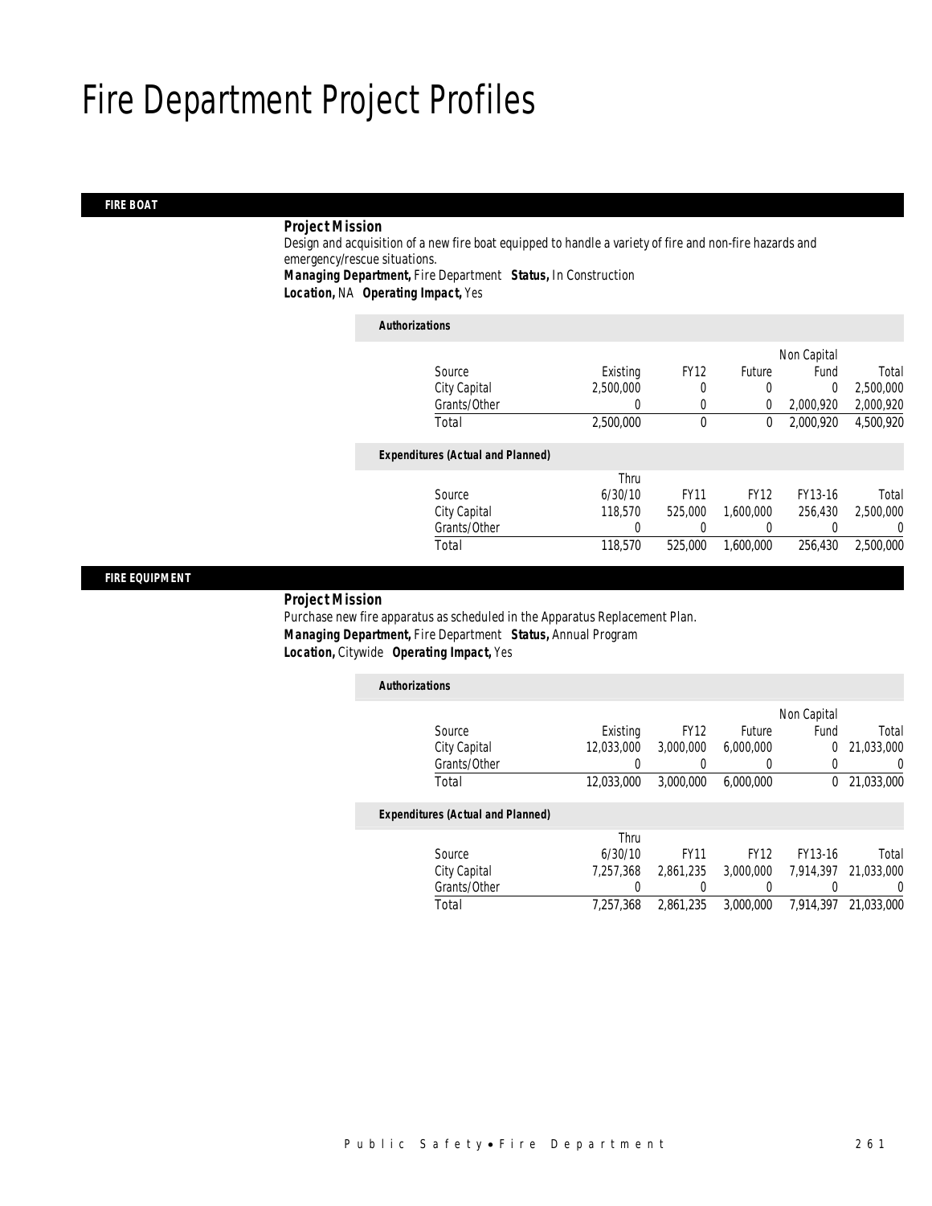# Fire Department Project Profiles

## FIRE BOAT

**Project Mission**

Design and acquisition of a new fire boat equipped to handle a variety of fire and non-fire hazards and emergency/rescue situations.

***Managing Department,*** Fire Department ***Status,*** In Construction

***Location,*** NA ***Operating Impact,*** Yes

***Authorizations***

| Source | Existing | FY12 | Future | Non Capital Fund | Total |
|---|---|---|---|---|---|
| City Capital | 2,500,000 | 0 | 0 | 0 | 2,500,000 |
| Grants/Other | 0 | 0 | 0 | 2,000,920 | 2,000,920 |
| Total | 2,500,000 | 0 | 0 | 2,000,920 | 4,500,920 |

***Expenditures (Actual and Planned)***

| Source | Thru 6/30/10 | FY11 | FY12 | FY13-16 | Total |
|---|---|---|---|---|---|
| City Capital | 118,570 | 525,000 | 1,600,000 | 256,430 | 2,500,000 |
| Grants/Other | 0 | 0 | 0 | 0 | 0 |
| Total | 118,570 | 525,000 | 1,600,000 | 256,430 | 2,500,000 |

## FIRE EQUIPMENT

**Project Mission**

Purchase new fire apparatus as scheduled in the Apparatus Replacement Plan.

***Managing Department,*** Fire Department ***Status,*** Annual Program

***Location,*** Citywide ***Operating Impact,*** Yes

***Authorizations***

| Source | Existing | FY12 | Future | Non Capital Fund | Total |
|---|---|---|---|---|---|
| City Capital | 12,033,000 | 3,000,000 | 6,000,000 | 0 | 21,033,000 |
| Grants/Other | 0 | 0 | 0 | 0 | 0 |
| Total | 12,033,000 | 3,000,000 | 6,000,000 | 0 | 21,033,000 |

***Expenditures (Actual and Planned)***

| Source | Thru 6/30/10 | FY11 | FY12 | FY13-16 | Total |
|---|---|---|---|---|---|
| City Capital | 7,257,368 | 2,861,235 | 3,000,000 | 7,914,397 | 21,033,000 |
| Grants/Other | 0 | 0 | 0 | 0 | 0 |
| Total | 7,257,368 | 2,861,235 | 3,000,000 | 7,914,397 | 21,033,000 |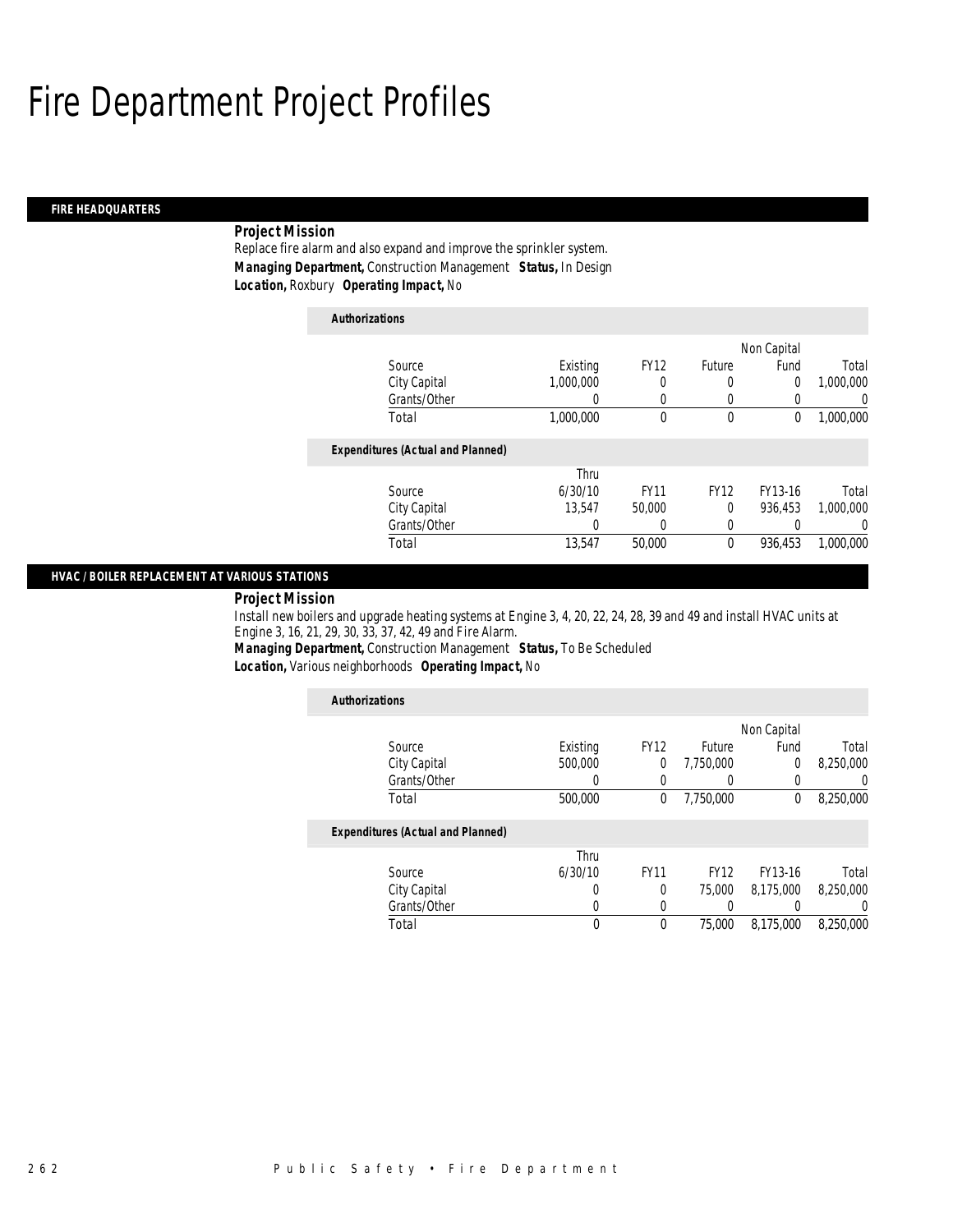# Fire Department Project Profiles

## FIRE HEADQUARTERS

***Project Mission***

Replace fire alarm and also expand and improve the sprinkler system.

***Managing Department,*** Construction Management ***Status,*** In Design

***Location,*** Roxbury ***Operating Impact,*** No

***Authorizations***

| Source | Existing | FY12 | Future | Non Capital Fund | Total |
|---|---|---|---|---|---|
| City Capital | 1,000,000 | 0 | 0 | 0 | 1,000,000 |
| Grants/Other | 0 | 0 | 0 | 0 | 0 |
| Total | 1,000,000 | 0 | 0 | 0 | 1,000,000 |

***Expenditures (Actual and Planned)***

| Source | Thru 6/30/10 | FY11 | FY12 | FY13-16 | Total |
|---|---|---|---|---|---|
| City Capital | 13,547 | 50,000 | 0 | 936,453 | 1,000,000 |
| Grants/Other | 0 | 0 | 0 | 0 | 0 |
| Total | 13,547 | 50,000 | 0 | 936,453 | 1,000,000 |

## HVAC / BOILER REPLACEMENT AT VARIOUS STATIONS

***Project Mission***

Install new boilers and upgrade heating systems at Engine 3, 4, 20, 22, 24, 28, 39 and 49 and install HVAC units at Engine 3, 16, 21, 29, 30, 33, 37, 42, 49 and Fire Alarm.

***Managing Department,*** Construction Management ***Status,*** To Be Scheduled

***Location,*** Various neighborhoods ***Operating Impact,*** No

***Authorizations***

| Source | Existing | FY12 | Future | Non Capital Fund | Total |
|---|---|---|---|---|---|
| City Capital | 500,000 | 0 | 7,750,000 | 0 | 8,250,000 |
| Grants/Other | 0 | 0 | 0 | 0 | 0 |
| Total | 500,000 | 0 | 7,750,000 | 0 | 8,250,000 |

***Expenditures (Actual and Planned)***

| Source | Thru 6/30/10 | FY11 | FY12 | FY13-16 | Total |
|---|---|---|---|---|---|
| City Capital | 0 | 0 | 75,000 | 8,175,000 | 8,250,000 |
| Grants/Other | 0 | 0 | 0 | 0 | 0 |
| Total | 0 | 0 | 75,000 | 8,175,000 | 8,250,000 |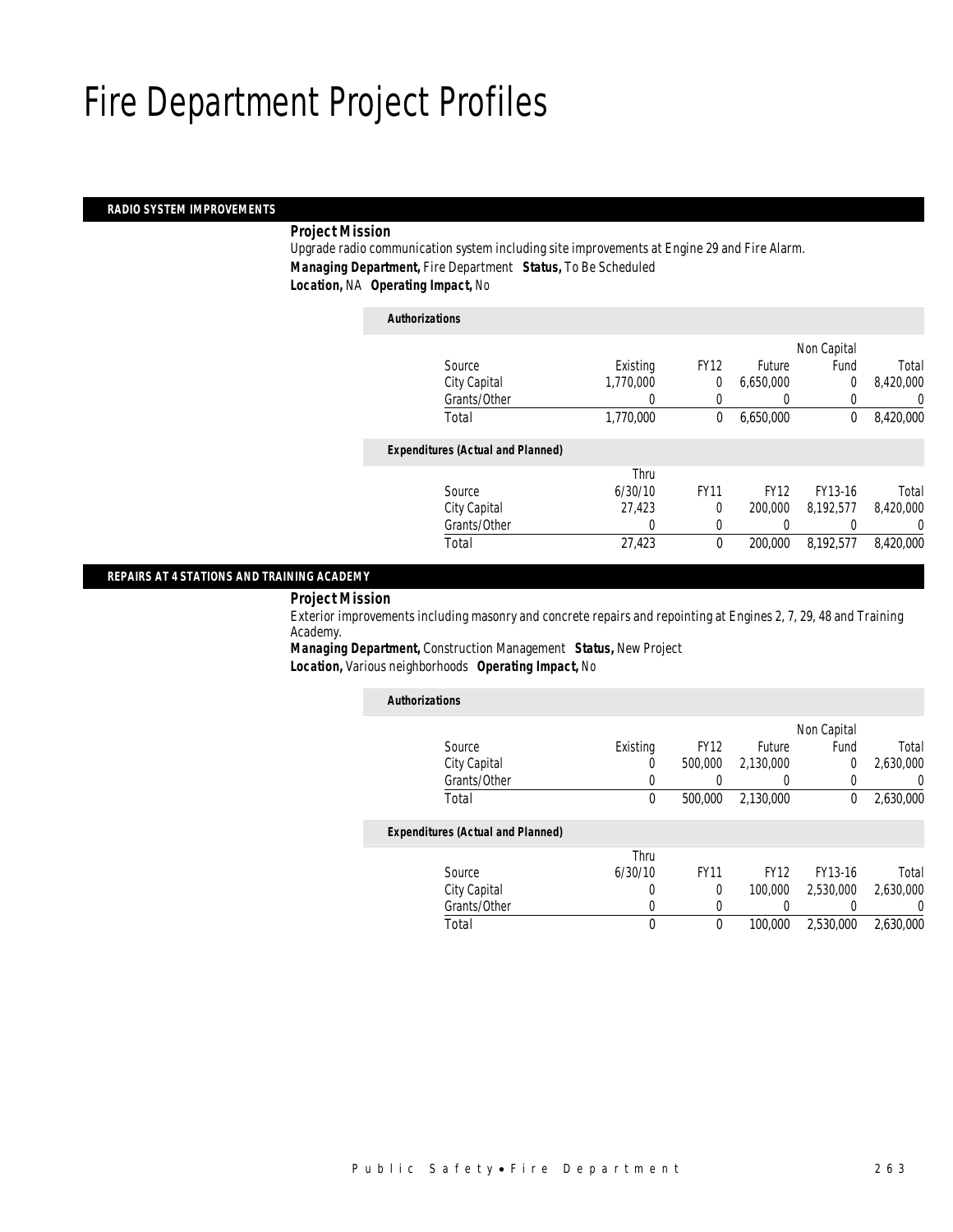# Fire Department Project Profiles

## RADIO SYSTEM IMPROVEMENTS

***Project Mission***

Upgrade radio communication system including site improvements at Engine 29 and Fire Alarm.

***Managing Department,*** Fire Department ***Status,*** To Be Scheduled

***Location,*** NA ***Operating Impact,*** No

***Authorizations***

| Source | Existing | FY12 | Future | Non Capital Fund | Total |
|---|---|---|---|---|---|
| City Capital | 1,770,000 | 0 | 6,650,000 | 0 | 8,420,000 |
| Grants/Other | 0 | 0 | 0 | 0 | 0 |
| Total | 1,770,000 | 0 | 6,650,000 | 0 | 8,420,000 |

***Expenditures (Actual and Planned)***

| Source | Thru 6/30/10 | FY11 | FY12 | FY13-16 | Total |
|---|---|---|---|---|---|
| City Capital | 27,423 | 0 | 200,000 | 8,192,577 | 8,420,000 |
| Grants/Other | 0 | 0 | 0 | 0 | 0 |
| Total | 27,423 | 0 | 200,000 | 8,192,577 | 8,420,000 |

## REPAIRS AT 4 STATIONS AND TRAINING ACADEMY

***Project Mission***

Exterior improvements including masonry and concrete repairs and repointing at Engines 2, 7, 29, 48 and Training Academy.

***Managing Department,*** Construction Management ***Status,*** New Project

***Location,*** Various neighborhoods ***Operating Impact,*** No

***Authorizations***

| Source | Existing | FY12 | Future | Non Capital Fund | Total |
|---|---|---|---|---|---|
| City Capital | 0 | 500,000 | 2,130,000 | 0 | 2,630,000 |
| Grants/Other | 0 | 0 | 0 | 0 | 0 |
| Total | 0 | 500,000 | 2,130,000 | 0 | 2,630,000 |

***Expenditures (Actual and Planned)***

| Source | Thru 6/30/10 | FY11 | FY12 | FY13-16 | Total |
|---|---|---|---|---|---|
| City Capital | 0 | 0 | 100,000 | 2,530,000 | 2,630,000 |
| Grants/Other | 0 | 0 | 0 | 0 | 0 |
| Total | 0 | 0 | 100,000 | 2,530,000 | 2,630,000 |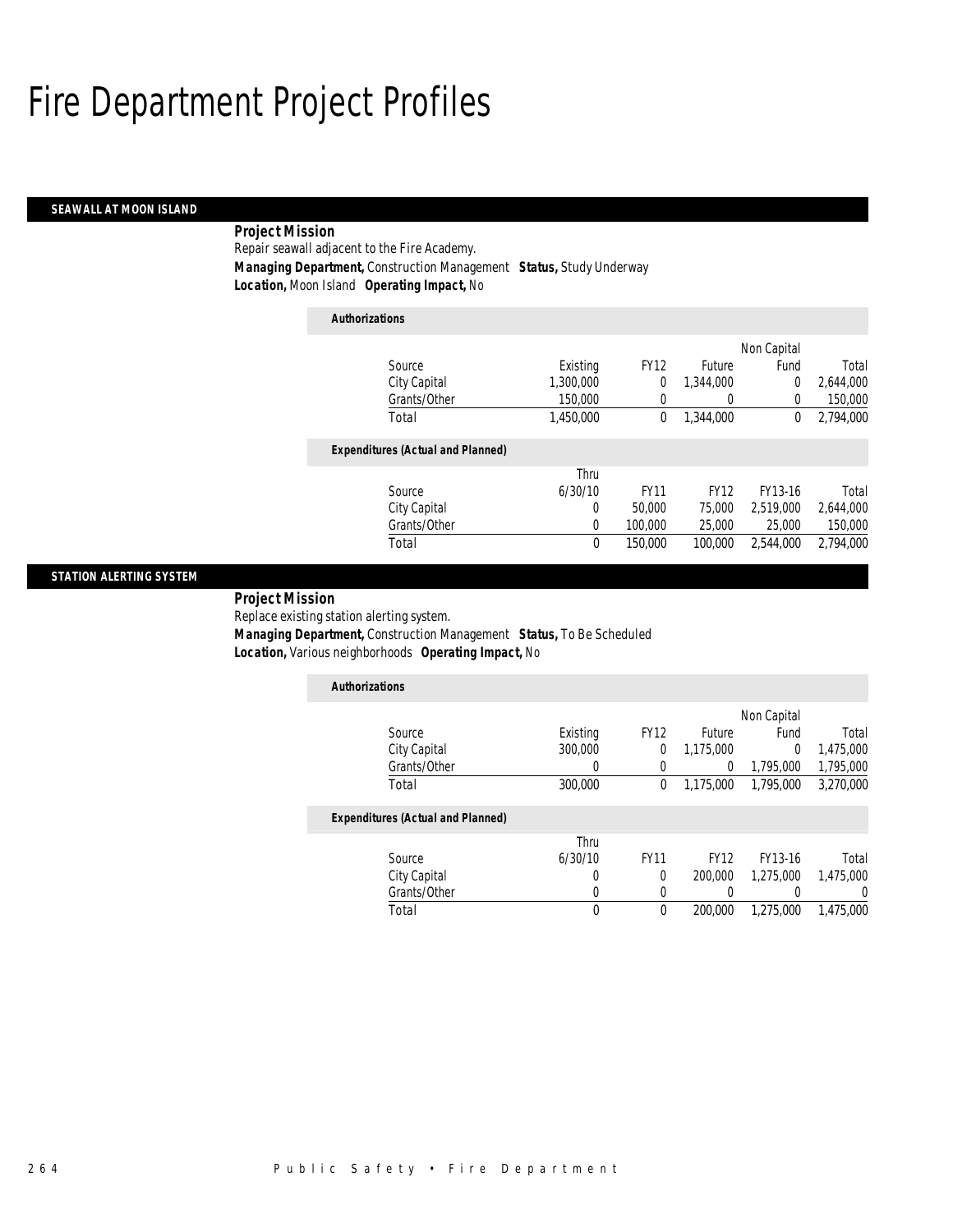# Fire Department Project Profiles

## SEAWALL AT MOON ISLAND

***Project Mission***

Repair seawall adjacent to the Fire Academy.

***Managing Department,*** Construction Management ***Status,*** Study Underway

***Location,*** Moon Island ***Operating Impact,*** No

***Authorizations***

| Source | Existing | FY12 | Future | Non Capital Fund | Total |
|---|---|---|---|---|---|
| City Capital | 1,300,000 | 0 | 1,344,000 | 0 | 2,644,000 |
| Grants/Other | 150,000 | 0 | 0 | 0 | 150,000 |
| Total | 1,450,000 | 0 | 1,344,000 | 0 | 2,794,000 |

***Expenditures (Actual and Planned)***

| Source | Thru 6/30/10 | FY11 | FY12 | FY13-16 | Total |
|---|---|---|---|---|---|
| City Capital | 0 | 50,000 | 75,000 | 2,519,000 | 2,644,000 |
| Grants/Other | 0 | 100,000 | 25,000 | 25,000 | 150,000 |
| Total | 0 | 150,000 | 100,000 | 2,544,000 | 2,794,000 |

## STATION ALERTING SYSTEM

***Project Mission***

Replace existing station alerting system.

***Managing Department,*** Construction Management ***Status,*** To Be Scheduled

***Location,*** Various neighborhoods ***Operating Impact,*** No

***Authorizations***

| Source | Existing | FY12 | Future | Non Capital Fund | Total |
|---|---|---|---|---|---|
| City Capital | 300,000 | 0 | 1,175,000 | 0 | 1,475,000 |
| Grants/Other | 0 | 0 | 0 | 1,795,000 | 1,795,000 |
| Total | 300,000 | 0 | 1,175,000 | 1,795,000 | 3,270,000 |

***Expenditures (Actual and Planned)***

| Source | Thru 6/30/10 | FY11 | FY12 | FY13-16 | Total |
|---|---|---|---|---|---|
| City Capital | 0 | 0 | 200,000 | 1,275,000 | 1,475,000 |
| Grants/Other | 0 | 0 | 0 | 0 | 0 |
| Total | 0 | 0 | 200,000 | 1,275,000 | 1,475,000 |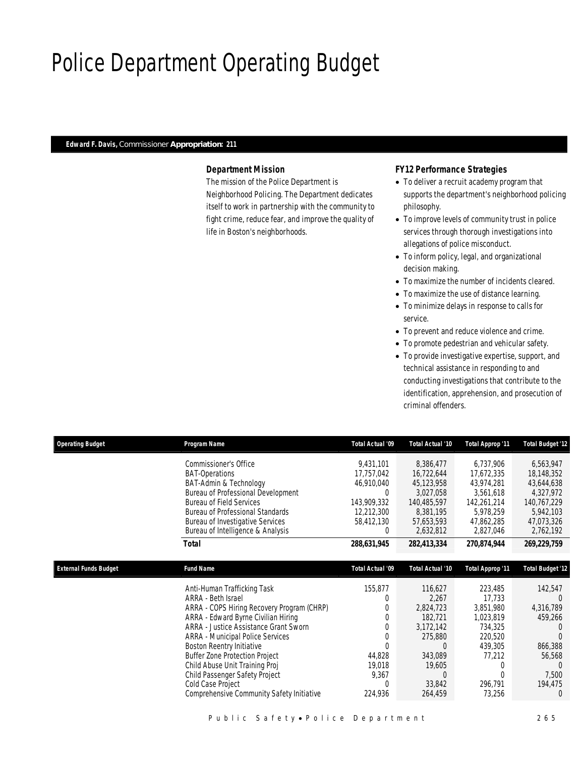# Police Department Operating Budget

**Edward F. Davis,** Commissioner **Appropriation: 211**

### Department Mission

The mission of the Police Department is Neighborhood Policing. The Department dedicates itself to work in partnership with the community to fight crime, reduce fear, and improve the quality of life in Boston's neighborhoods.

### FY12 Performance Strategies

- To deliver a recruit academy program that supports the department's neighborhood policing philosophy.
- To improve levels of community trust in police services through thorough investigations into allegations of police misconduct.
- To inform policy, legal, and organizational decision making.
- To maximize the number of incidents cleared.
- To maximize the use of distance learning.
- To minimize delays in response to calls for service.
- To prevent and reduce violence and crime.
- To promote pedestrian and vehicular safety.
- To provide investigative expertise, support, and technical assistance in responding to and conducting investigations that contribute to the identification, apprehension, and prosecution of criminal offenders.

| Operating Budget | Program Name | Total Actual '09 | Total Actual '10 | Total Approp '11 | Total Budget '12 |
|---|---|---|---|---|---|
| | Commissioner's Office | 9,431,101 | 8,386,477 | 6,737,906 | 6,563,947 |
| | BAT-Operations | 17,757,042 | 16,722,644 | 17,672,335 | 18,148,352 |
| | BAT-Admin & Technology | 46,910,040 | 45,123,958 | 43,974,281 | 43,644,638 |
| | Bureau of Professional Development | 0 | 3,027,058 | 3,561,618 | 4,327,972 |
| | Bureau of Field Services | 143,909,332 | 140,485,597 | 142,261,214 | 140,767,229 |
| | Bureau of Professional Standards | 12,212,300 | 8,381,195 | 5,978,259 | 5,942,103 |
| | Bureau of Investigative Services | 58,412,130 | 57,653,593 | 47,862,285 | 47,073,326 |
| | Bureau of Intelligence & Analysis | 0 | 2,632,812 | 2,827,046 | 2,762,192 |
| | **Total** | **288,631,945** | **282,413,334** | **270,874,944** | **269,229,759** |

| External Funds Budget | Fund Name | Total Actual '09 | Total Actual '10 | Total Approp '11 | Total Budget '12 |
|---|---|---|---|---|---|
| | Anti-Human Trafficking Task | 155,877 | 116,627 | 223,485 | 142,547 |
| | ARRA - Beth Israel | 0 | 2,267 | 17,733 | 0 |
| | ARRA - COPS Hiring Recovery Program (CHRP) | 0 | 2,824,723 | 3,851,980 | 4,316,789 |
| | ARRA - Edward Byrne Civilian Hiring | 0 | 182,721 | 1,023,819 | 459,266 |
| | ARRA - Justice Assistance Grant Sworn | 0 | 3,172,142 | 734,325 | 0 |
| | ARRA - Municipal Police Services | 0 | 275,880 | 220,520 | 0 |
| | Boston Reentry Initiative | 0 | 0 | 439,305 | 866,388 |
| | Buffer Zone Protection Project | 44,828 | 343,089 | 77,212 | 56,568 |
| | Child Abuse Unit Training Proj | 19,018 | 19,605 | 0 | 0 |
| | Child Passenger Safety Project | 9,367 | 0 | 0 | 7,500 |
| | Cold Case Project | 0 | 33,842 | 296,791 | 194,475 |
| | Comprehensive Community Safety Initiative | 224,936 | 264,459 | 73,256 | 0 |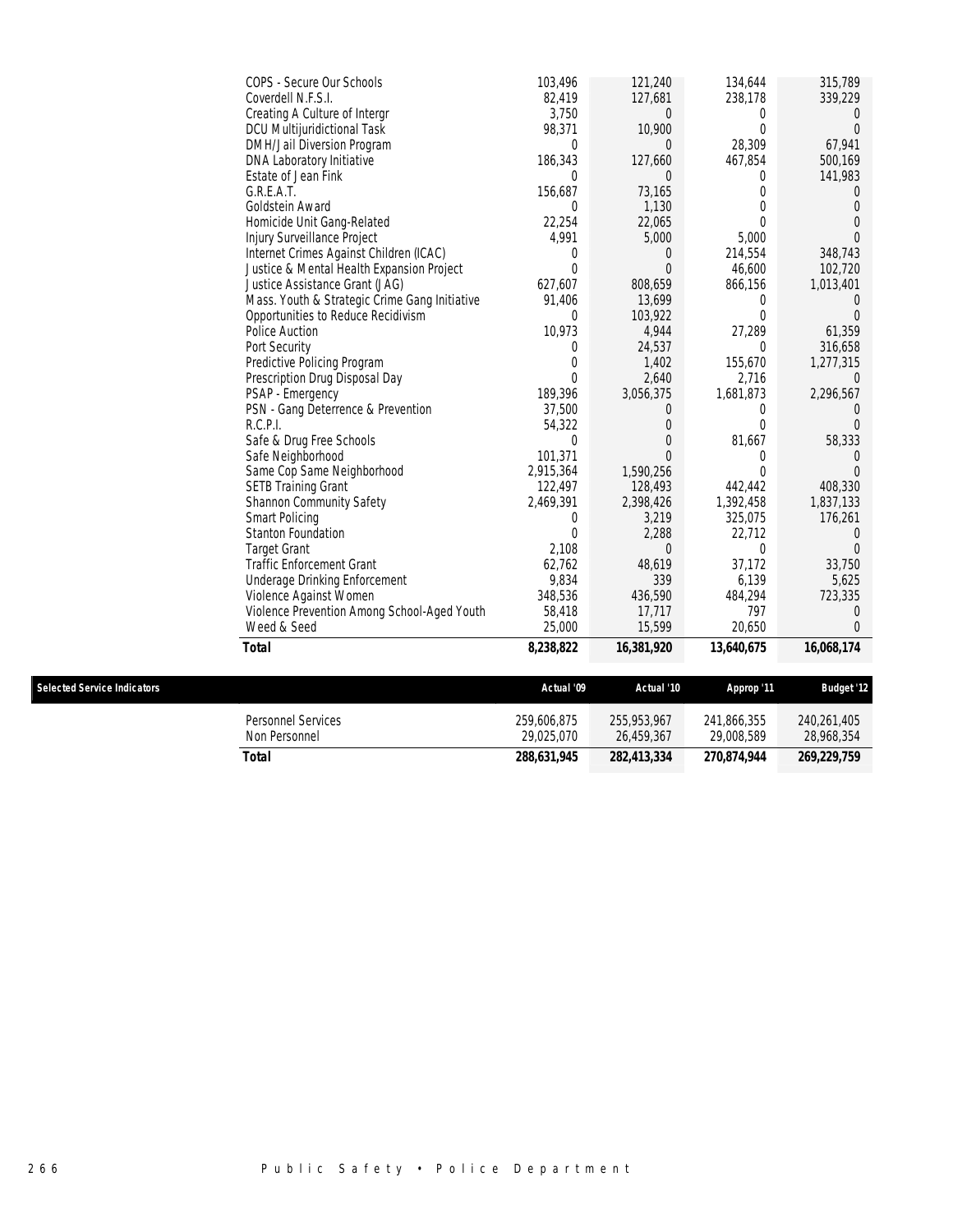| | | | | |
|---|---|---|---|---|
| COPS - Secure Our Schools | 103,496 | 121,240 | 134,644 | 315,789 |
| Coverdell N.F.S.I. | 82,419 | 127,681 | 238,178 | 339,229 |
| Creating A Culture of Intergr | 3,750 | 0 | 0 | 0 |
| DCU Multijuridictional Task | 98,371 | 10,900 | 0 | 0 |
| DMH/Jail Diversion Program | 0 | 0 | 28,309 | 67,941 |
| DNA Laboratory Initiative | 186,343 | 127,660 | 467,854 | 500,169 |
| Estate of Jean Fink | 0 | 0 | 0 | 141,983 |
| G.R.E.A.T. | 156,687 | 73,165 | 0 | 0 |
| Goldstein Award | 0 | 1,130 | 0 | 0 |
| Homicide Unit Gang-Related | 22,254 | 22,065 | 0 | 0 |
| Injury Surveillance Project | 4,991 | 5,000 | 5,000 | 0 |
| Internet Crimes Against Children (ICAC) | 0 | 0 | 214,554 | 348,743 |
| Justice & Mental Health Expansion Project | 0 | 0 | 46,600 | 102,720 |
| Justice Assistance Grant (JAG) | 627,607 | 808,659 | 866,156 | 1,013,401 |
| Mass. Youth & Strategic Crime Gang Initiative | 91,406 | 13,699 | 0 | 0 |
| Opportunities to Reduce Recidivism | 0 | 103,922 | 0 | 0 |
| Police Auction | 10,973 | 4,944 | 27,289 | 61,359 |
| Port Security | 0 | 24,537 | 0 | 316,658 |
| Predictive Policing Program | 0 | 1,402 | 155,670 | 1,277,315 |
| Prescription Drug Disposal Day | 0 | 2,640 | 2,716 | 0 |
| PSAP - Emergency | 189,396 | 3,056,375 | 1,681,873 | 2,296,567 |
| PSN - Gang Deterrence & Prevention | 37,500 | 0 | 0 | 0 |
| R.C.P.I. | 54,322 | 0 | 0 | 0 |
| Safe & Drug Free Schools | 0 | 0 | 81,667 | 58,333 |
| Safe Neighborhood | 101,371 | 0 | 0 | 0 |
| Same Cop Same Neighborhood | 2,915,364 | 1,590,256 | 0 | 0 |
| SETB Training Grant | 122,497 | 128,493 | 442,442 | 408,330 |
| Shannon Community Safety | 2,469,391 | 2,398,426 | 1,392,458 | 1,837,133 |
| Smart Policing | 0 | 3,219 | 325,075 | 176,261 |
| Stanton Foundation | 0 | 2,288 | 22,712 | 0 |
| Target Grant | 2,108 | 0 | 0 | 0 |
| Traffic Enforcement Grant | 62,762 | 48,619 | 37,172 | 33,750 |
| Underage Drinking Enforcement | 9,834 | 339 | 6,139 | 5,625 |
| Violence Against Women | 348,536 | 436,590 | 484,294 | 723,335 |
| Violence Prevention Among School-Aged Youth | 58,418 | 17,717 | 797 | 0 |
| Weed & Seed | 25,000 | 15,599 | 20,650 | 0 |
| **Total** | **8,238,822** | **16,381,920** | **13,640,675** | **16,068,174** |

| Selected Service Indicators | Actual '09 | Actual '10 | Approp '11 | Budget '12 |
|---|---|---|---|---|
| Personnel Services | 259,606,875 | 255,953,967 | 241,866,355 | 240,261,405 |
| Non Personnel | 29,025,070 | 26,459,367 | 29,008,589 | 28,968,354 |
| **Total** | **288,631,945** | **282,413,334** | **270,874,944** | **269,229,759** |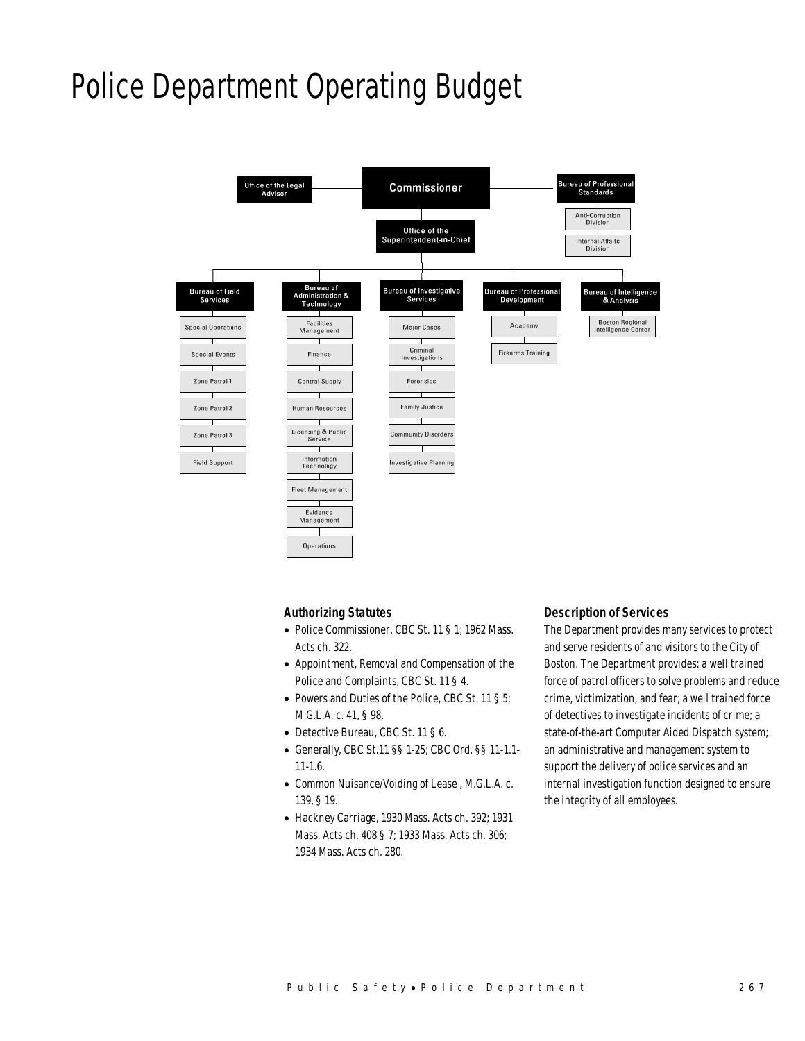# Police Department Operating Budget

- Commissioner
  - Office of the Legal Advisor
  - Bureau of Professional Standards
    - Anti-Corruption Division
    - Internal Affairs Division
  - Office of the Superintendent-in-Chief
    - Bureau of Field Services
      - Special Operations
      - Special Events
      - Zone Patrol 1
      - Zone Patrol 2
      - Zone Patrol 3
      - Field Support
    - Bureau of Administration & Technology
      - Facilities Management
      - Finance
      - Central Supply
      - Human Resources
      - Licensing & Public Service
      - Information Technology
      - Fleet Management
      - Evidence Management
      - Operations
    - Bureau of Investigative Services
      - Major Cases
      - Criminal Investigations
      - Forensics
      - Family Justice
      - Community Disorders
      - Investigative Planning
    - Bureau of Professional Development
      - Academy
      - Firearms Training
    - Bureau of Intelligence & Analysis
      - Boston Regional Intelligence Center

### Authorizing Statutes

- Police Commissioner, CBC St. 11 § 1; 1962 Mass. Acts ch. 322.
- Appointment, Removal and Compensation of the Police and Complaints, CBC St. 11 § 4.
- Powers and Duties of the Police, CBC St. 11 § 5; M.G.L.A. c. 41, § 98.
- Detective Bureau, CBC St. 11 § 6.
- Generally, CBC St.11 §§ 1-25; CBC Ord. §§ 11-1.1-11-1.6.
- Common Nuisance/Voiding of Lease , M.G.L.A. c. 139, § 19.
- Hackney Carriage, 1930 Mass. Acts ch. 392; 1931 Mass. Acts ch. 408 § 7; 1933 Mass. Acts ch. 306; 1934 Mass. Acts ch. 280.

### Description of Services

The Department provides many services to protect and serve residents of and visitors to the City of Boston. The Department provides: a well trained force of patrol officers to solve problems and reduce crime, victimization, and fear; a well trained force of detectives to investigate incidents of crime; a state-of-the-art Computer Aided Dispatch system; an administrative and management system to support the delivery of police services and an internal investigation function designed to ensure the integrity of all employees.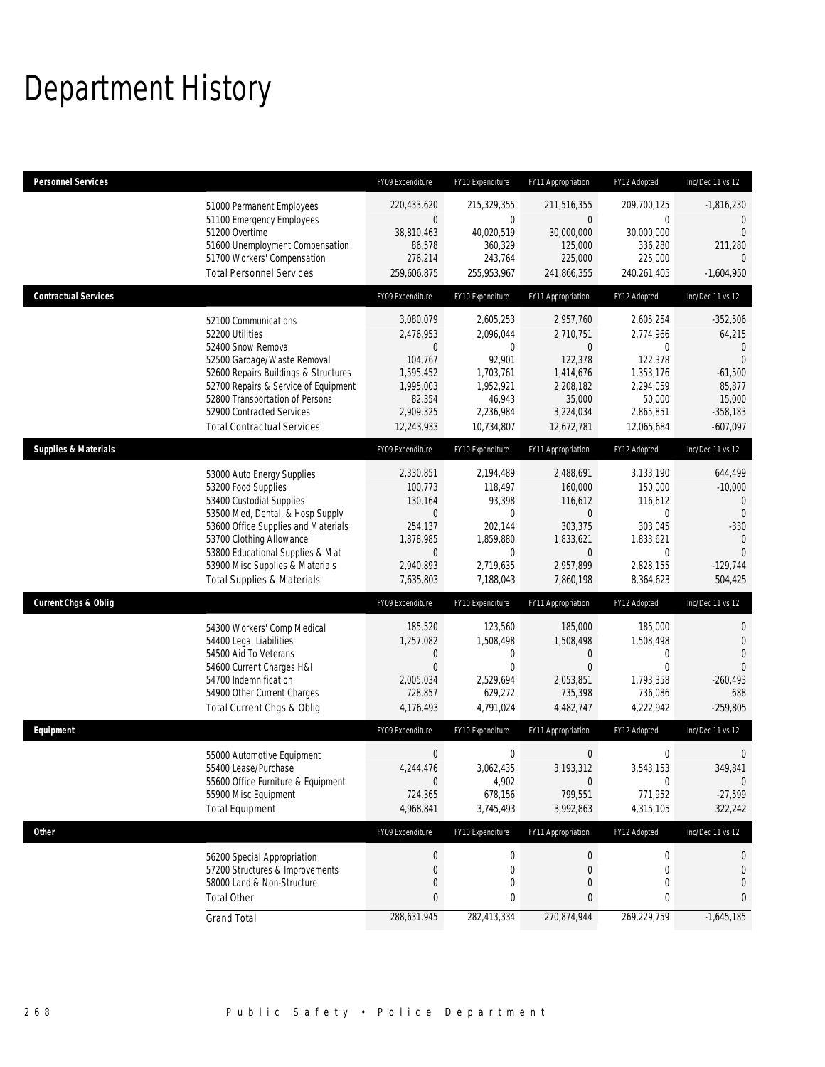# Department History

| Personnel Services | FY09 Expenditure | FY10 Expenditure | FY11 Appropriation | FY12 Adopted | Inc/Dec 11 vs 12 |
|---|---|---|---|---|---|
| 51000 Permanent Employees | 220,433,620 | 215,329,355 | 211,516,355 | 209,700,125 | -1,816,230 |
| 51100 Emergency Employees | 0 | 0 | 0 | 0 | 0 |
| 51200 Overtime | 38,810,463 | 40,020,519 | 30,000,000 | 30,000,000 | 0 |
| 51600 Unemployment Compensation | 86,578 | 360,329 | 125,000 | 336,280 | 211,280 |
| 51700 Workers' Compensation | 276,214 | 243,764 | 225,000 | 225,000 | 0 |
| Total Personnel Services | 259,606,875 | 255,953,967 | 241,866,355 | 240,261,405 | -1,604,950 |

| Contractual Services | FY09 Expenditure | FY10 Expenditure | FY11 Appropriation | FY12 Adopted | Inc/Dec 11 vs 12 |
|---|---|---|---|---|---|
| 52100 Communications | 3,080,079 | 2,605,253 | 2,957,760 | 2,605,254 | -352,506 |
| 52200 Utilities | 2,476,953 | 2,096,044 | 2,710,751 | 2,774,966 | 64,215 |
| 52400 Snow Removal | 0 | 0 | 0 | 0 | 0 |
| 52500 Garbage/Waste Removal | 104,767 | 92,901 | 122,378 | 122,378 | 0 |
| 52600 Repairs Buildings & Structures | 1,595,452 | 1,703,761 | 1,414,676 | 1,353,176 | -61,500 |
| 52700 Repairs & Service of Equipment | 1,995,003 | 1,952,921 | 2,208,182 | 2,294,059 | 85,877 |
| 52800 Transportation of Persons | 82,354 | 46,943 | 35,000 | 50,000 | 15,000 |
| 52900 Contracted Services | 2,909,325 | 2,236,984 | 3,224,034 | 2,865,851 | -358,183 |
| Total Contractual Services | 12,243,933 | 10,734,807 | 12,672,781 | 12,065,684 | -607,097 |

| Supplies & Materials | FY09 Expenditure | FY10 Expenditure | FY11 Appropriation | FY12 Adopted | Inc/Dec 11 vs 12 |
|---|---|---|---|---|---|
| 53000 Auto Energy Supplies | 2,330,851 | 2,194,489 | 2,488,691 | 3,133,190 | 644,499 |
| 53200 Food Supplies | 100,773 | 118,497 | 160,000 | 150,000 | -10,000 |
| 53400 Custodial Supplies | 130,164 | 93,398 | 116,612 | 116,612 | 0 |
| 53500 Med, Dental, & Hosp Supply | 0 | 0 | 0 | 0 | 0 |
| 53600 Office Supplies and Materials | 254,137 | 202,144 | 303,375 | 303,045 | -330 |
| 53700 Clothing Allowance | 1,878,985 | 1,859,880 | 1,833,621 | 1,833,621 | 0 |
| 53800 Educational Supplies & Mat | 0 | 0 | 0 | 0 | 0 |
| 53900 Misc Supplies & Materials | 2,940,893 | 2,719,635 | 2,957,899 | 2,828,155 | -129,744 |
| Total Supplies & Materials | 7,635,803 | 7,188,043 | 7,860,198 | 8,364,623 | 504,425 |

| Current Chgs & Oblig | FY09 Expenditure | FY10 Expenditure | FY11 Appropriation | FY12 Adopted | Inc/Dec 11 vs 12 |
|---|---|---|---|---|---|
| 54300 Workers' Comp Medical | 185,520 | 123,560 | 185,000 | 185,000 | 0 |
| 54400 Legal Liabilities | 1,257,082 | 1,508,498 | 1,508,498 | 1,508,498 | 0 |
| 54500 Aid To Veterans | 0 | 0 | 0 | 0 | 0 |
| 54600 Current Charges H&I | 0 | 0 | 0 | 0 | 0 |
| 54700 Indemnification | 2,005,034 | 2,529,694 | 2,053,851 | 1,793,358 | -260,493 |
| 54900 Other Current Charges | 728,857 | 629,272 | 735,398 | 736,086 | 688 |
| Total Current Chgs & Oblig | 4,176,493 | 4,791,024 | 4,482,747 | 4,222,942 | -259,805 |

| Equipment | FY09 Expenditure | FY10 Expenditure | FY11 Appropriation | FY12 Adopted | Inc/Dec 11 vs 12 |
|---|---|---|---|---|---|
| 55000 Automotive Equipment | 0 | 0 | 0 | 0 | 0 |
| 55400 Lease/Purchase | 4,244,476 | 3,062,435 | 3,193,312 | 3,543,153 | 349,841 |
| 55600 Office Furniture & Equipment | 0 | 4,902 | 0 | 0 | 0 |
| 55900 Misc Equipment | 724,365 | 678,156 | 799,551 | 771,952 | -27,599 |
| Total Equipment | 4,968,841 | 3,745,493 | 3,992,863 | 4,315,105 | 322,242 |

| Other | FY09 Expenditure | FY10 Expenditure | FY11 Appropriation | FY12 Adopted | Inc/Dec 11 vs 12 |
|---|---|---|---|---|---|
| 56200 Special Appropriation | 0 | 0 | 0 | 0 | 0 |
| 57200 Structures & Improvements | 0 | 0 | 0 | 0 | 0 |
| 58000 Land & Non-Structure | 0 | 0 | 0 | 0 | 0 |
| Total Other | 0 | 0 | 0 | 0 | 0 |
| Grand Total | 288,631,945 | 282,413,334 | 270,874,944 | 269,229,759 | -1,645,185 |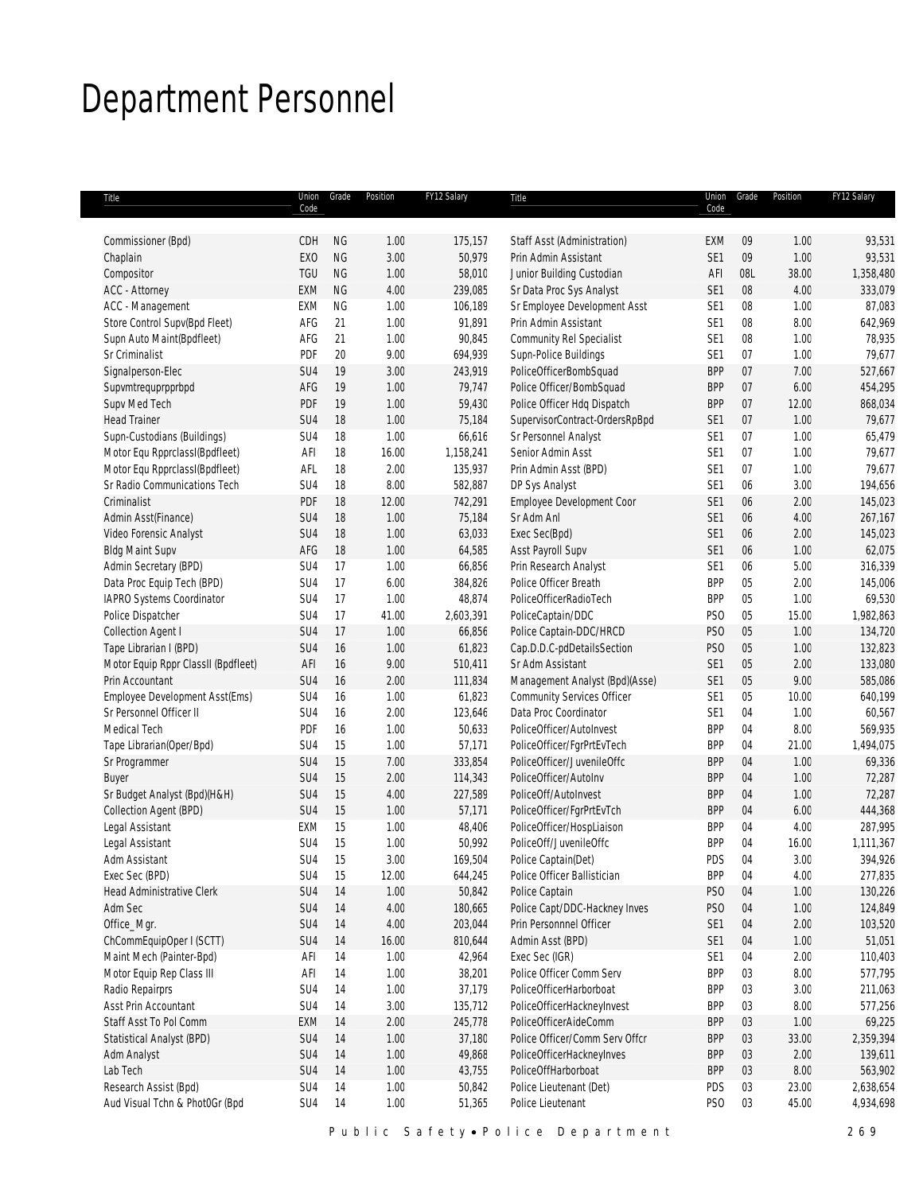# Department Personnel

| Title | Union Code | Grade | Position | FY12 Salary | Title | Union Code | Grade | Position | FY12 Salary |
|---|---|---|---|---|---|---|---|---|---|
| Commissioner (Bpd) | CDH | NG | 1.00 | 175,157 | Staff Asst (Administration) | EXM | 09 | 1.00 | 93,531 |
| Chaplain | EXO | NG | 3.00 | 50,979 | Prin Admin Assistant | SE1 | 09 | 1.00 | 93,531 |
| Compositor | TGU | NG | 1.00 | 58,010 | Junior Building Custodian | AFI | 08L | 38.00 | 1,358,480 |
| ACC - Attorney | EXM | NG | 4.00 | 239,085 | Sr Data Proc Sys Analyst | SE1 | 08 | 4.00 | 333,079 |
| ACC - Management | EXM | NG | 1.00 | 106,189 | Sr Employee Development Asst | SE1 | 08 | 1.00 | 87,083 |
| Store Control Supv(Bpd Fleet) | AFG | 21 | 1.00 | 91,891 | Prin Admin Assistant | SE1 | 08 | 8.00 | 642,969 |
| Supn Auto Maint(Bpdfleet) | AFG | 21 | 1.00 | 90,845 | Community Rel Specialist | SE1 | 08 | 1.00 | 78,935 |
| Sr Criminalist | PDF | 20 | 9.00 | 694,939 | Supn-Police Buildings | SE1 | 07 | 1.00 | 79,677 |
| Signalperson-Elec | SU4 | 19 | 3.00 | 243,919 | PoliceOfficerBombSquad | BPP | 07 | 7.00 | 527,667 |
| Supvmtrequprpprbpd | AFG | 19 | 1.00 | 79,747 | Police Officer/BombSquad | BPP | 07 | 6.00 | 454,295 |
| Supv Med Tech | PDF | 19 | 1.00 | 59,430 | Police Officer Hdq Dispatch | BPP | 07 | 12.00 | 868,034 |
| Head Trainer | SU4 | 18 | 1.00 | 75,184 | SupervisorContract-OrdersRpBpd | SE1 | 07 | 1.00 | 79,677 |
| Supn-Custodians (Buildings) | SU4 | 18 | 1.00 | 66,616 | Sr Personnel Analyst | SE1 | 07 | 1.00 | 65,479 |
| Motor Equ RpprclassI(Bpdfleet) | AFI | 18 | 16.00 | 1,158,241 | Senior Admin Asst | SE1 | 07 | 1.00 | 79,677 |
| Motor Equ RpprclassI(Bpdfleet) | AFL | 18 | 2.00 | 135,937 | Prin Admin Asst (BPD) | SE1 | 07 | 1.00 | 79,677 |
| Sr Radio Communications Tech | SU4 | 18 | 8.00 | 582,887 | DP Sys Analyst | SE1 | 06 | 3.00 | 194,656 |
| Criminalist | PDF | 18 | 12.00 | 742,291 | Employee Development Coor | SE1 | 06 | 2.00 | 145,023 |
| Admin Asst(Finance) | SU4 | 18 | 1.00 | 75,184 | Sr Adm Anl | SE1 | 06 | 4.00 | 267,167 |
| Video Forensic Analyst | SU4 | 18 | 1.00 | 63,033 | Exec Sec(Bpd) | SE1 | 06 | 2.00 | 145,023 |
| Bldg Maint Supv | AFG | 18 | 1.00 | 64,585 | Asst Payroll Supv | SE1 | 06 | 1.00 | 62,075 |
| Admin Secretary (BPD) | SU4 | 17 | 1.00 | 66,856 | Prin Research Analyst | SE1 | 06 | 5.00 | 316,339 |
| Data Proc Equip Tech (BPD) | SU4 | 17 | 6.00 | 384,826 | Police Officer Breath | BPP | 05 | 2.00 | 145,006 |
| IAPRO Systems Coordinator | SU4 | 17 | 1.00 | 48,874 | PoliceOfficerRadioTech | BPP | 05 | 1.00 | 69,530 |
| Police Dispatcher | SU4 | 17 | 41.00 | 2,603,391 | PoliceCaptain/DDC | PSO | 05 | 15.00 | 1,982,863 |
| Collection Agent I | SU4 | 17 | 1.00 | 66,856 | Police Captain-DDC/HRCD | PSO | 05 | 1.00 | 134,720 |
| Tape Librarian I (BPD) | SU4 | 16 | 1.00 | 61,823 | Cap.D.D.C-pdDetailsSection | PSO | 05 | 1.00 | 132,823 |
| Motor Equip Rppr ClassII (Bpdfleet) | AFI | 16 | 9.00 | 510,411 | Sr Adm Assistant | SE1 | 05 | 2.00 | 133,080 |
| Prin Accountant | SU4 | 16 | 2.00 | 111,834 | Management Analyst (Bpd)(Asse) | SE1 | 05 | 9.00 | 585,086 |
| Employee Development Asst(Ems) | SU4 | 16 | 1.00 | 61,823 | Community Services Officer | SE1 | 05 | 10.00 | 640,199 |
| Sr Personnel Officer II | SU4 | 16 | 2.00 | 123,646 | Data Proc Coordinator | SE1 | 04 | 1.00 | 60,567 |
| Medical Tech | PDF | 16 | 1.00 | 50,633 | PoliceOfficer/AutoInvest | BPP | 04 | 8.00 | 569,935 |
| Tape Librarian(Oper/Bpd) | SU4 | 15 | 1.00 | 57,171 | PoliceOfficer/FgrPrtEvTech | BPP | 04 | 21.00 | 1,494,075 |
| Sr Programmer | SU4 | 15 | 7.00 | 333,854 | PoliceOfficer/JuvenileOffc | BPP | 04 | 1.00 | 69,336 |
| Buyer | SU4 | 15 | 2.00 | 114,343 | PoliceOfficer/AutoInv | BPP | 04 | 1.00 | 72,287 |
| Sr Budget Analyst (Bpd)(H&H) | SU4 | 15 | 4.00 | 227,589 | PoliceOff/AutoInvest | BPP | 04 | 1.00 | 72,287 |
| Collection Agent (BPD) | SU4 | 15 | 1.00 | 57,171 | PoliceOfficer/FgrPrtEvTch | BPP | 04 | 6.00 | 444,368 |
| Legal Assistant | EXM | 15 | 1.00 | 48,406 | PoliceOfficer/HospLiaison | BPP | 04 | 4.00 | 287,995 |
| Legal Assistant | SU4 | 15 | 1.00 | 50,992 | PoliceOff/JuvenileOffc | BPP | 04 | 16.00 | 1,111,367 |
| Adm Assistant | SU4 | 15 | 3.00 | 169,504 | Police Captain(Det) | PDS | 04 | 3.00 | 394,926 |
| Exec Sec (BPD) | SU4 | 15 | 12.00 | 644,245 | Police Officer Ballistician | BPP | 04 | 4.00 | 277,835 |
| Head Administrative Clerk | SU4 | 14 | 1.00 | 50,842 | Police Captain | PSO | 04 | 1.00 | 130,226 |
| Adm Sec | SU4 | 14 | 4.00 | 180,665 | Police Capt/DDC-Hackney Inves | PSO | 04 | 1.00 | 124,849 |
| Office_Mgr. | SU4 | 14 | 4.00 | 203,044 | Prin Personnnel Officer | SE1 | 04 | 2.00 | 103,520 |
| ChCommEquipOper I (SCTT) | SU4 | 14 | 16.00 | 810,644 | Admin Asst (BPD) | SE1 | 04 | 1.00 | 51,051 |
| Maint Mech (Painter-Bpd) | AFI | 14 | 1.00 | 42,964 | Exec Sec (IGR) | SE1 | 04 | 2.00 | 110,403 |
| Motor Equip Rep Class III | AFI | 14 | 1.00 | 38,201 | Police Officer Comm Serv | BPP | 03 | 8.00 | 577,795 |
| Radio Repairprs | SU4 | 14 | 1.00 | 37,179 | PoliceOfficerHarborboat | BPP | 03 | 3.00 | 211,063 |
| Asst Prin Accountant | SU4 | 14 | 3.00 | 135,712 | PoliceOfficerHackneyInvest | BPP | 03 | 8.00 | 577,256 |
| Staff Asst To Pol Comm | EXM | 14 | 2.00 | 245,778 | PoliceOfficerAideComm | BPP | 03 | 1.00 | 69,225 |
| Statistical Analyst (BPD) | SU4 | 14 | 1.00 | 37,180 | Police Officer/Comm Serv Offcr | BPP | 03 | 33.00 | 2,359,394 |
| Adm Analyst | SU4 | 14 | 1.00 | 49,868 | PoliceOfficerHackneyInves | BPP | 03 | 2.00 | 139,611 |
| Lab Tech | SU4 | 14 | 1.00 | 43,755 | PoliceOffHarborboat | BPP | 03 | 8.00 | 563,902 |
| Research Assist (Bpd) | SU4 | 14 | 1.00 | 50,842 | Police Lieutenant (Det) | PDS | 03 | 23.00 | 2,638,654 |
| Aud Visual Tchn & Phot0Gr (Bpd | SU4 | 14 | 1.00 | 51,365 | Police Lieutenant | PSO | 03 | 45.00 | 4,934,698 |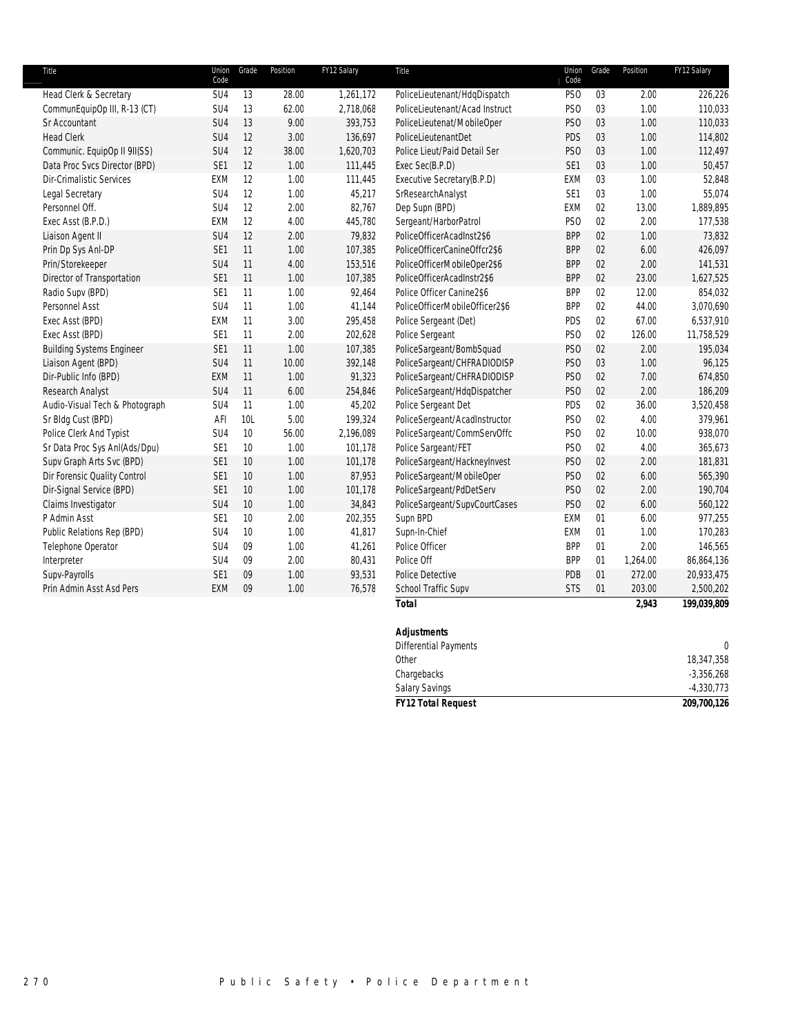| Title | Union Code | Grade | Position | FY12 Salary |
|---|---|---|---|---|
| Head Clerk & Secretary | SU4 | 13 | 28.00 | 1,261,172 |
| CommunEquipOp III, R-13 (CT) | SU4 | 13 | 62.00 | 2,718,068 |
| Sr Accountant | SU4 | 13 | 9.00 | 393,753 |
| Head Clerk | SU4 | 12 | 3.00 | 136,697 |
| Communic. EquipOp II 9II(SS) | SU4 | 12 | 38.00 | 1,620,703 |
| Data Proc Svcs Director (BPD) | SE1 | 12 | 1.00 | 111,445 |
| Dir-Crimalistic Services | EXM | 12 | 1.00 | 111,445 |
| Legal Secretary | SU4 | 12 | 1.00 | 45,217 |
| Personnel Off. | SU4 | 12 | 2.00 | 82,767 |
| Exec Asst (B.P.D.) | EXM | 12 | 4.00 | 445,780 |
| Liaison Agent II | SU4 | 12 | 2.00 | 79,832 |
| Prin Dp Sys Anl-DP | SE1 | 11 | 1.00 | 107,385 |
| Prin/Storekeeper | SU4 | 11 | 4.00 | 153,516 |
| Director of Transportation | SE1 | 11 | 1.00 | 107,385 |
| Radio Supv (BPD) | SE1 | 11 | 1.00 | 92,464 |
| Personnel Asst | SU4 | 11 | 1.00 | 41,144 |
| Exec Asst (BPD) | EXM | 11 | 3.00 | 295,458 |
| Exec Asst (BPD) | SE1 | 11 | 2.00 | 202,628 |
| Building Systems Engineer | SE1 | 11 | 1.00 | 107,385 |
| Liaison Agent (BPD) | SU4 | 11 | 10.00 | 392,148 |
| Dir-Public Info (BPD) | EXM | 11 | 1.00 | 91,323 |
| Research Analyst | SU4 | 11 | 6.00 | 254,846 |
| Audio-Visual Tech & Photograph | SU4 | 11 | 1.00 | 45,202 |
| Sr Bldg Cust (BPD) | AFI | 10L | 5.00 | 199,324 |
| Police Clerk And Typist | SU4 | 10 | 56.00 | 2,196,089 |
| Sr Data Proc Sys Anl(Ads/Dpu) | SE1 | 10 | 1.00 | 101,178 |
| Supv Graph Arts Svc (BPD) | SE1 | 10 | 1.00 | 101,178 |
| Dir Forensic Quality Control | SE1 | 10 | 1.00 | 87,953 |
| Dir-Signal Service (BPD) | SE1 | 10 | 1.00 | 101,178 |
| Claims Investigator | SU4 | 10 | 1.00 | 34,843 |
| P Admin Asst | SE1 | 10 | 2.00 | 202,355 |
| Public Relations Rep (BPD) | SU4 | 10 | 1.00 | 41,817 |
| Telephone Operator | SU4 | 09 | 1.00 | 41,261 |
| Interpreter | SU4 | 09 | 2.00 | 80,431 |
| Supv-Payrolls | SE1 | 09 | 1.00 | 93,531 |
| Prin Admin Asst Asd Pers | EXM | 09 | 1.00 | 76,578 |
| PoliceLieutenant/HdqDispatch | PSO | 03 | 2.00 | 226,226 |
| PoliceLieutenant/Acad Instruct | PSO | 03 | 1.00 | 110,033 |
| PoliceLieutenat/MobileOper | PSO | 03 | 1.00 | 110,033 |
| PoliceLieutenantDet | PDS | 03 | 1.00 | 114,802 |
| Police Lieut/Paid Detail Ser | PSO | 03 | 1.00 | 112,497 |
| Exec Sec(B.P.D) | SE1 | 03 | 1.00 | 50,457 |
| Executive Secretary(B.P.D) | EXM | 03 | 1.00 | 52,848 |
| SrResearchAnalyst | SE1 | 03 | 1.00 | 55,074 |
| Dep Supn (BPD) | EXM | 02 | 13.00 | 1,889,895 |
| Sergeant/HarborPatrol | PSO | 02 | 2.00 | 177,538 |
| PoliceOfficerAcadInst2$6 | BPP | 02 | 1.00 | 73,832 |
| PoliceOfficerCanineOffcr2$6 | BPP | 02 | 6.00 | 426,097 |
| PoliceOfficerMobileOper2$6 | BPP | 02 | 2.00 | 141,531 |
| PoliceOfficerAcadInstr2$6 | BPP | 02 | 23.00 | 1,627,525 |
| Police Officer Canine2$6 | BPP | 02 | 12.00 | 854,032 |
| PoliceOfficerMobileOfficer2$6 | BPP | 02 | 44.00 | 3,070,690 |
| Police Sergeant (Det) | PDS | 02 | 67.00 | 6,537,910 |
| Police Sergeant | PSO | 02 | 126.00 | 11,758,529 |
| PoliceSargeant/BombSquad | PSO | 02 | 2.00 | 195,034 |
| PoliceSargeant/CHFRADIODISP | PSO | 03 | 1.00 | 96,125 |
| PoliceSargeant/CHFRADIODISP | PSO | 02 | 7.00 | 674,850 |
| PoliceSargeant/HdqDispatcher | PSO | 02 | 2.00 | 186,209 |
| Police Sergeant Det | PDS | 02 | 36.00 | 3,520,458 |
| PoliceSergeant/AcadInstructor | PSO | 02 | 4.00 | 379,961 |
| PoliceSargeant/CommServOffc | PSO | 02 | 10.00 | 938,070 |
| Police Sargeant/FET | PSO | 02 | 4.00 | 365,673 |
| PoliceSargeant/HackneyInvest | PSO | 02 | 2.00 | 181,831 |
| PoliceSargeant/MobileOper | PSO | 02 | 6.00 | 565,390 |
| PoliceSargeant/PdDetServ | PSO | 02 | 2.00 | 190,704 |
| PoliceSargeant/SupvCourtCases | PSO | 02 | 6.00 | 560,122 |
| Supn BPD | EXM | 01 | 6.00 | 977,255 |
| Supn-In-Chief | EXM | 01 | 1.00 | 170,283 |
| Police Officer | BPP | 01 | 2.00 | 146,565 |
| Police Off | BPP | 01 | 1,264.00 | 86,864,136 |
| Police Detective | PDB | 01 | 272.00 | 20,933,475 |
| School Traffic Supv | STS | 01 | 203.00 | 2,500,202 |
| **Total** | | | **2,943** | **199,039,809** |

| **Adjustments** | |
|---|---|
| Differential Payments | 0 |
| Other | 18,347,358 |
| Chargebacks | -3,356,268 |
| Salary Savings | -4,330,773 |
| **FY12 Total Request** | **209,700,126** |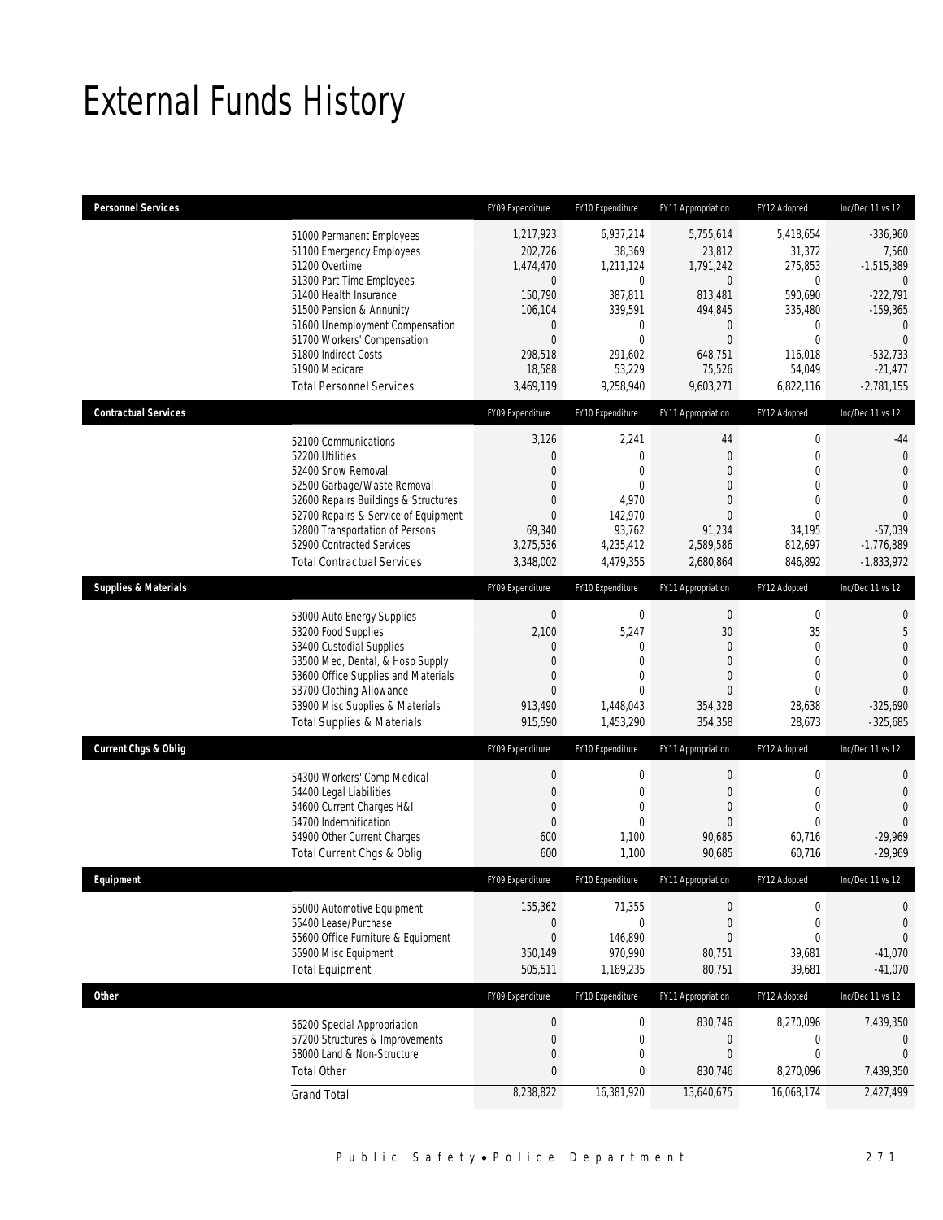# External Funds History

| Personnel Services | | FY09 Expenditure | FY10 Expenditure | FY11 Appropriation | FY12 Adopted | Inc/Dec 11 vs 12 |
|---|---|---|---|---|---|---|
| | 51000 Permanent Employees | 1,217,923 | 6,937,214 | 5,755,614 | 5,418,654 | -336,960 |
| | 51100 Emergency Employees | 202,726 | 38,369 | 23,812 | 31,372 | 7,560 |
| | 51200 Overtime | 1,474,470 | 1,211,124 | 1,791,242 | 275,853 | -1,515,389 |
| | 51300 Part Time Employees | 0 | 0 | 0 | 0 | 0 |
| | 51400 Health Insurance | 150,790 | 387,811 | 813,481 | 590,690 | -222,791 |
| | 51500 Pension & Annunity | 106,104 | 339,591 | 494,845 | 335,480 | -159,365 |
| | 51600 Unemployment Compensation | 0 | 0 | 0 | 0 | 0 |
| | 51700 Workers' Compensation | 0 | 0 | 0 | 0 | 0 |
| | 51800 Indirect Costs | 298,518 | 291,602 | 648,751 | 116,018 | -532,733 |
| | 51900 Medicare | 18,588 | 53,229 | 75,526 | 54,049 | -21,477 |
| | Total Personnel Services | 3,469,119 | 9,258,940 | 9,603,271 | 6,822,116 | -2,781,155 |
| **Contractual Services** | | FY09 Expenditure | FY10 Expenditure | FY11 Appropriation | FY12 Adopted | Inc/Dec 11 vs 12 |
| | 52100 Communications | 3,126 | 2,241 | 44 | 0 | -44 |
| | 52200 Utilities | 0 | 0 | 0 | 0 | 0 |
| | 52400 Snow Removal | 0 | 0 | 0 | 0 | 0 |
| | 52500 Garbage/Waste Removal | 0 | 0 | 0 | 0 | 0 |
| | 52600 Repairs Buildings & Structures | 0 | 4,970 | 0 | 0 | 0 |
| | 52700 Repairs & Service of Equipment | 0 | 142,970 | 0 | 0 | 0 |
| | 52800 Transportation of Persons | 69,340 | 93,762 | 91,234 | 34,195 | -57,039 |
| | 52900 Contracted Services | 3,275,536 | 4,235,412 | 2,589,586 | 812,697 | -1,776,889 |
| | Total Contractual Services | 3,348,002 | 4,479,355 | 2,680,864 | 846,892 | -1,833,972 |
| **Supplies & Materials** | | FY09 Expenditure | FY10 Expenditure | FY11 Appropriation | FY12 Adopted | Inc/Dec 11 vs 12 |
| | 53000 Auto Energy Supplies | 0 | 0 | 0 | 0 | 0 |
| | 53200 Food Supplies | 2,100 | 5,247 | 30 | 35 | 5 |
| | 53400 Custodial Supplies | 0 | 0 | 0 | 0 | 0 |
| | 53500 Med, Dental, & Hosp Supply | 0 | 0 | 0 | 0 | 0 |
| | 53600 Office Supplies and Materials | 0 | 0 | 0 | 0 | 0 |
| | 53700 Clothing Allowance | 0 | 0 | 0 | 0 | 0 |
| | 53900 Misc Supplies & Materials | 913,490 | 1,448,043 | 354,328 | 28,638 | -325,690 |
| | Total Supplies & Materials | 915,590 | 1,453,290 | 354,358 | 28,673 | -325,685 |
| **Current Chgs & Oblig** | | FY09 Expenditure | FY10 Expenditure | FY11 Appropriation | FY12 Adopted | Inc/Dec 11 vs 12 |
| | 54300 Workers' Comp Medical | 0 | 0 | 0 | 0 | 0 |
| | 54400 Legal Liabilities | 0 | 0 | 0 | 0 | 0 |
| | 54600 Current Charges H&I | 0 | 0 | 0 | 0 | 0 |
| | 54700 Indemnification | 0 | 0 | 0 | 0 | 0 |
| | 54900 Other Current Charges | 600 | 1,100 | 90,685 | 60,716 | -29,969 |
| | Total Current Chgs & Oblig | 600 | 1,100 | 90,685 | 60,716 | -29,969 |
| **Equipment** | | FY09 Expenditure | FY10 Expenditure | FY11 Appropriation | FY12 Adopted | Inc/Dec 11 vs 12 |
| | 55000 Automotive Equipment | 155,362 | 71,355 | 0 | 0 | 0 |
| | 55400 Lease/Purchase | 0 | 0 | 0 | 0 | 0 |
| | 55600 Office Furniture & Equipment | 0 | 146,890 | 0 | 0 | 0 |
| | 55900 Misc Equipment | 350,149 | 970,990 | 80,751 | 39,681 | -41,070 |
| | Total Equipment | 505,511 | 1,189,235 | 80,751 | 39,681 | -41,070 |
| **Other** | | FY09 Expenditure | FY10 Expenditure | FY11 Appropriation | FY12 Adopted | Inc/Dec 11 vs 12 |
| | 56200 Special Appropriation | 0 | 0 | 830,746 | 8,270,096 | 7,439,350 |
| | 57200 Structures & Improvements | 0 | 0 | 0 | 0 | 0 |
| | 58000 Land & Non-Structure | 0 | 0 | 0 | 0 | 0 |
| | Total Other | 0 | 0 | 830,746 | 8,270,096 | 7,439,350 |
| | Grand Total | 8,238,822 | 16,381,920 | 13,640,675 | 16,068,174 | 2,427,499 |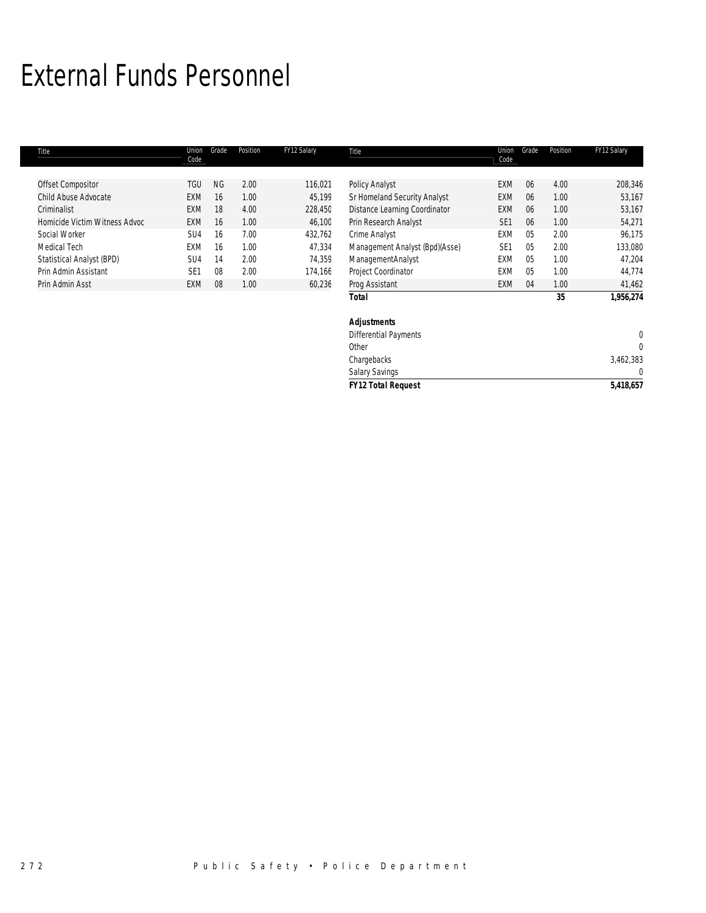# External Funds Personnel

| Title | Union Code | Grade | Position | FY12 Salary |
|---|---|---|---|---|
| Offset Compositor | TGU | NG | 2.00 | 116,021 |
| Child Abuse Advocate | EXM | 16 | 1.00 | 45,199 |
| Criminalist | EXM | 18 | 4.00 | 228,450 |
| Homicide Victim Witness Advoc | EXM | 16 | 1.00 | 46,100 |
| Social Worker | SU4 | 16 | 7.00 | 432,762 |
| Medical Tech | EXM | 16 | 1.00 | 47,334 |
| Statistical Analyst (BPD) | SU4 | 14 | 2.00 | 74,359 |
| Prin Admin Assistant | SE1 | 08 | 2.00 | 174,166 |
| Prin Admin Asst | EXM | 08 | 1.00 | 60,236 |
| Policy Analyst | EXM | 06 | 4.00 | 208,346 |
| Sr Homeland Security Analyst | EXM | 06 | 1.00 | 53,167 |
| Distance Learning Coordinator | EXM | 06 | 1.00 | 53,167 |
| Prin Research Analyst | SE1 | 06 | 1.00 | 54,271 |
| Crime Analyst | EXM | 05 | 2.00 | 96,175 |
| Management Analyst (Bpd)(Asse) | SE1 | 05 | 2.00 | 133,080 |
| ManagementAnalyst | EXM | 05 | 1.00 | 47,204 |
| Project Coordinator | EXM | 05 | 1.00 | 44,774 |
| Prog Assistant | EXM | 04 | 1.00 | 41,462 |
| **Total** | | | **35** | **1,956,274** |

| ***Adjustments*** | |
|---|---|
| Differential Payments | 0 |
| Other | 0 |
| Chargebacks | 3,462,383 |
| Salary Savings | 0 |
| ***FY12 Total Request*** | **5,418,657** |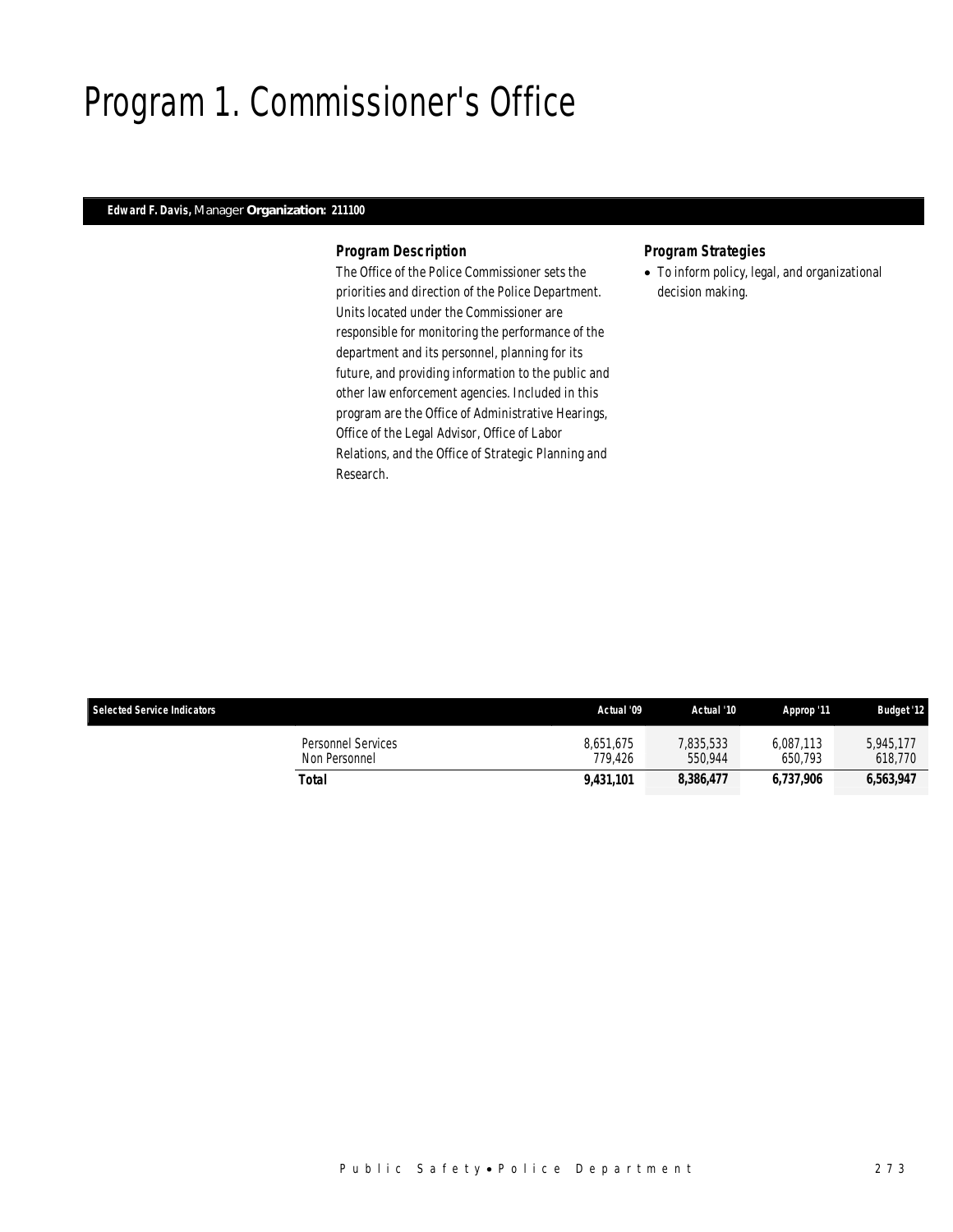# Program 1. Commissioner's Office

**Edward F. Davis,** Manager **Organization: 211100**

### *Program Description*

The Office of the Police Commissioner sets the priorities and direction of the Police Department. Units located under the Commissioner are responsible for monitoring the performance of the department and its personnel, planning for its future, and providing information to the public and other law enforcement agencies. Included in this program are the Office of Administrative Hearings, Office of the Legal Advisor, Office of Labor Relations, and the Office of Strategic Planning and Research.

### *Program Strategies*

- To inform policy, legal, and organizational decision making.

| Selected Service Indicators | | Actual '09 | Actual '10 | Approp '11 | Budget '12 |
|---|---|---|---|---|---|
| | Personnel Services | 8,651,675 | 7,835,533 | 6,087,113 | 5,945,177 |
| | Non Personnel | 779,426 | 550,944 | 650,793 | 618,770 |
| | **Total** | **9,431,101** | **8,386,477** | **6,737,906** | **6,563,947** |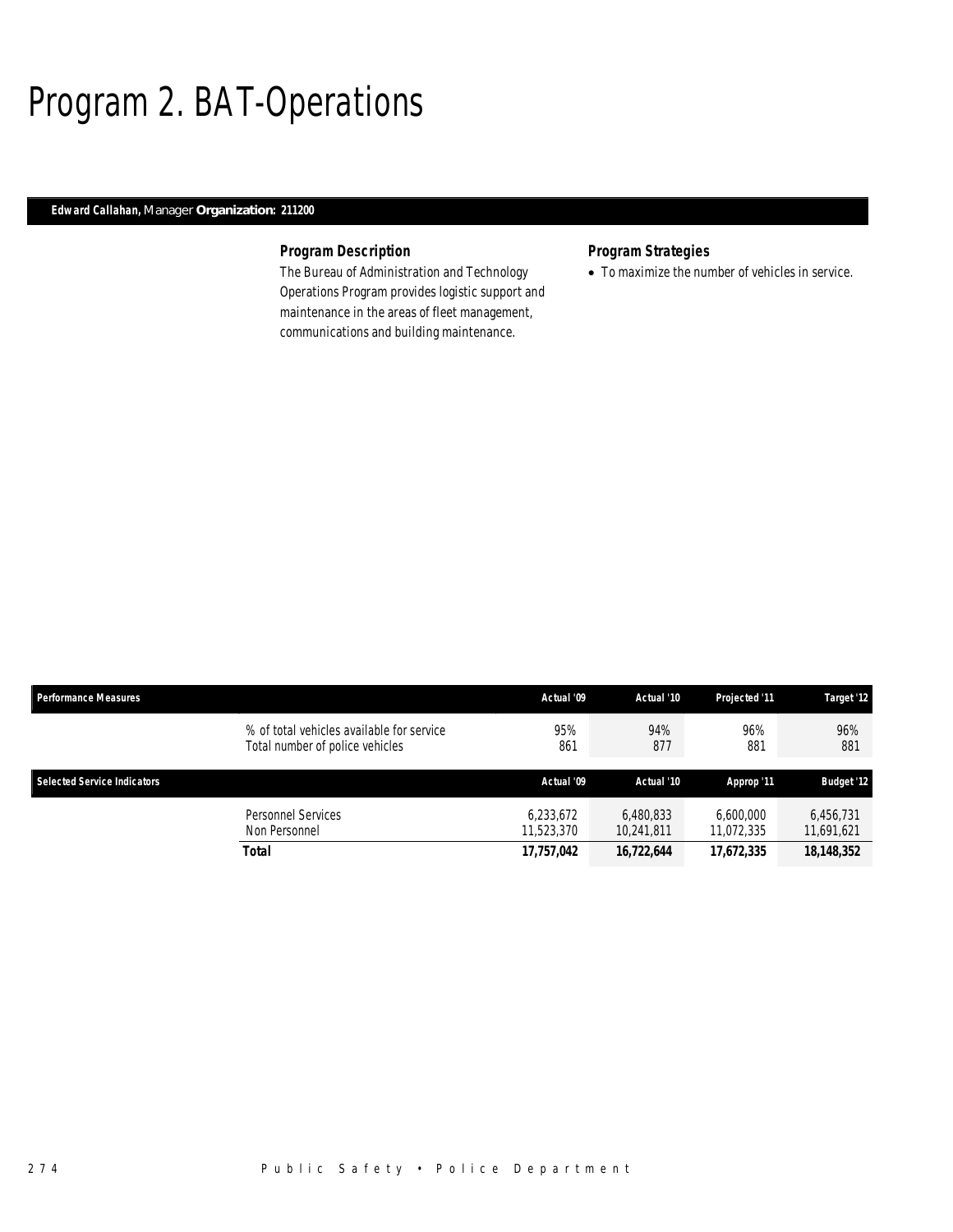# Program 2. BAT-Operations

**Edward Callahan,** *Manager* **Organization: 211200**

### Program Description

The Bureau of Administration and Technology Operations Program provides logistic support and maintenance in the areas of fleet management, communications and building maintenance.

### Program Strategies

- To maximize the number of vehicles in service.

| Performance Measures | Actual '09 | Actual '10 | Projected '11 | Target '12 |
|---|---|---|---|---|
| % of total vehicles available for service | 95% | 94% | 96% | 96% |
| Total number of police vehicles | 861 | 877 | 881 | 881 |

| Selected Service Indicators | Actual '09 | Actual '10 | Approp '11 | Budget '12 |
|---|---|---|---|---|
| Personnel Services | 6,233,672 | 6,480,833 | 6,600,000 | 6,456,731 |
| Non Personnel | 11,523,370 | 10,241,811 | 11,072,335 | 11,691,621 |
| **Total** | **17,757,042** | **16,722,644** | **17,672,335** | **18,148,352** |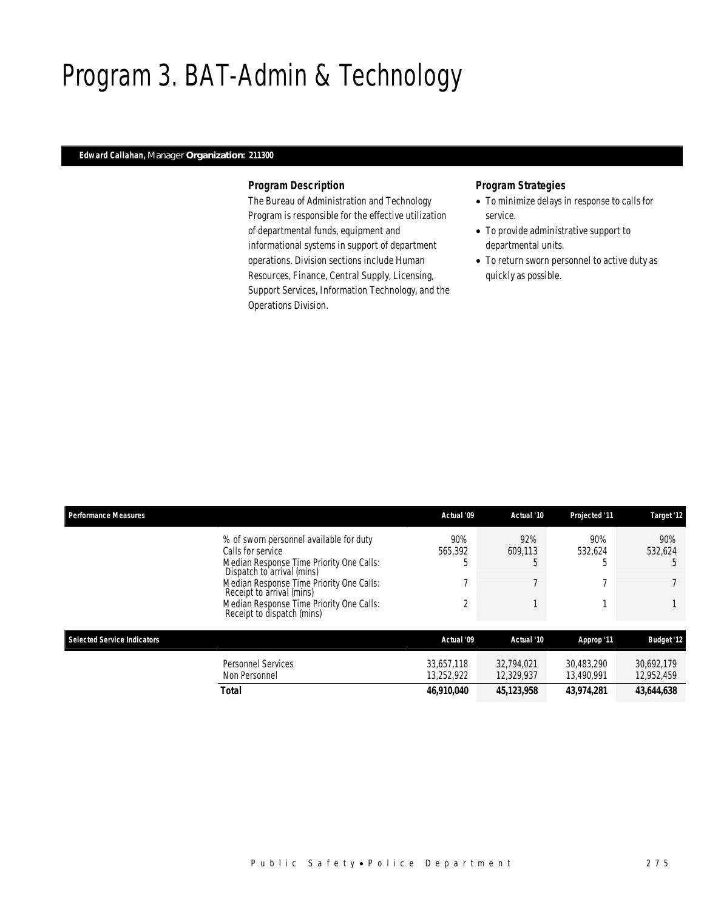# Program 3. BAT-Admin & Technology

**Edward Callahan,** *Manager* **Organization: 211300**

### *Program Description*

The Bureau of Administration and Technology Program is responsible for the effective utilization of departmental funds, equipment and informational systems in support of department operations. Division sections include Human Resources, Finance, Central Supply, Licensing, Support Services, Information Technology, and the Operations Division.

### *Program Strategies*

- To minimize delays in response to calls for service.
- To provide administrative support to departmental units.
- To return sworn personnel to active duty as quickly as possible.

| Performance Measures | Actual '09 | Actual '10 | Projected '11 | Target '12 |
|---|---|---|---|---|
| % of sworn personnel available for duty | 90% | 92% | 90% | 90% |
| Calls for service | 565,392 | 609,113 | 532,624 | 532,624 |
| Median Response Time Priority One Calls: Dispatch to arrival (mins) | 5 | 5 | 5 | 5 |
| Median Response Time Priority One Calls: Receipt to arrival (mins) | 7 | 7 | 7 | 7 |
| Median Response Time Priority One Calls: Receipt to dispatch (mins) | 2 | 1 | 1 | 1 |

| Selected Service Indicators | Actual '09 | Actual '10 | Approp '11 | Budget '12 |
|---|---|---|---|---|
| Personnel Services | 33,657,118 | 32,794,021 | 30,483,290 | 30,692,179 |
| Non Personnel | 13,252,922 | 12,329,937 | 13,490,991 | 12,952,459 |
| **Total** | **46,910,040** | **45,123,958** | **43,974,281** | **43,644,638** |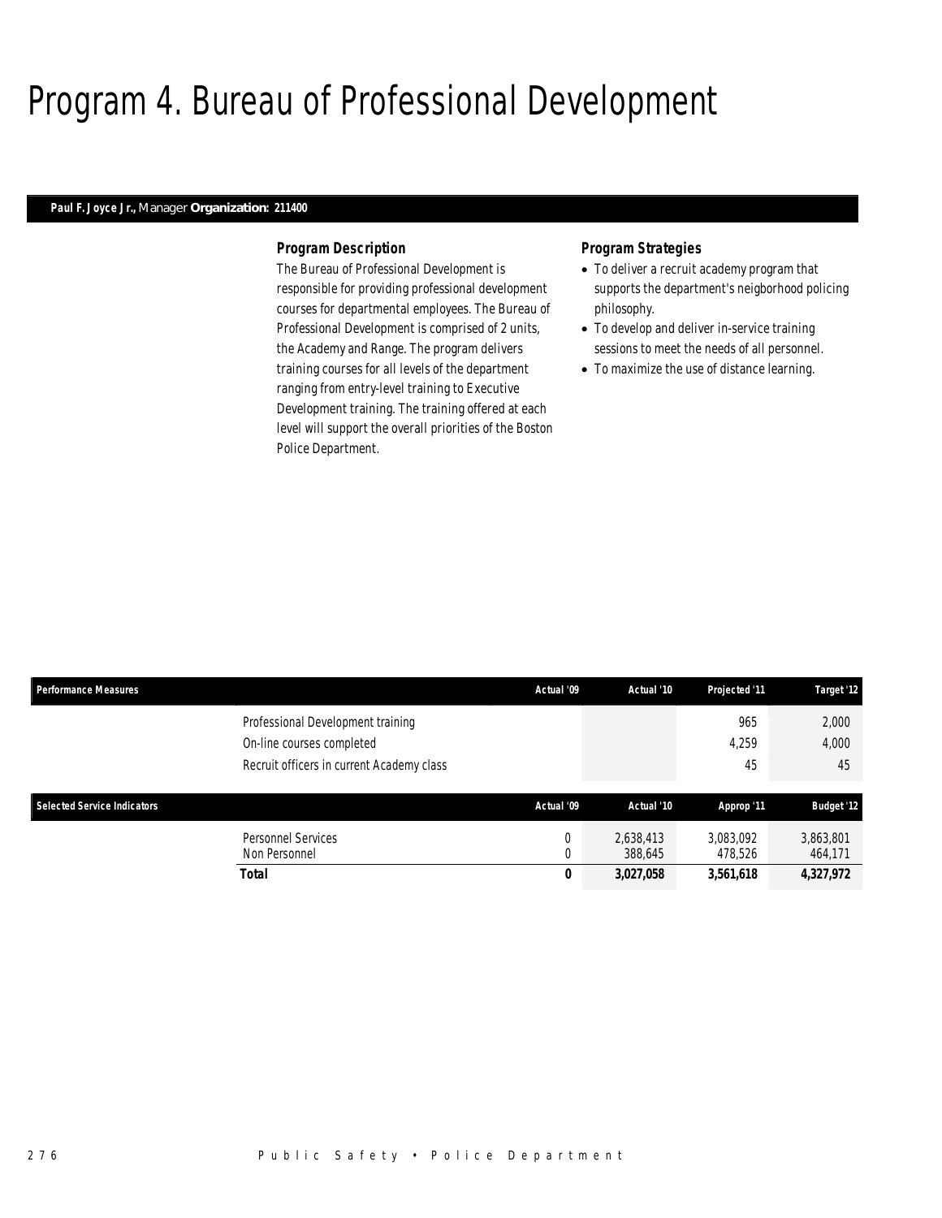# Program 4. Bureau of Professional Development

**Paul F. Joyce Jr.,** Manager **Organization: 211400**

### Program Description

The Bureau of Professional Development is responsible for providing professional development courses for departmental employees. The Bureau of Professional Development is comprised of 2 units, the Academy and Range. The program delivers training courses for all levels of the department ranging from entry-level training to Executive Development training. The training offered at each level will support the overall priorities of the Boston Police Department.

### Program Strategies

- To deliver a recruit academy program that supports the department's neigborhood policing philosophy.
- To develop and deliver in-service training sessions to meet the needs of all personnel.
- To maximize the use of distance learning.

| Performance Measures | Actual '09 | Actual '10 | Projected '11 | Target '12 |
|---|---|---|---|---|
| Professional Development training | | | 965 | 2,000 |
| On-line courses completed | | | 4,259 | 4,000 |
| Recruit officers in current Academy class | | | 45 | 45 |

| Selected Service Indicators | Actual '09 | Actual '10 | Approp '11 | Budget '12 |
|---|---|---|---|---|
| Personnel Services | 0 | 2,638,413 | 3,083,092 | 3,863,801 |
| Non Personnel | 0 | 388,645 | 478,526 | 464,171 |
| **Total** | **0** | **3,027,058** | **3,561,618** | **4,327,972** |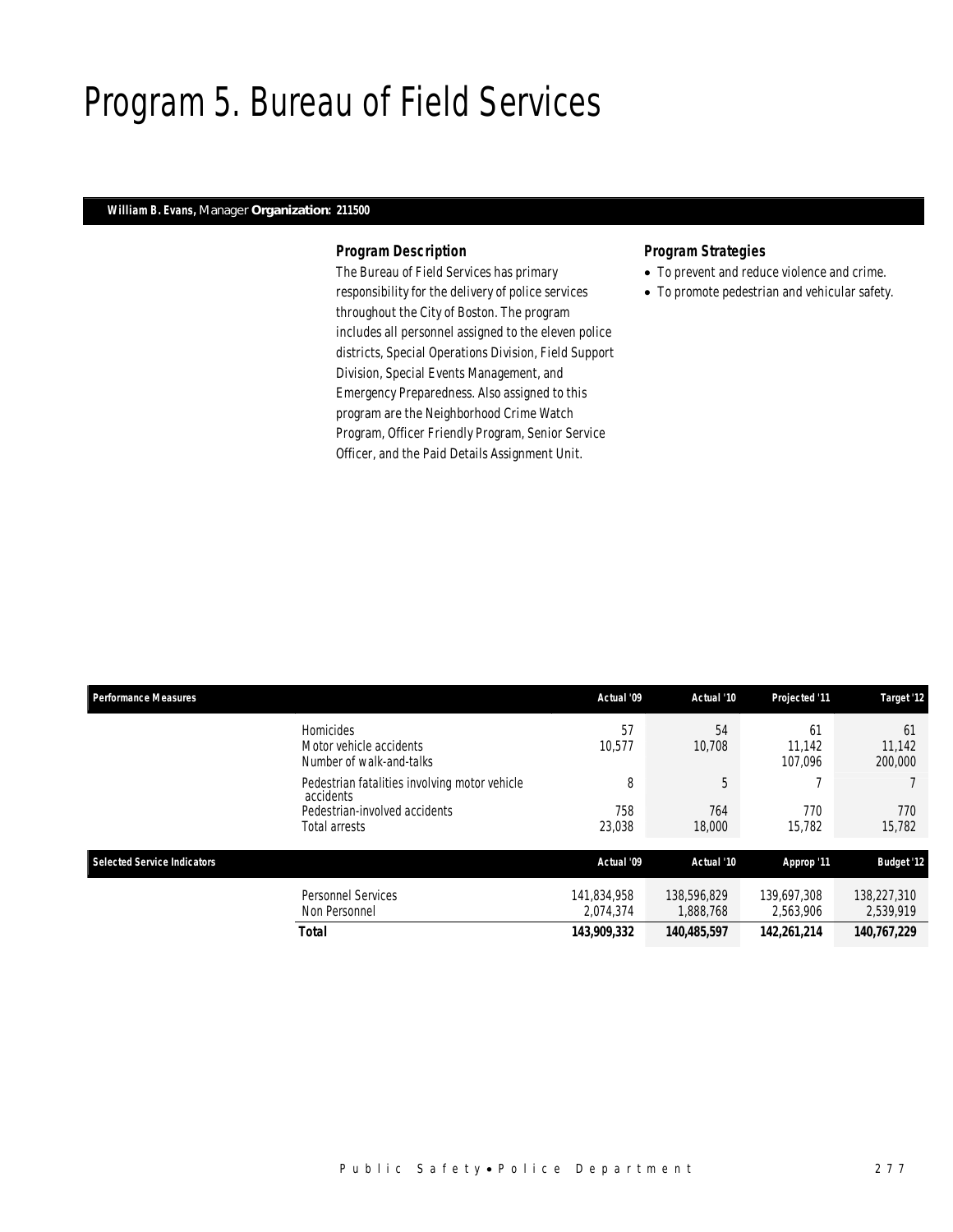# Program 5. Bureau of Field Services

**William B. Evans,** Manager **Organization: 211500**

### *Program Description*

The Bureau of Field Services has primary responsibility for the delivery of police services throughout the City of Boston. The program includes all personnel assigned to the eleven police districts, Special Operations Division, Field Support Division, Special Events Management, and Emergency Preparedness. Also assigned to this program are the Neighborhood Crime Watch Program, Officer Friendly Program, Senior Service Officer, and the Paid Details Assignment Unit.

### *Program Strategies*

- To prevent and reduce violence and crime.
- To promote pedestrian and vehicular safety.

| Performance Measures | Actual '09 | Actual '10 | Projected '11 | Target '12 |
|---|---|---|---|---|
| Homicides | 57 | 54 | 61 | 61 |
| Motor vehicle accidents | 10,577 | 10,708 | 11,142 | 11,142 |
| Number of walk-and-talks | | | 107,096 | 200,000 |
| Pedestrian fatalities involving motor vehicle accidents | 8 | 5 | 7 | 7 |
| Pedestrian-involved accidents | 758 | 764 | 770 | 770 |
| Total arrests | 23,038 | 18,000 | 15,782 | 15,782 |

| Selected Service Indicators | Actual '09 | Actual '10 | Approp '11 | Budget '12 |
|---|---|---|---|---|
| Personnel Services | 141,834,958 | 138,596,829 | 139,697,308 | 138,227,310 |
| Non Personnel | 2,074,374 | 1,888,768 | 2,563,906 | 2,539,919 |
| ***Total*** | **143,909,332** | **140,485,597** | **142,261,214** | **140,767,229** |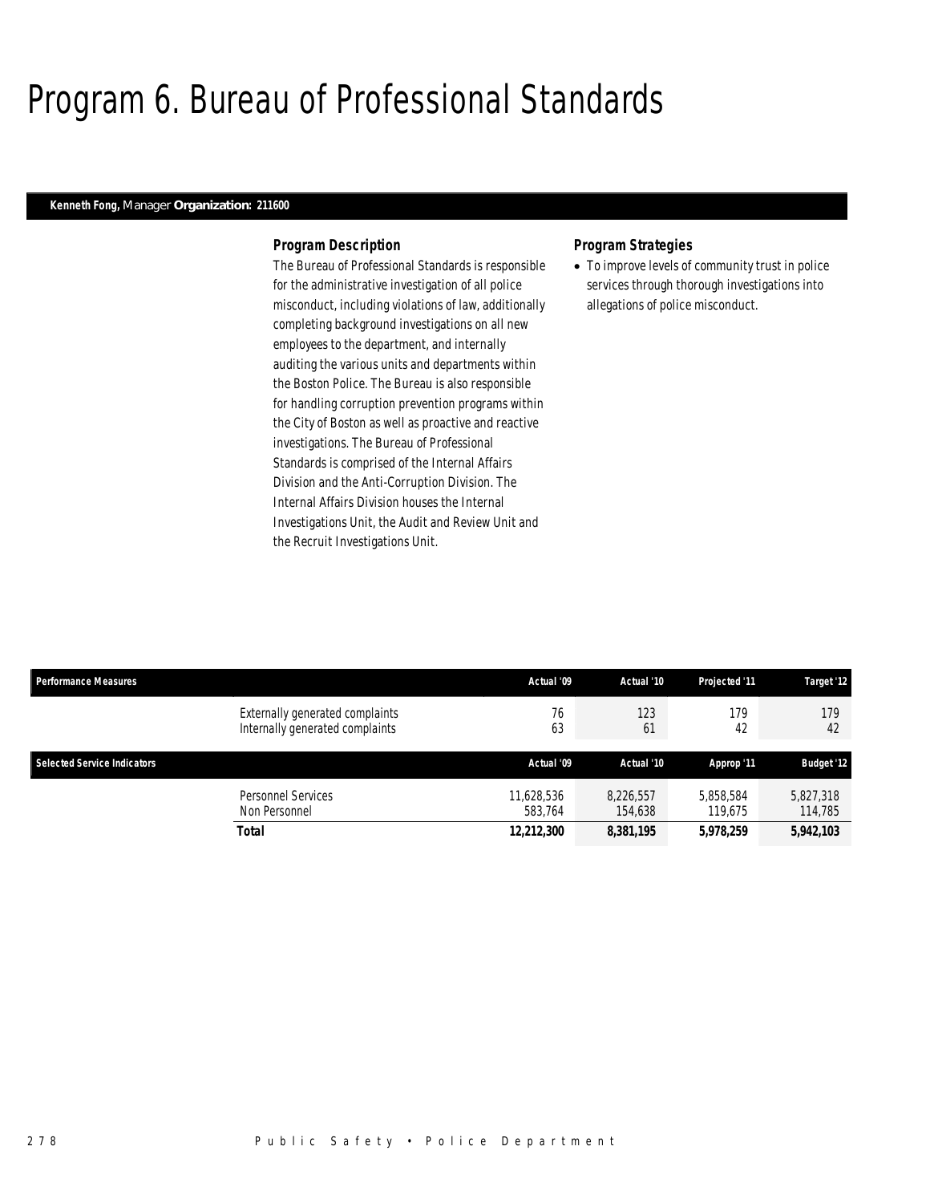# Program 6. Bureau of Professional Standards

**Kenneth Fong,** Manager **Organization: 211600**

### Program Description

The Bureau of Professional Standards is responsible for the administrative investigation of all police misconduct, including violations of law, additionally completing background investigations on all new employees to the department, and internally auditing the various units and departments within the Boston Police. The Bureau is also responsible for handling corruption prevention programs within the City of Boston as well as proactive and reactive investigations. The Bureau of Professional Standards is comprised of the Internal Affairs Division and the Anti-Corruption Division. The Internal Affairs Division houses the Internal Investigations Unit, the Audit and Review Unit and the Recruit Investigations Unit.

### Program Strategies

- To improve levels of community trust in police services through thorough investigations into allegations of police misconduct.

| Performance Measures | | Actual '09 | Actual '10 | Projected '11 | Target '12 |
|---|---|---|---|---|---|
| | Externally generated complaints | 76 | 123 | 179 | 179 |
| | Internally generated complaints | 63 | 61 | 42 | 42 |

| Selected Service Indicators | | Actual '09 | Actual '10 | Approp '11 | Budget '12 |
|---|---|---|---|---|---|
| | Personnel Services | 11,628,536 | 8,226,557 | 5,858,584 | 5,827,318 |
| | Non Personnel | 583,764 | 154,638 | 119,675 | 114,785 |
| | **Total** | **12,212,300** | **8,381,195** | **5,978,259** | **5,942,103** |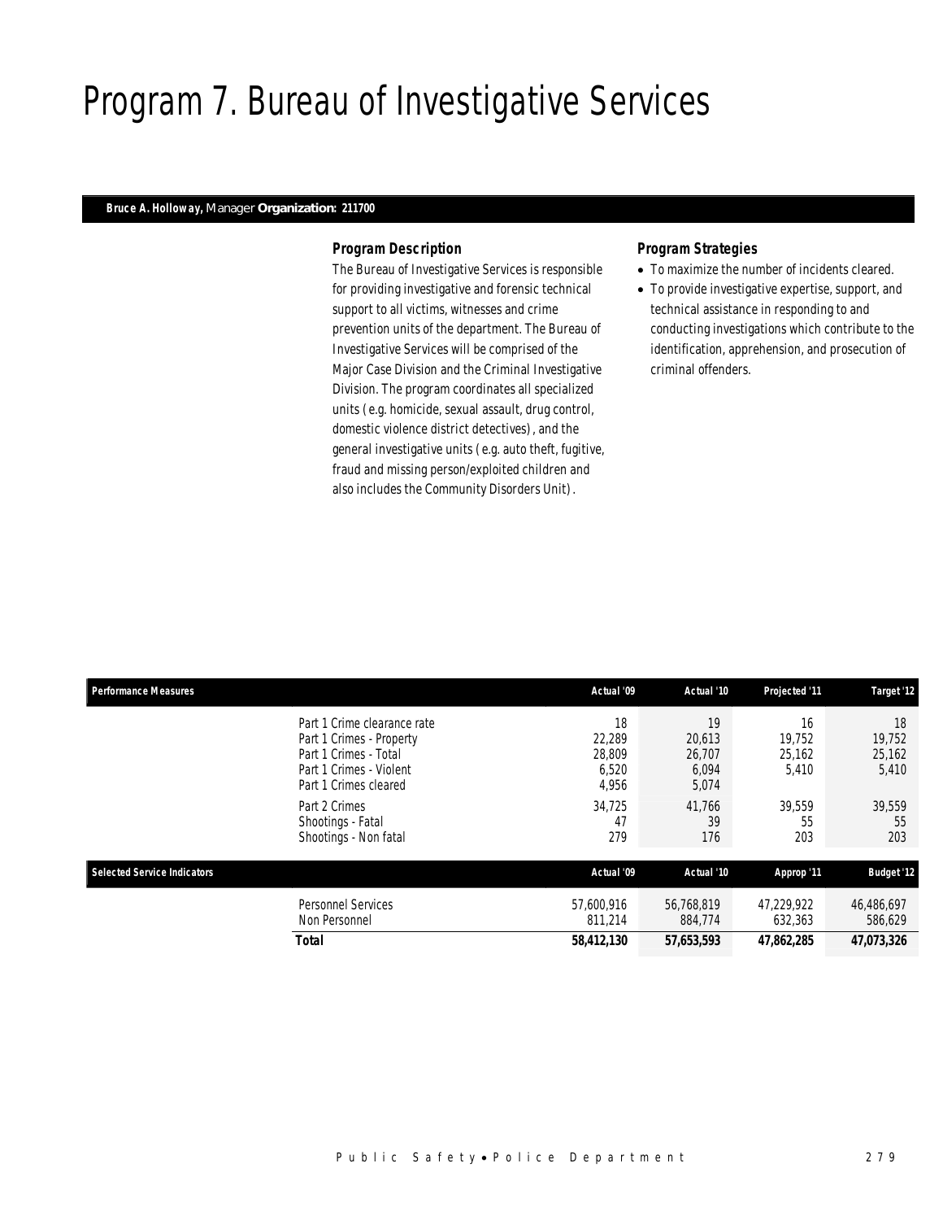# Program 7. Bureau of Investigative Services

**Bruce A. Holloway,** Manager **Organization: 211700**

### Program Description

The Bureau of Investigative Services is responsible for providing investigative and forensic technical support to all victims, witnesses and crime prevention units of the department. The Bureau of Investigative Services will be comprised of the Major Case Division and the Criminal Investigative Division. The program coordinates all specialized units (e.g. homicide, sexual assault, drug control, domestic violence district detectives), and the general investigative units (e.g. auto theft, fugitive, fraud and missing person/exploited children and also includes the Community Disorders Unit).

### Program Strategies

- To maximize the number of incidents cleared.
- To provide investigative expertise, support, and technical assistance in responding to and conducting investigations which contribute to the identification, apprehension, and prosecution of criminal offenders.

| Performance Measures | Actual '09 | Actual '10 | Projected '11 | Target '12 |
|---|---|---|---|---|
| Part 1 Crime clearance rate | 18 | 19 | 16 | 18 |
| Part 1 Crimes - Property | 22,289 | 20,613 | 19,752 | 19,752 |
| Part 1 Crimes - Total | 28,809 | 26,707 | 25,162 | 25,162 |
| Part 1 Crimes - Violent | 6,520 | 6,094 | 5,410 | 5,410 |
| Part 1 Crimes cleared | 4,956 | 5,074 | | |
| Part 2 Crimes | 34,725 | 41,766 | 39,559 | 39,559 |
| Shootings - Fatal | 47 | 39 | 55 | 55 |
| Shootings - Non fatal | 279 | 176 | 203 | 203 |

| Selected Service Indicators | Actual '09 | Actual '10 | Approp '11 | Budget '12 |
|---|---|---|---|---|
| Personnel Services | 57,600,916 | 56,768,819 | 47,229,922 | 46,486,697 |
| Non Personnel | 811,214 | 884,774 | 632,363 | 586,629 |
| **Total** | **58,412,130** | **57,653,593** | **47,862,285** | **47,073,326** |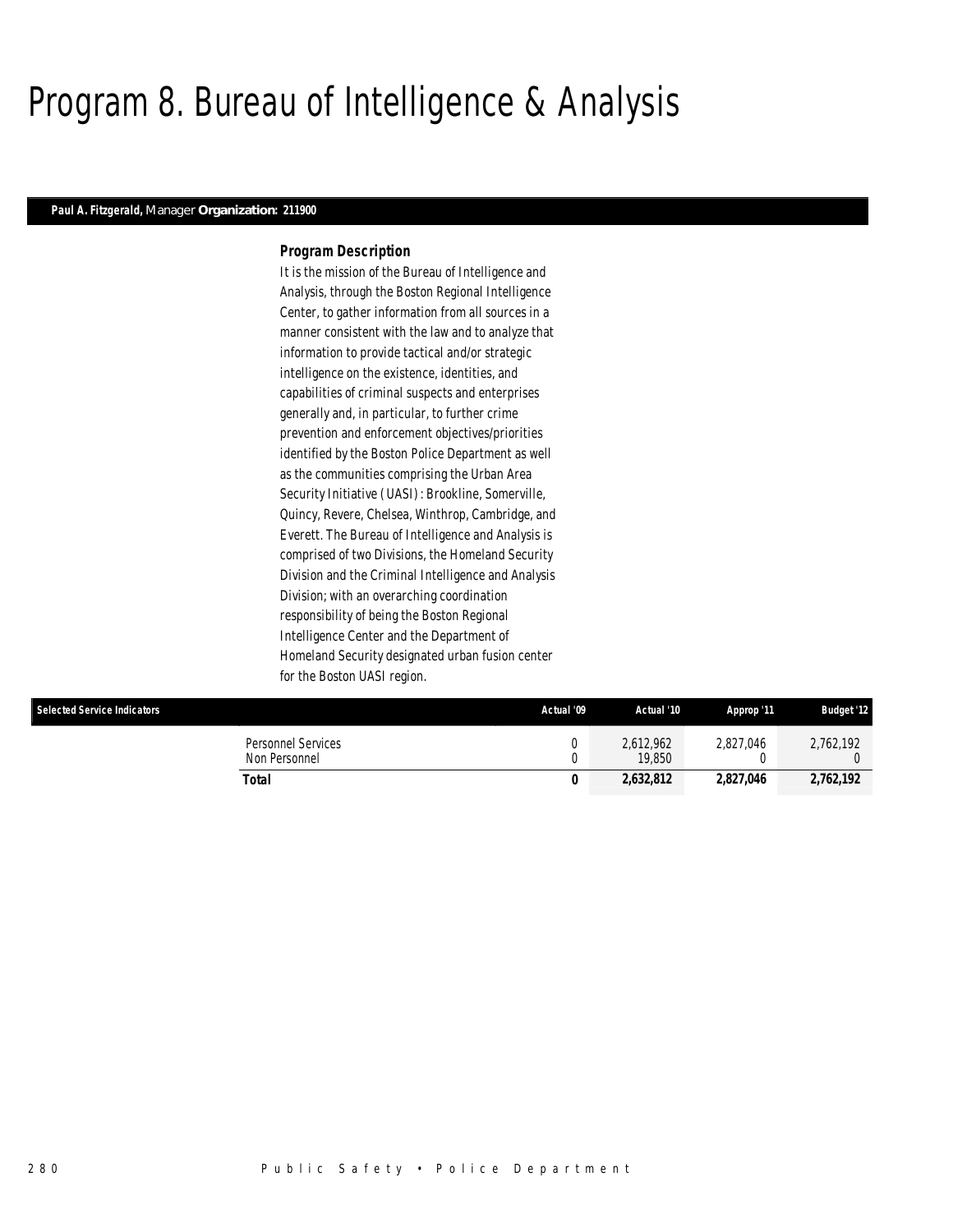# Program 8. Bureau of Intelligence & Analysis

**Paul A. Fitzgerald,** Manager **Organization: 211900**

### *Program Description*

*It is the mission of the Bureau of Intelligence and Analysis, through the Boston Regional Intelligence Center, to gather information from all sources in a manner consistent with the law and to analyze that information to provide tactical and/or strategic intelligence on the existence, identities, and capabilities of criminal suspects and enterprises generally and, in particular, to further crime prevention and enforcement objectives/priorities identified by the Boston Police Department as well as the communities comprising the Urban Area Security Initiative (UASI): Brookline, Somerville, Quincy, Revere, Chelsea, Winthrop, Cambridge, and Everett. The Bureau of Intelligence and Analysis is comprised of two Divisions, the Homeland Security Division and the Criminal Intelligence and Analysis Division; with an overarching coordination responsibility of being the Boston Regional Intelligence Center and the Department of Homeland Security designated urban fusion center for the Boston UASI region.*

| Selected Service Indicators | Actual '09 | Actual '10 | Approp '11 | Budget '12 |
|---|---|---|---|---|
| Personnel Services | 0 | 2,612,962 | 2,827,046 | 2,762,192 |
| Non Personnel | 0 | 19,850 | 0 | 0 |
| **Total** | **0** | **2,632,812** | **2,827,046** | **2,762,192** |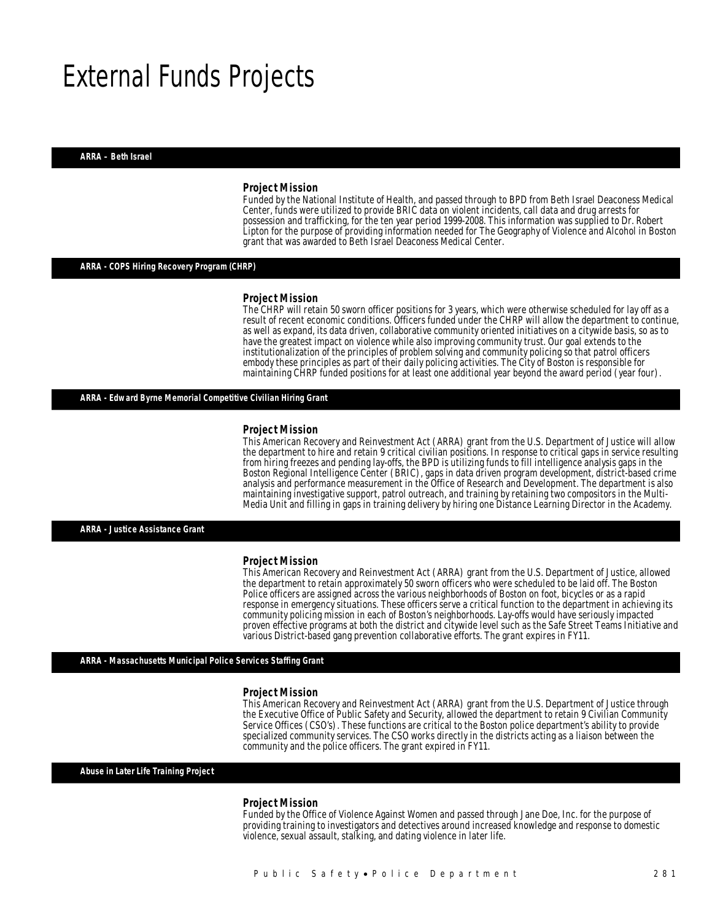# External Funds Projects

## ARRA – Beth Israel

### Project Mission

Funded by the National Institute of Health, and passed through to BPD from Beth Israel Deaconess Medical Center, funds were utilized to provide BRIC data on violent incidents, call data and drug arrests for possession and trafficking, for the ten year period 1999-2008. This information was supplied to Dr. Robert Lipton for the purpose of providing information needed for The Geography of Violence and Alcohol in Boston grant that was awarded to Beth Israel Deaconess Medical Center.

## ARRA - COPS Hiring Recovery Program (CHRP)

### Project Mission

The CHRP will retain 50 sworn officer positions for 3 years, which were otherwise scheduled for lay off as a result of recent economic conditions. Officers funded under the CHRP will allow the department to continue, as well as expand, its data driven, collaborative community oriented initiatives on a citywide basis, so as to have the greatest impact on violence while also improving community trust. Our goal extends to the institutionalization of the principles of problem solving and community policing so that patrol officers embody these principles as part of their daily policing activities. The City of Boston is responsible for maintaining CHRP funded positions for at least one additional year beyond the award period (year four).

## ARRA - Edward Byrne Memorial Competitive Civilian Hiring Grant

### Project Mission

This American Recovery and Reinvestment Act (ARRA) grant from the U.S. Department of Justice will allow the department to hire and retain 9 critical civilian positions. In response to critical gaps in service resulting from hiring freezes and pending lay-offs, the BPD is utilizing funds to fill intelligence analysis gaps in the Boston Regional Intelligence Center (BRIC), gaps in data driven program development, district-based crime analysis and performance measurement in the Office of Research and Development. The department is also maintaining investigative support, patrol outreach, and training by retaining two compositors in the Multi-Media Unit and filling in gaps in training delivery by hiring one Distance Learning Director in the Academy.

## ARRA - Justice Assistance Grant

### Project Mission

This American Recovery and Reinvestment Act (ARRA) grant from the U.S. Department of Justice, allowed the department to retain approximately 50 sworn officers who were scheduled to be laid off. The Boston Police officers are assigned across the various neighborhoods of Boston on foot, bicycles or as a rapid response in emergency situations. These officers serve a critical function to the department in achieving its community policing mission in each of Boston's neighborhoods. Lay-offs would have seriously impacted proven effective programs at both the district and citywide level such as the Safe Street Teams Initiative and various District-based gang prevention collaborative efforts. The grant expires in FY11.

## ARRA - Massachusetts Municipal Police Services Staffing Grant

### Project Mission

This American Recovery and Reinvestment Act (ARRA) grant from the U.S. Department of Justice through the Executive Office of Public Safety and Security, allowed the department to retain 9 Civilian Community Service Offices (CSO's). These functions are critical to the Boston police department's ability to provide specialized community services. The CSO works directly in the districts acting as a liaison between the community and the police officers. The grant expired in FY11.

## Abuse in Later Life Training Project

### Project Mission

Funded by the Office of Violence Against Women and passed through Jane Doe, Inc. for the purpose of providing training to investigators and detectives around increased knowledge and response to domestic violence, sexual assault, stalking, and dating violence in later life.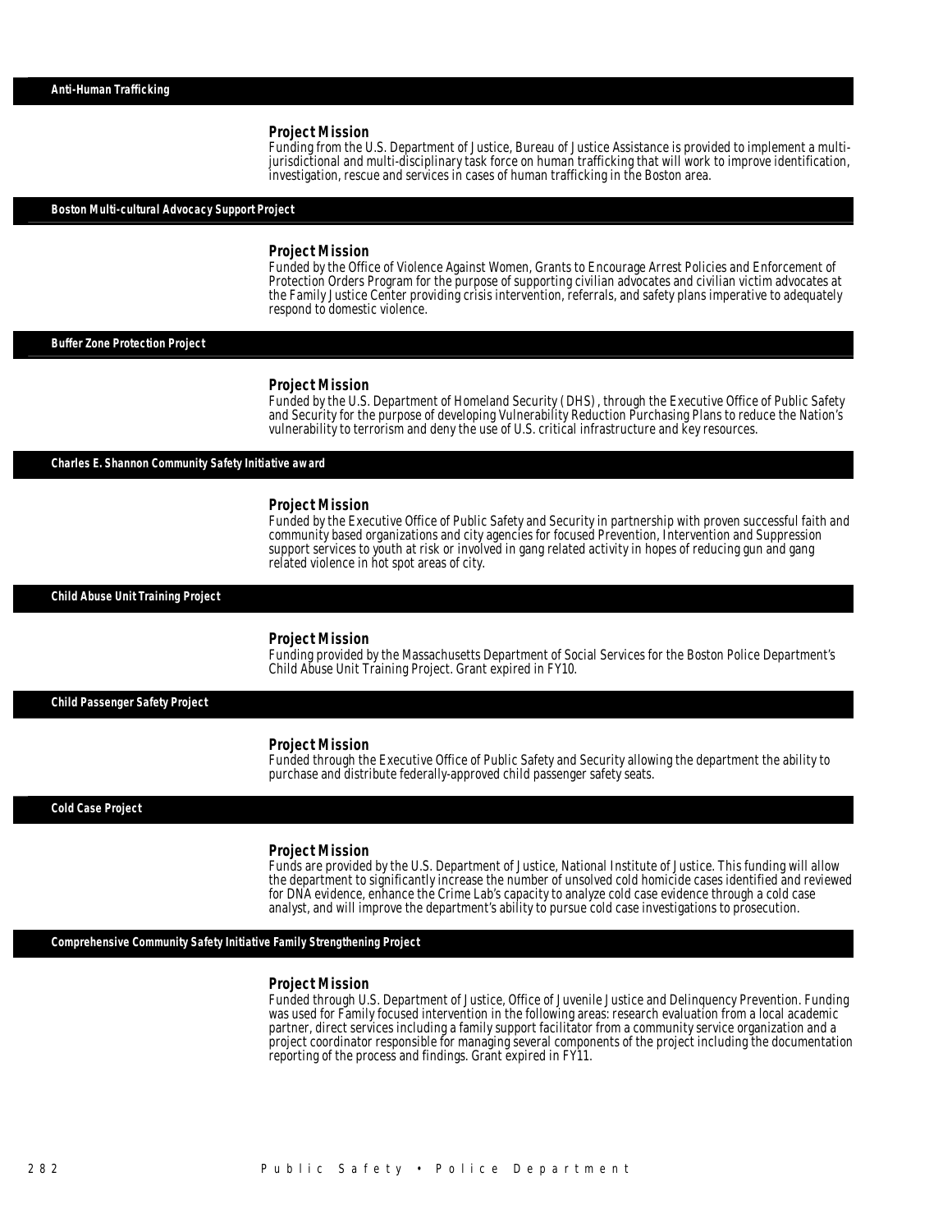## Anti-Human Trafficking

### Project Mission

Funding from the U.S. Department of Justice, Bureau of Justice Assistance is provided to implement a multi-jurisdictional and multi-disciplinary task force on human trafficking that will work to improve identification, investigation, rescue and services in cases of human trafficking in the Boston area.

## Boston Multi-cultural Advocacy Support Project

### Project Mission

Funded by the Office of Violence Against Women, Grants to Encourage Arrest Policies and Enforcement of Protection Orders Program for the purpose of supporting civilian advocates and civilian victim advocates at the Family Justice Center providing crisis intervention, referrals, and safety plans imperative to adequately respond to domestic violence.

## Buffer Zone Protection Project

### Project Mission

Funded by the U.S. Department of Homeland Security (DHS), through the Executive Office of Public Safety and Security for the purpose of developing Vulnerability Reduction Purchasing Plans to reduce the Nation's vulnerability to terrorism and deny the use of U.S. critical infrastructure and key resources.

## Charles E. Shannon Community Safety Initiative award

### Project Mission

Funded by the Executive Office of Public Safety and Security in partnership with proven successful faith and community based organizations and city agencies for focused Prevention, Intervention and Suppression support services to youth at risk or involved in gang related activity in hopes of reducing gun and gang related violence in hot spot areas of city.

## Child Abuse Unit Training Project

### Project Mission

Funding provided by the Massachusetts Department of Social Services for the Boston Police Department's Child Abuse Unit Training Project. Grant expired in FY10.

## Child Passenger Safety Project

### Project Mission

Funded through the Executive Office of Public Safety and Security allowing the department the ability to purchase and distribute federally-approved child passenger safety seats.

## Cold Case Project

### Project Mission

Funds are provided by the U.S. Department of Justice, National Institute of Justice. This funding will allow the department to significantly increase the number of unsolved cold homicide cases identified and reviewed for DNA evidence, enhance the Crime Lab's capacity to analyze cold case evidence through a cold case analyst, and will improve the department's ability to pursue cold case investigations to prosecution.

## Comprehensive Community Safety Initiative Family Strengthening Project

### Project Mission

Funded through U.S. Department of Justice, Office of Juvenile Justice and Delinquency Prevention. Funding was used for Family focused intervention in the following areas: research evaluation from a local academic partner, direct services including a family support facilitator from a community service organization and a project coordinator responsible for managing several components of the project including the documentation reporting of the process and findings. Grant expired in FY11.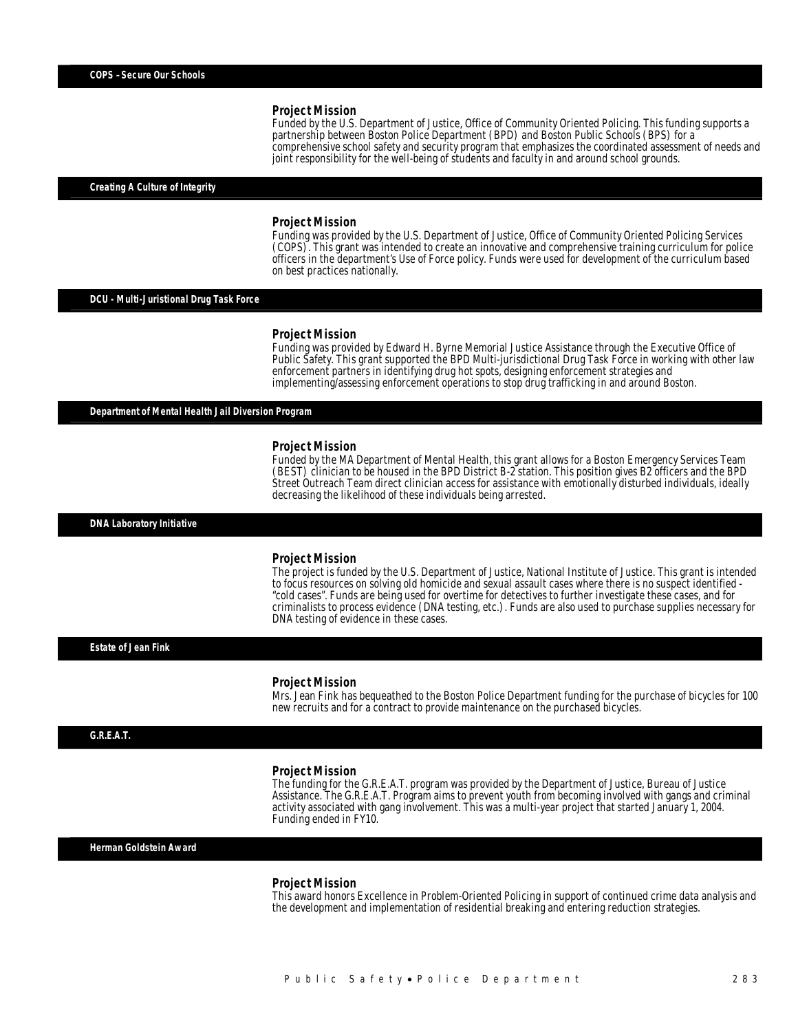## COPS - Secure Our Schools

### Project Mission

Funded by the U.S. Department of Justice, Office of Community Oriented Policing. This funding supports a partnership between Boston Police Department (BPD) and Boston Public Schools (BPS) for a comprehensive school safety and security program that emphasizes the coordinated assessment of needs and joint responsibility for the well-being of students and faculty in and around school grounds.

## Creating A Culture of Integrity

### Project Mission

Funding was provided by the U.S. Department of Justice, Office of Community Oriented Policing Services (COPS). This grant was intended to create an innovative and comprehensive training curriculum for police officers in the department's Use of Force policy. Funds were used for development of the curriculum based on best practices nationally.

## DCU - Multi-Juristional Drug Task Force

### Project Mission

Funding was provided by Edward H. Byrne Memorial Justice Assistance through the Executive Office of Public Safety. This grant supported the BPD Multi-jurisdictional Drug Task Force in working with other law enforcement partners in identifying drug hot spots, designing enforcement strategies and implementing/assessing enforcement operations to stop drug trafficking in and around Boston.

## Department of Mental Health Jail Diversion Program

### Project Mission

Funded by the MA Department of Mental Health, this grant allows for a Boston Emergency Services Team (BEST) clinician to be housed in the BPD District B-2 station. This position gives B2 officers and the BPD Street Outreach Team direct clinician access for assistance with emotionally disturbed individuals, ideally decreasing the likelihood of these individuals being arrested.

## DNA Laboratory Initiative

### Project Mission

The project is funded by the U.S. Department of Justice, National Institute of Justice. This grant is intended to focus resources on solving old homicide and sexual assault cases where there is no suspect identified - "cold cases". Funds are being used for overtime for detectives to further investigate these cases, and for criminalists to process evidence (DNA testing, etc.). Funds are also used to purchase supplies necessary for DNA testing of evidence in these cases.

## Estate of Jean Fink

### Project Mission

Mrs. Jean Fink has bequeathed to the Boston Police Department funding for the purchase of bicycles for 100 new recruits and for a contract to provide maintenance on the purchased bicycles.

## G.R.E.A.T.

### Project Mission

The funding for the G.R.E.A.T. program was provided by the Department of Justice, Bureau of Justice Assistance. The G.R.E.A.T. Program aims to prevent youth from becoming involved with gangs and criminal activity associated with gang involvement. This was a multi-year project that started January 1, 2004. Funding ended in FY10.

## Herman Goldstein Award

### Project Mission

This award honors Excellence in Problem-Oriented Policing in support of continued crime data analysis and the development and implementation of residential breaking and entering reduction strategies.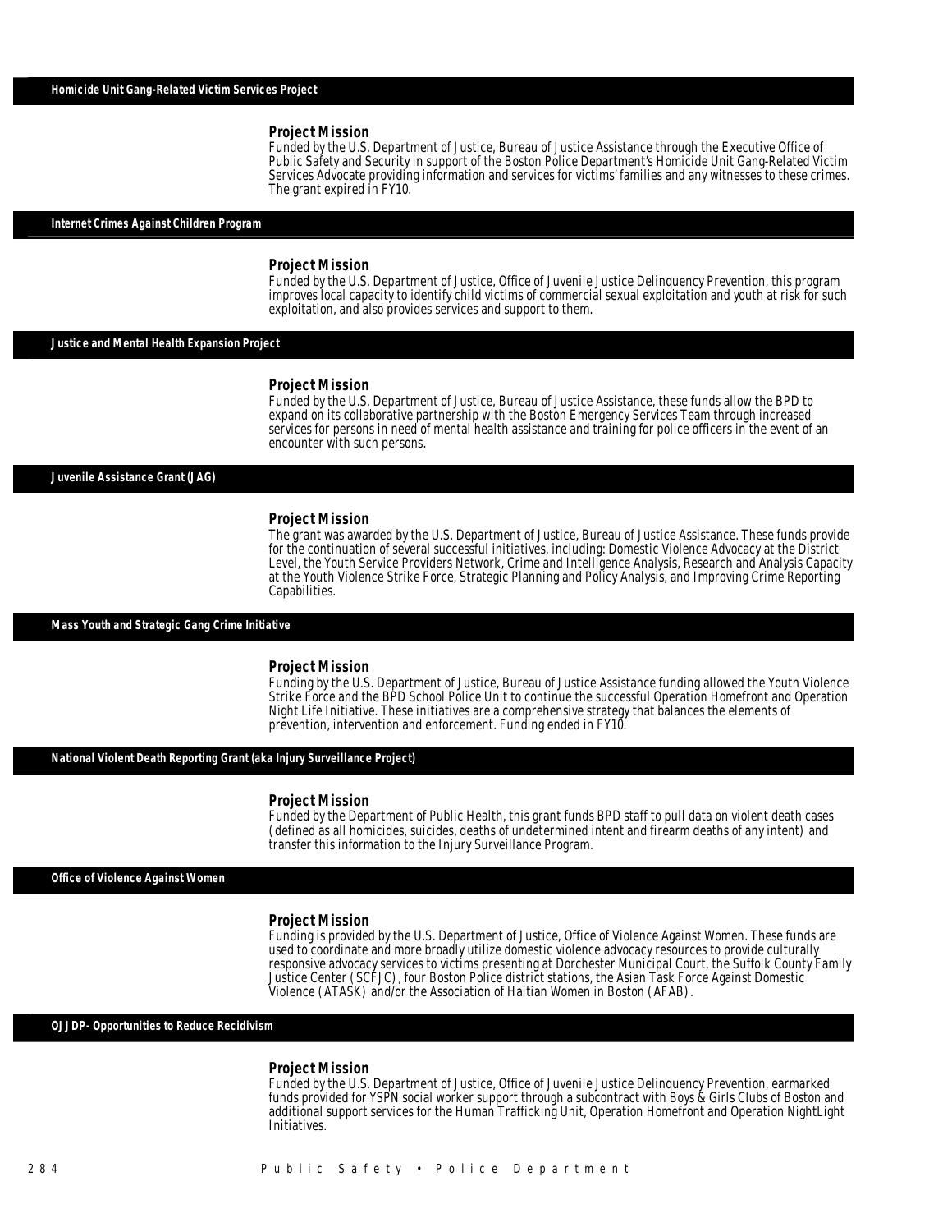## Homicide Unit Gang-Related Victim Services Project

### Project Mission

Funded by the U.S. Department of Justice, Bureau of Justice Assistance through the Executive Office of Public Safety and Security in support of the Boston Police Department's Homicide Unit Gang-Related Victim Services Advocate providing information and services for victims' families and any witnesses to these crimes. The grant expired in FY10.

## Internet Crimes Against Children Program

### Project Mission

Funded by the U.S. Department of Justice, Office of Juvenile Justice Delinquency Prevention, this program improves local capacity to identify child victims of commercial sexual exploitation and youth at risk for such exploitation, and also provides services and support to them.

## Justice and Mental Health Expansion Project

### Project Mission

Funded by the U.S. Department of Justice, Bureau of Justice Assistance, these funds allow the BPD to expand on its collaborative partnership with the Boston Emergency Services Team through increased services for persons in need of mental health assistance and training for police officers in the event of an encounter with such persons.

## Juvenile Assistance Grant (JAG)

### Project Mission

The grant was awarded by the U.S. Department of Justice, Bureau of Justice Assistance. These funds provide for the continuation of several successful initiatives, including: Domestic Violence Advocacy at the District Level, the Youth Service Providers Network, Crime and Intelligence Analysis, Research and Analysis Capacity at the Youth Violence Strike Force, Strategic Planning and Policy Analysis, and Improving Crime Reporting Capabilities.

## Mass Youth and Strategic Gang Crime Initiative

### Project Mission

Funding by the U.S. Department of Justice, Bureau of Justice Assistance funding allowed the Youth Violence Strike Force and the BPD School Police Unit to continue the successful Operation Homefront and Operation Night Life Initiative. These initiatives are a comprehensive strategy that balances the elements of prevention, intervention and enforcement. Funding ended in FY10.

## National Violent Death Reporting Grant (aka Injury Surveillance Project)

### Project Mission

Funded by the Department of Public Health, this grant funds BPD staff to pull data on violent death cases (defined as all homicides, suicides, deaths of undetermined intent and firearm deaths of any intent) and transfer this information to the Injury Surveillance Program.

## Office of Violence Against Women

### Project Mission

Funding is provided by the U.S. Department of Justice, Office of Violence Against Women. These funds are used to coordinate and more broadly utilize domestic violence advocacy resources to provide culturally responsive advocacy services to victims presenting at Dorchester Municipal Court, the Suffolk County Family Justice Center (SCFJC), four Boston Police district stations, the Asian Task Force Against Domestic Violence (ATASK) and/or the Association of Haitian Women in Boston (AFAB).

## OJJDP- Opportunities to Reduce Recidivism

### Project Mission

Funded by the U.S. Department of Justice, Office of Juvenile Justice Delinquency Prevention, earmarked funds provided for YSPN social worker support through a subcontract with Boys & Girls Clubs of Boston and additional support services for the Human Trafficking Unit, Operation Homefront and Operation NightLight Initiatives.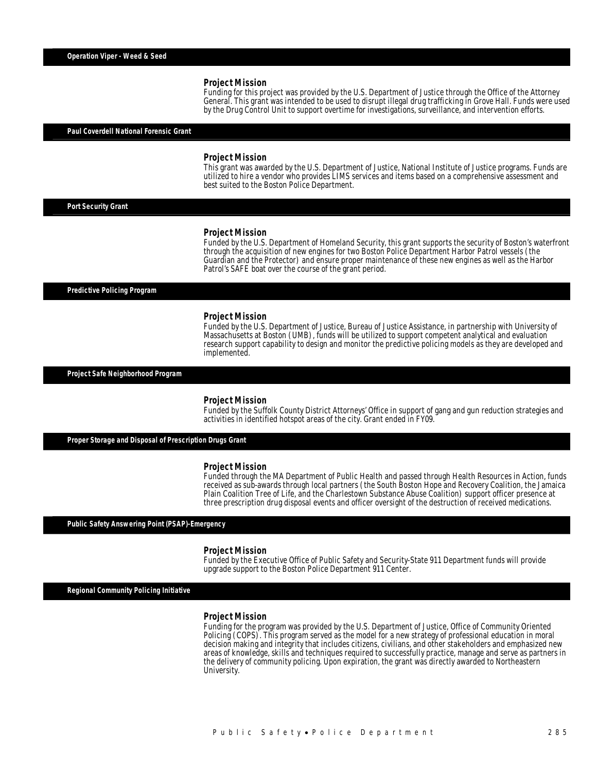## Operation Viper - Weed & Seed

### Project Mission

Funding for this project was provided by the U.S. Department of Justice through the Office of the Attorney General. This grant was intended to be used to disrupt illegal drug trafficking in Grove Hall. Funds were used by the Drug Control Unit to support overtime for investigations, surveillance, and intervention efforts.

## Paul Coverdell National Forensic Grant

### Project Mission

This grant was awarded by the U.S. Department of Justice, National Institute of Justice programs. Funds are utilized to hire a vendor who provides LIMS services and items based on a comprehensive assessment and best suited to the Boston Police Department.

## Port Security Grant

### Project Mission

Funded by the U.S. Department of Homeland Security, this grant supports the security of Boston's waterfront through the acquisition of new engines for two Boston Police Department Harbor Patrol vessels (the Guardian and the Protector) and ensure proper maintenance of these new engines as well as the Harbor Patrol's SAFE boat over the course of the grant period.

## Predictive Policing Program

### Project Mission

Funded by the U.S. Department of Justice, Bureau of Justice Assistance, in partnership with University of Massachusetts at Boston (UMB), funds will be utilized to support competent analytical and evaluation research support capability to design and monitor the predictive policing models as they are developed and implemented.

## Project Safe Neighborhood Program

### Project Mission

Funded by the Suffolk County District Attorneys' Office in support of gang and gun reduction strategies and activities in identified hotspot areas of the city. Grant ended in FY09.

## Proper Storage and Disposal of Prescription Drugs Grant

### Project Mission

Funded through the MA Department of Public Health and passed through Health Resources in Action, funds received as sub-awards through local partners (the South Boston Hope and Recovery Coalition, the Jamaica Plain Coalition Tree of Life, and the Charlestown Substance Abuse Coalition) support officer presence at three prescription drug disposal events and officer oversight of the destruction of received medications.

## Public Safety Answering Point (PSAP)-Emergency

### Project Mission

Funded by the Executive Office of Public Safety and Security-State 911 Department funds will provide upgrade support to the Boston Police Department 911 Center.

## Regional Community Policing Initiative

### Project Mission

Funding for the program was provided by the U.S. Department of Justice, Office of Community Oriented Policing (COPS). This program served as the model for a new strategy of professional education in moral decision making and integrity that includes citizens, civilians, and other stakeholders and emphasized new areas of knowledge, skills and techniques required to successfully practice, manage and serve as partners in the delivery of community policing. Upon expiration, the grant was directly awarded to Northeastern University.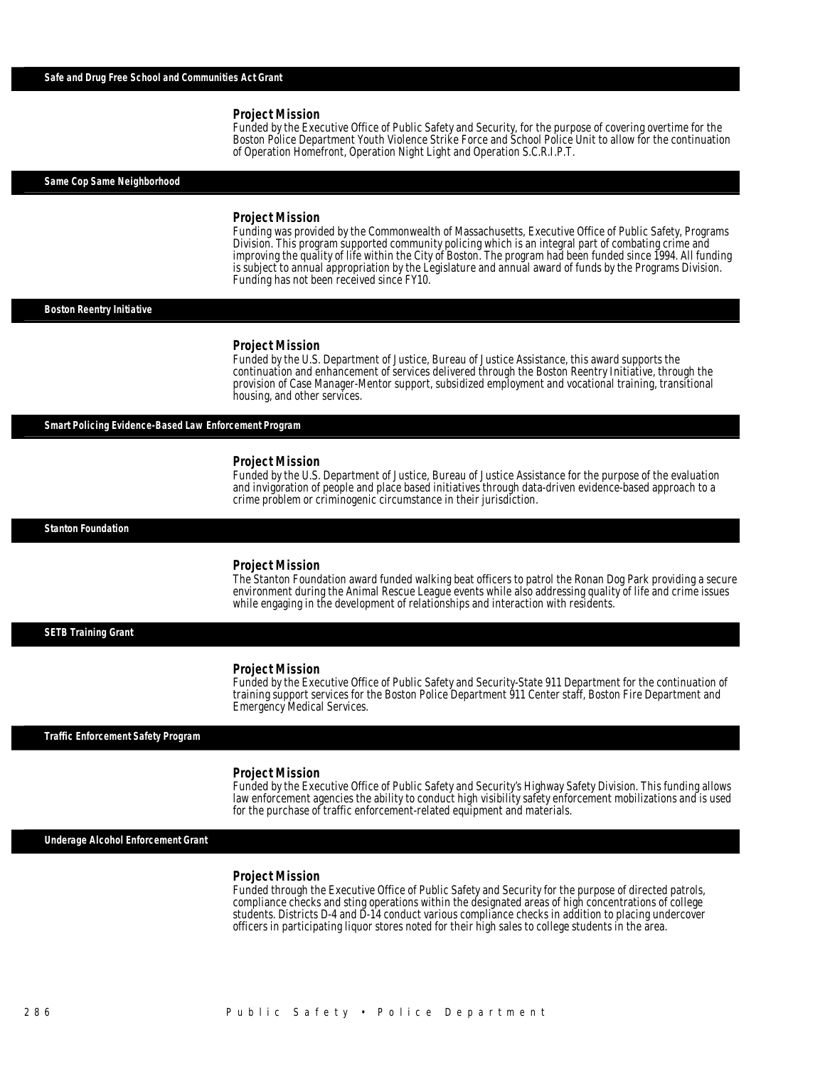## Safe and Drug Free School and Communities Act Grant

### Project Mission

Funded by the Executive Office of Public Safety and Security, for the purpose of covering overtime for the Boston Police Department Youth Violence Strike Force and School Police Unit to allow for the continuation of Operation Homefront, Operation Night Light and Operation S.C.R.I.P.T.

## Same Cop Same Neighborhood

### Project Mission

Funding was provided by the Commonwealth of Massachusetts, Executive Office of Public Safety, Programs Division. This program supported community policing which is an integral part of combating crime and improving the quality of life within the City of Boston. The program had been funded since 1994. All funding is subject to annual appropriation by the Legislature and annual award of funds by the Programs Division. Funding has not been received since FY10.

## Boston Reentry Initiative

### Project Mission

Funded by the U.S. Department of Justice, Bureau of Justice Assistance, this award supports the continuation and enhancement of services delivered through the Boston Reentry Initiative, through the provision of Case Manager-Mentor support, subsidized employment and vocational training, transitional housing, and other services.

## Smart Policing Evidence-Based Law Enforcement Program

### Project Mission

Funded by the U.S. Department of Justice, Bureau of Justice Assistance for the purpose of the evaluation and invigoration of people and place based initiatives through data-driven evidence-based approach to a crime problem or criminogenic circumstance in their jurisdiction.

## Stanton Foundation

### Project Mission

The Stanton Foundation award funded walking beat officers to patrol the Ronan Dog Park providing a secure environment during the Animal Rescue League events while also addressing quality of life and crime issues while engaging in the development of relationships and interaction with residents.

## SETB Training Grant

### Project Mission

Funded by the Executive Office of Public Safety and Security-State 911 Department for the continuation of training support services for the Boston Police Department 911 Center staff, Boston Fire Department and Emergency Medical Services.

## Traffic Enforcement Safety Program

### Project Mission

Funded by the Executive Office of Public Safety and Security's Highway Safety Division. This funding allows law enforcement agencies the ability to conduct high visibility safety enforcement mobilizations and is used for the purchase of traffic enforcement-related equipment and materials.

## Underage Alcohol Enforcement Grant

### Project Mission

Funded through the Executive Office of Public Safety and Security for the purpose of directed patrols, compliance checks and sting operations within the designated areas of high concentrations of college students. Districts D-4 and D-14 conduct various compliance checks in addition to placing undercover officers in participating liquor stores noted for their high sales to college students in the area.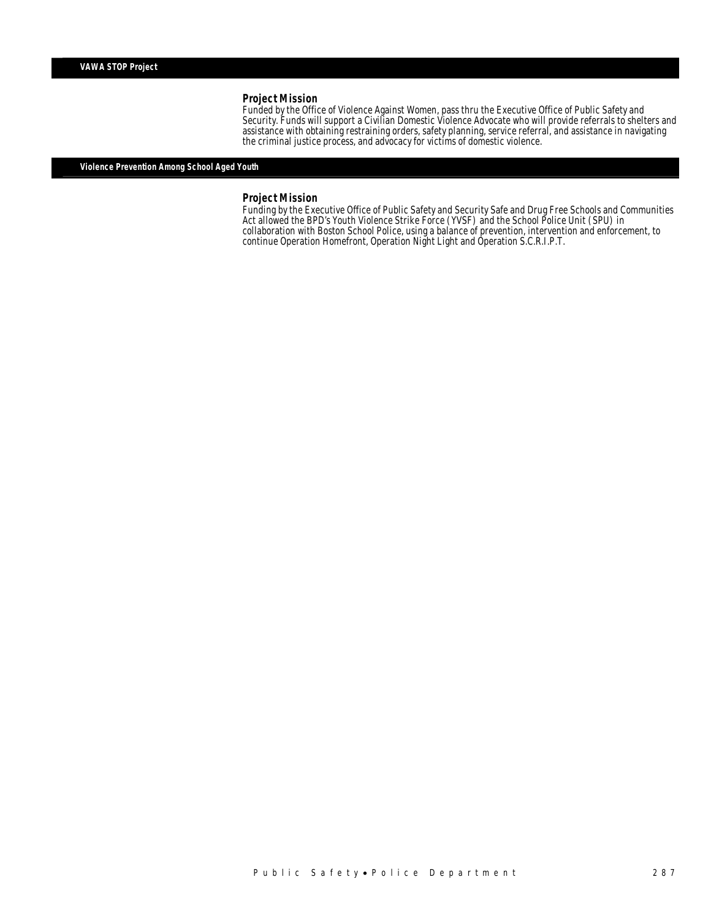## VAWA STOP Project

### Project Mission

Funded by the Office of Violence Against Women, pass thru the Executive Office of Public Safety and Security. Funds will support a Civilian Domestic Violence Advocate who will provide referrals to shelters and assistance with obtaining restraining orders, safety planning, service referral, and assistance in navigating the criminal justice process, and advocacy for victims of domestic violence.

## Violence Prevention Among School Aged Youth

### Project Mission

Funding by the Executive Office of Public Safety and Security Safe and Drug Free Schools and Communities Act allowed the BPD's Youth Violence Strike Force (YVSF) and the School Police Unit (SPU) in collaboration with Boston School Police, using a balance of prevention, intervention and enforcement, to continue Operation Homefront, Operation Night Light and Operation S.C.R.I.P.T.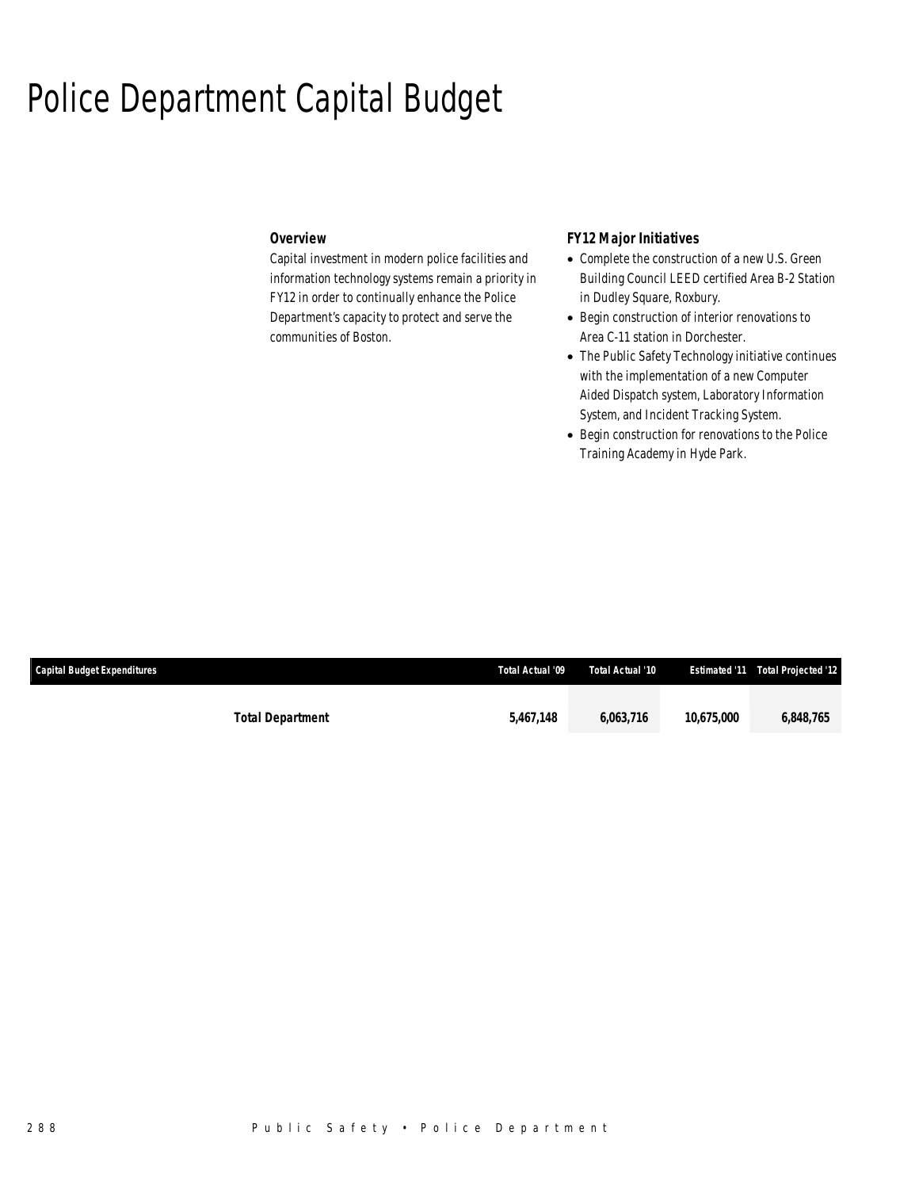# Police Department Capital Budget

### Overview

Capital investment in modern police facilities and information technology systems remain a priority in FY12 in order to continually enhance the Police Department's capacity to protect and serve the communities of Boston.

### FY12 Major Initiatives

- Complete the construction of a new U.S. Green Building Council LEED certified Area B-2 Station in Dudley Square, Roxbury.
- Begin construction of interior renovations to Area C-11 station in Dorchester.
- The Public Safety Technology initiative continues with the implementation of a new Computer Aided Dispatch system, Laboratory Information System, and Incident Tracking System.
- Begin construction for renovations to the Police Training Academy in Hyde Park.

| Capital Budget Expenditures | Total Actual '09 | Total Actual '10 | Estimated '11 | Total Projected '12 |
|---|---|---|---|---|
| **Total Department** | **5,467,148** | **6,063,716** | **10,675,000** | **6,848,765** |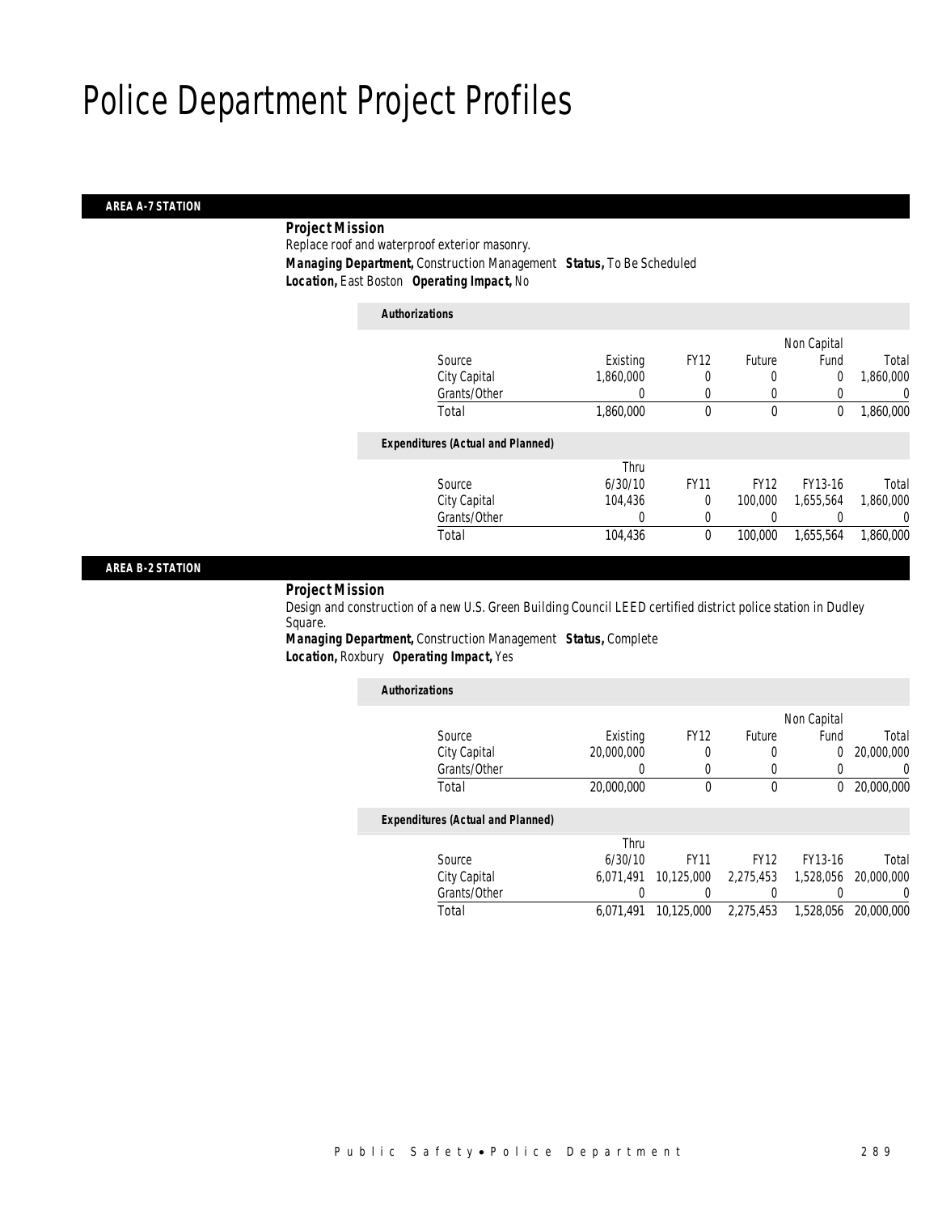# Police Department Project Profiles

## AREA A-7 STATION

**Project Mission**

Replace roof and waterproof exterior masonry.

***Managing Department,*** Construction Management ***Status,*** To Be Scheduled

***Location,*** East Boston ***Operating Impact,*** No

***Authorizations***

| Source | Existing | FY12 | Future | Non Capital Fund | Total |
|---|---|---|---|---|---|
| City Capital | 1,860,000 | 0 | 0 | 0 | 1,860,000 |
| Grants/Other | 0 | 0 | 0 | 0 | 0 |
| Total | 1,860,000 | 0 | 0 | 0 | 1,860,000 |

***Expenditures (Actual and Planned)***

| Source | Thru 6/30/10 | FY11 | FY12 | FY13-16 | Total |
|---|---|---|---|---|---|
| City Capital | 104,436 | 0 | 100,000 | 1,655,564 | 1,860,000 |
| Grants/Other | 0 | 0 | 0 | 0 | 0 |
| Total | 104,436 | 0 | 100,000 | 1,655,564 | 1,860,000 |

## AREA B-2 STATION

**Project Mission**

Design and construction of a new U.S. Green Building Council LEED certified district police station in Dudley Square.

***Managing Department,*** Construction Management ***Status,*** Complete

***Location,*** Roxbury ***Operating Impact,*** Yes

***Authorizations***

| Source | Existing | FY12 | Future | Non Capital Fund | Total |
|---|---|---|---|---|---|
| City Capital | 20,000,000 | 0 | 0 | 0 | 20,000,000 |
| Grants/Other | 0 | 0 | 0 | 0 | 0 |
| Total | 20,000,000 | 0 | 0 | 0 | 20,000,000 |

***Expenditures (Actual and Planned)***

| Source | Thru 6/30/10 | FY11 | FY12 | FY13-16 | Total |
|---|---|---|---|---|---|
| City Capital | 6,071,491 | 10,125,000 | 2,275,453 | 1,528,056 | 20,000,000 |
| Grants/Other | 0 | 0 | 0 | 0 | 0 |
| Total | 6,071,491 | 10,125,000 | 2,275,453 | 1,528,056 | 20,000,000 |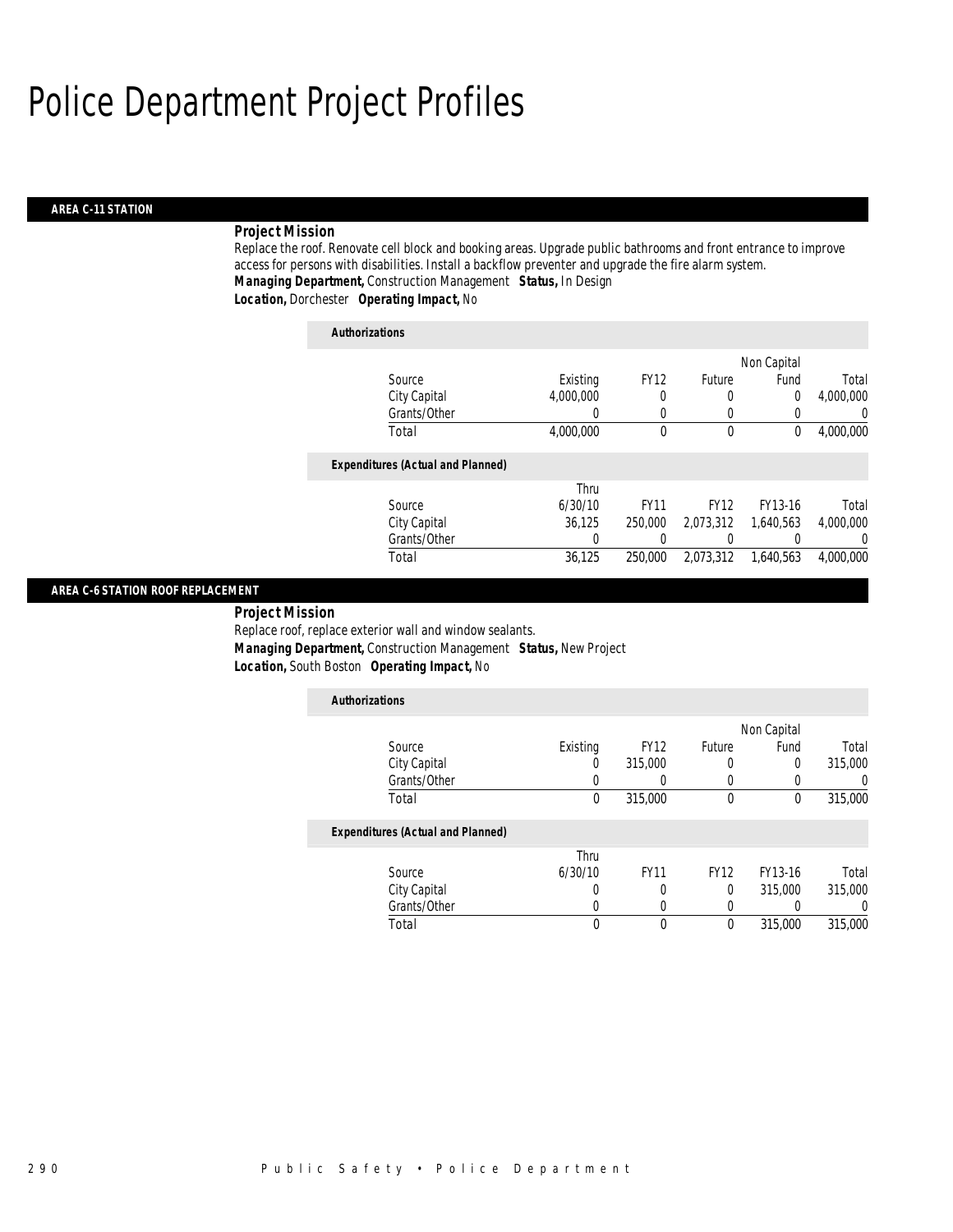# Police Department Project Profiles

## AREA C-11 STATION

***Project Mission***

Replace the roof. Renovate cell block and booking areas. Upgrade public bathrooms and front entrance to improve access for persons with disabilities. Install a backflow preventer and upgrade the fire alarm system.

***Managing Department,*** Construction Management ***Status,*** In Design

***Location,*** Dorchester ***Operating Impact,*** No

***Authorizations***

| Source | Existing | FY12 | Future | Non Capital Fund | Total |
|---|---|---|---|---|---|
| City Capital | 4,000,000 | 0 | 0 | 0 | 4,000,000 |
| Grants/Other | 0 | 0 | 0 | 0 | 0 |
| Total | 4,000,000 | 0 | 0 | 0 | 4,000,000 |

***Expenditures (Actual and Planned)***

| Source | Thru 6/30/10 | FY11 | FY12 | FY13-16 | Total |
|---|---|---|---|---|---|
| City Capital | 36,125 | 250,000 | 2,073,312 | 1,640,563 | 4,000,000 |
| Grants/Other | 0 | 0 | 0 | 0 | 0 |
| Total | 36,125 | 250,000 | 2,073,312 | 1,640,563 | 4,000,000 |

## AREA C-6 STATION ROOF REPLACEMENT

***Project Mission***

Replace roof, replace exterior wall and window sealants.

***Managing Department,*** Construction Management ***Status,*** New Project

***Location,*** South Boston ***Operating Impact,*** No

***Authorizations***

| Source | Existing | FY12 | Future | Non Capital Fund | Total |
|---|---|---|---|---|---|
| City Capital | 0 | 315,000 | 0 | 0 | 315,000 |
| Grants/Other | 0 | 0 | 0 | 0 | 0 |
| Total | 0 | 315,000 | 0 | 0 | 315,000 |

***Expenditures (Actual and Planned)***

| Source | Thru 6/30/10 | FY11 | FY12 | FY13-16 | Total |
|---|---|---|---|---|---|
| City Capital | 0 | 0 | 0 | 315,000 | 315,000 |
| Grants/Other | 0 | 0 | 0 | 0 | 0 |
| Total | 0 | 0 | 0 | 315,000 | 315,000 |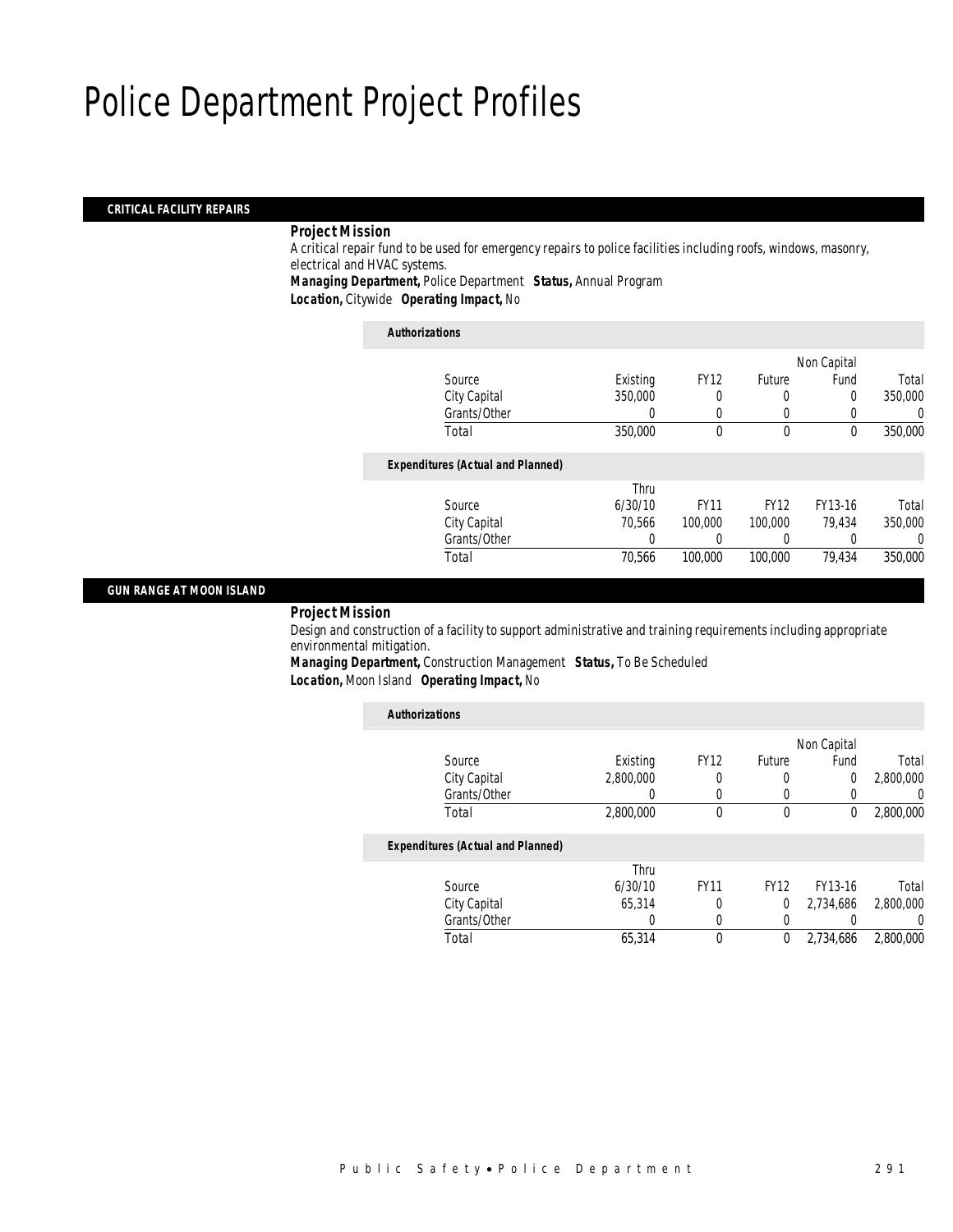# Police Department Project Profiles

## CRITICAL FACILITY REPAIRS

**Project Mission**

A critical repair fund to be used for emergency repairs to police facilities including roofs, windows, masonry, electrical and HVAC systems.

**Managing Department,** Police Department **Status,** Annual Program

**Location,** Citywide **Operating Impact,** No

*Authorizations*

| Source | Existing | FY12 | Future | Non Capital Fund | Total |
|---|---|---|---|---|---|
| City Capital | 350,000 | 0 | 0 | 0 | 350,000 |
| Grants/Other | 0 | 0 | 0 | 0 | 0 |
| Total | 350,000 | 0 | 0 | 0 | 350,000 |

*Expenditures (Actual and Planned)*

| Source | Thru 6/30/10 | FY11 | FY12 | FY13-16 | Total |
|---|---|---|---|---|---|
| City Capital | 70,566 | 100,000 | 100,000 | 79,434 | 350,000 |
| Grants/Other | 0 | 0 | 0 | 0 | 0 |
| Total | 70,566 | 100,000 | 100,000 | 79,434 | 350,000 |

## GUN RANGE AT MOON ISLAND

**Project Mission**

Design and construction of a facility to support administrative and training requirements including appropriate environmental mitigation.

**Managing Department,** Construction Management **Status,** To Be Scheduled

**Location,** Moon Island **Operating Impact,** No

*Authorizations*

| Source | Existing | FY12 | Future | Non Capital Fund | Total |
|---|---|---|---|---|---|
| City Capital | 2,800,000 | 0 | 0 | 0 | 2,800,000 |
| Grants/Other | 0 | 0 | 0 | 0 | 0 |
| Total | 2,800,000 | 0 | 0 | 0 | 2,800,000 |

*Expenditures (Actual and Planned)*

| Source | Thru 6/30/10 | FY11 | FY12 | FY13-16 | Total |
|---|---|---|---|---|---|
| City Capital | 65,314 | 0 | 0 | 2,734,686 | 2,800,000 |
| Grants/Other | 0 | 0 | 0 | 0 | 0 |
| Total | 65,314 | 0 | 0 | 2,734,686 | 2,800,000 |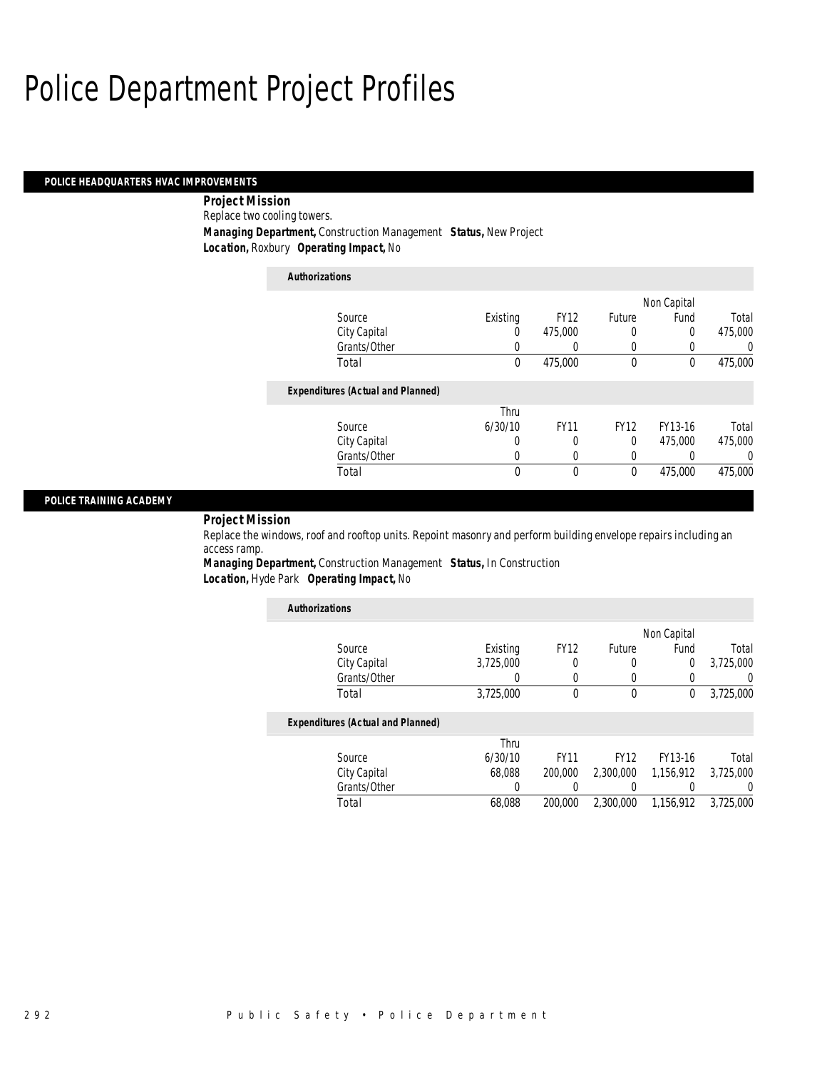# Police Department Project Profiles

## POLICE HEADQUARTERS HVAC IMPROVEMENTS

**Project Mission**

Replace two cooling towers.

**Managing Department,** Construction Management **Status,** New Project

**Location,** Roxbury **Operating Impact,** No

*Authorizations*

| Source | Existing | FY12 | Future | Non Capital Fund | Total |
|---|---|---|---|---|---|
| City Capital | 0 | 475,000 | 0 | 0 | 475,000 |
| Grants/Other | 0 | 0 | 0 | 0 | 0 |
| Total | 0 | 475,000 | 0 | 0 | 475,000 |

*Expenditures (Actual and Planned)*

| Source | Thru 6/30/10 | FY11 | FY12 | FY13-16 | Total |
|---|---|---|---|---|---|
| City Capital | 0 | 0 | 0 | 475,000 | 475,000 |
| Grants/Other | 0 | 0 | 0 | 0 | 0 |
| Total | 0 | 0 | 0 | 475,000 | 475,000 |

## POLICE TRAINING ACADEMY

**Project Mission**

Replace the windows, roof and rooftop units. Repoint masonry and perform building envelope repairs including an access ramp.

**Managing Department,** Construction Management **Status,** In Construction

**Location,** Hyde Park **Operating Impact,** No

*Authorizations*

| Source | Existing | FY12 | Future | Non Capital Fund | Total |
|---|---|---|---|---|---|
| City Capital | 3,725,000 | 0 | 0 | 0 | 3,725,000 |
| Grants/Other | 0 | 0 | 0 | 0 | 0 |
| Total | 3,725,000 | 0 | 0 | 0 | 3,725,000 |

*Expenditures (Actual and Planned)*

| Source | Thru 6/30/10 | FY11 | FY12 | FY13-16 | Total |
|---|---|---|---|---|---|
| City Capital | 68,088 | 200,000 | 2,300,000 | 1,156,912 | 3,725,000 |
| Grants/Other | 0 | 0 | 0 | 0 | 0 |
| Total | 68,088 | 200,000 | 2,300,000 | 1,156,912 | 3,725,000 |